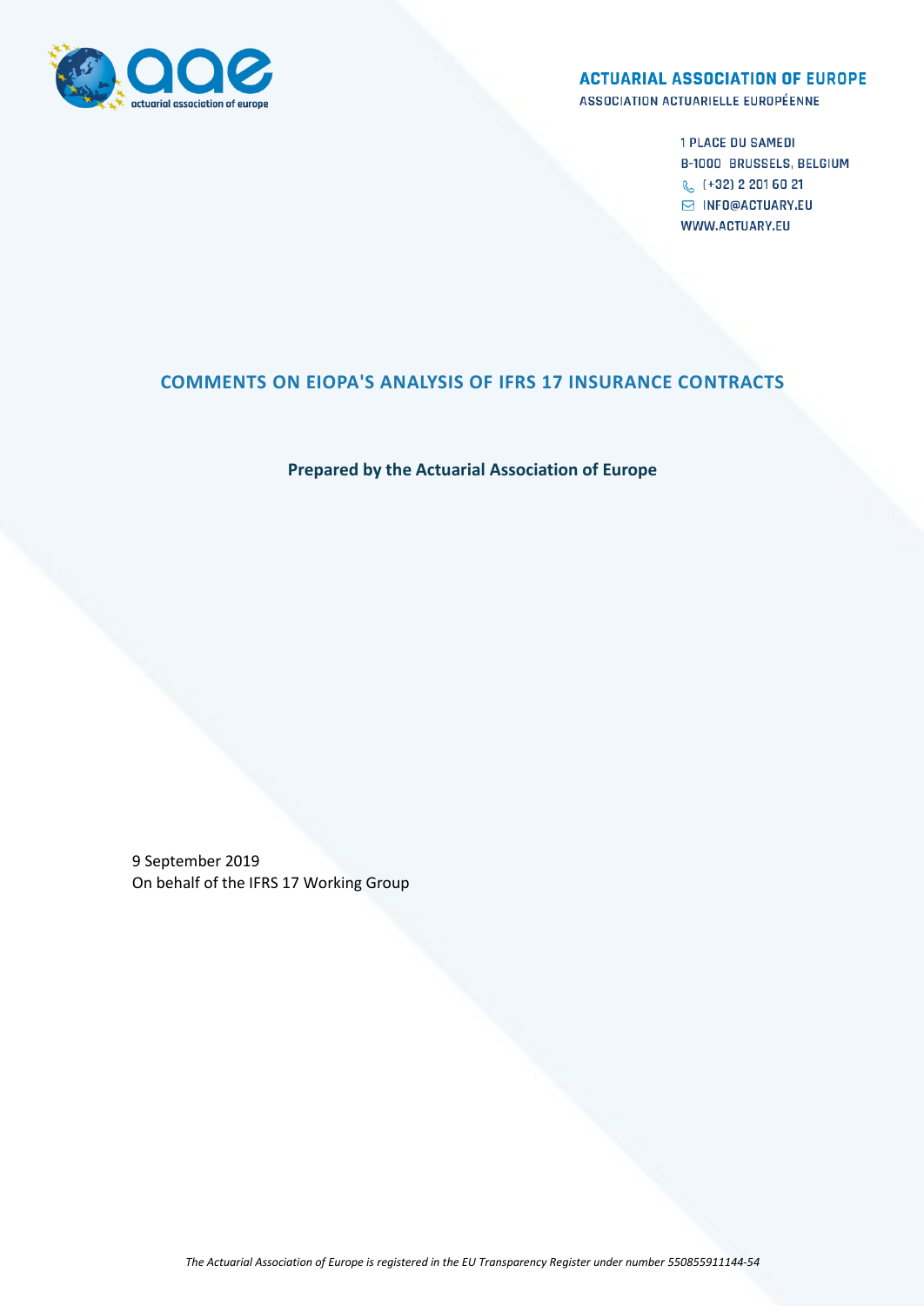**ACTUARIAL ASSOCIATION OF EUROPE**
ASSOCIATION ACTUARIELLE EUROPÉENNE

1 PLACE DU SAMEDI
B-1000 BRUSSELS, BELGIUM
(+32) 2 201 60 21
INFO@ACTUARY.EU
WWW.ACTUARY.EU

# COMMENTS ON EIOPA'S ANALYSIS OF IFRS 17 INSURANCE CONTRACTS

**Prepared by the Actuarial Association of Europe**

9 September 2019
On behalf of the IFRS 17 Working Group

*The Actuarial Association of Europe is registered in the EU Transparency Register under number 550855911144-54*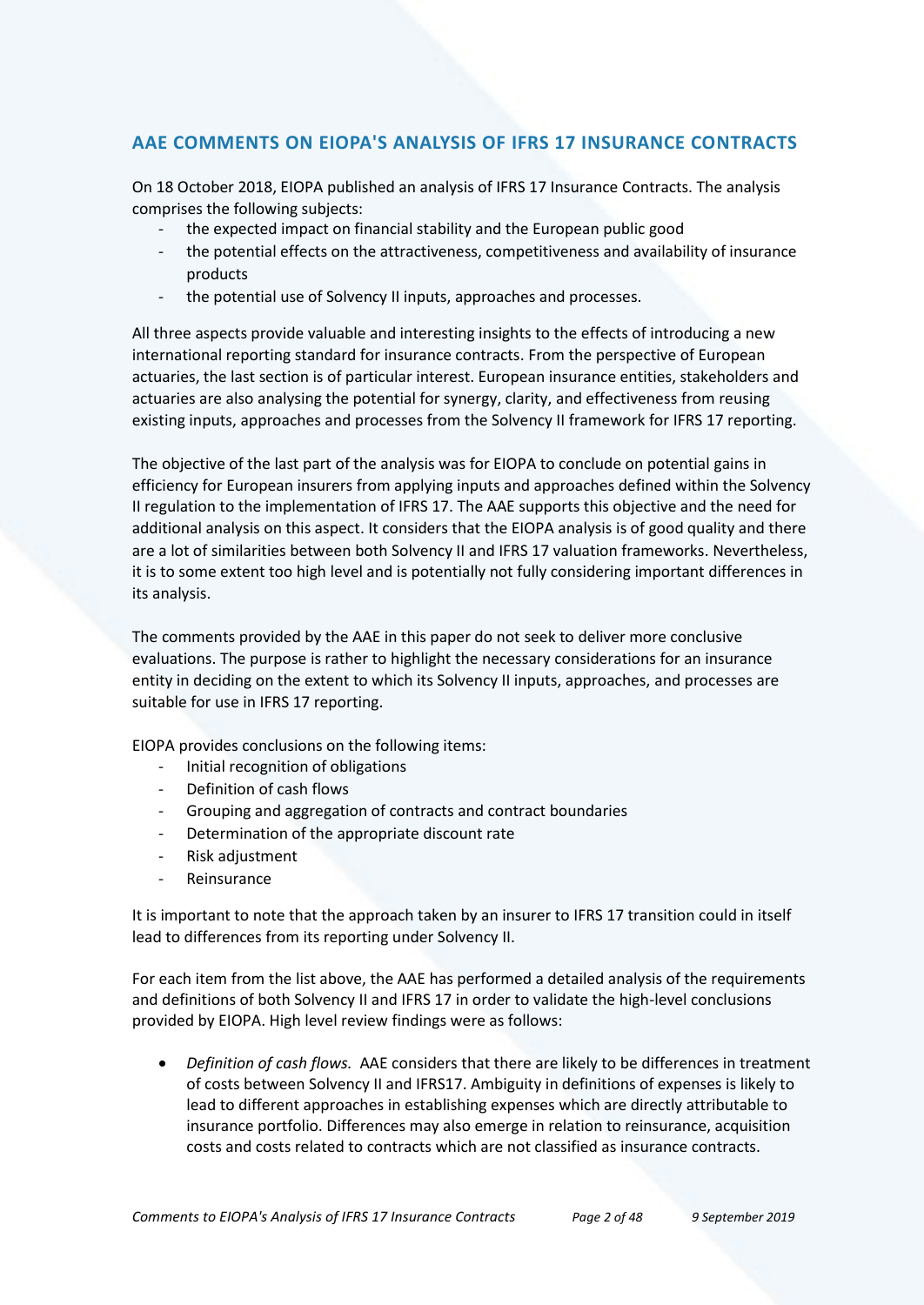## AAE COMMENTS ON EIOPA'S ANALYSIS OF IFRS 17 INSURANCE CONTRACTS

On 18 October 2018, EIOPA published an analysis of IFRS 17 Insurance Contracts. The analysis comprises the following subjects:

- the expected impact on financial stability and the European public good
- the potential effects on the attractiveness, competitiveness and availability of insurance products
- the potential use of Solvency II inputs, approaches and processes.

All three aspects provide valuable and interesting insights to the effects of introducing a new international reporting standard for insurance contracts. From the perspective of European actuaries, the last section is of particular interest. European insurance entities, stakeholders and actuaries are also analysing the potential for synergy, clarity, and effectiveness from reusing existing inputs, approaches and processes from the Solvency II framework for IFRS 17 reporting.

The objective of the last part of the analysis was for EIOPA to conclude on potential gains in efficiency for European insurers from applying inputs and approaches defined within the Solvency II regulation to the implementation of IFRS 17. The AAE supports this objective and the need for additional analysis on this aspect. It considers that the EIOPA analysis is of good quality and there are a lot of similarities between both Solvency II and IFRS 17 valuation frameworks. Nevertheless, it is to some extent too high level and is potentially not fully considering important differences in its analysis.

The comments provided by the AAE in this paper do not seek to deliver more conclusive evaluations. The purpose is rather to highlight the necessary considerations for an insurance entity in deciding on the extent to which its Solvency II inputs, approaches, and processes are suitable for use in IFRS 17 reporting.

EIOPA provides conclusions on the following items:

- Initial recognition of obligations
- Definition of cash flows
- Grouping and aggregation of contracts and contract boundaries
- Determination of the appropriate discount rate
- Risk adjustment
- Reinsurance

It is important to note that the approach taken by an insurer to IFRS 17 transition could in itself lead to differences from its reporting under Solvency II.

For each item from the list above, the AAE has performed a detailed analysis of the requirements and definitions of both Solvency II and IFRS 17 in order to validate the high-level conclusions provided by EIOPA. High level review findings were as follows:

- *Definition of cash flows.* AAE considers that there are likely to be differences in treatment of costs between Solvency II and IFRS17. Ambiguity in definitions of expenses is likely to lead to different approaches in establishing expenses which are directly attributable to insurance portfolio. Differences may also emerge in relation to reinsurance, acquisition costs and costs related to contracts which are not classified as insurance contracts.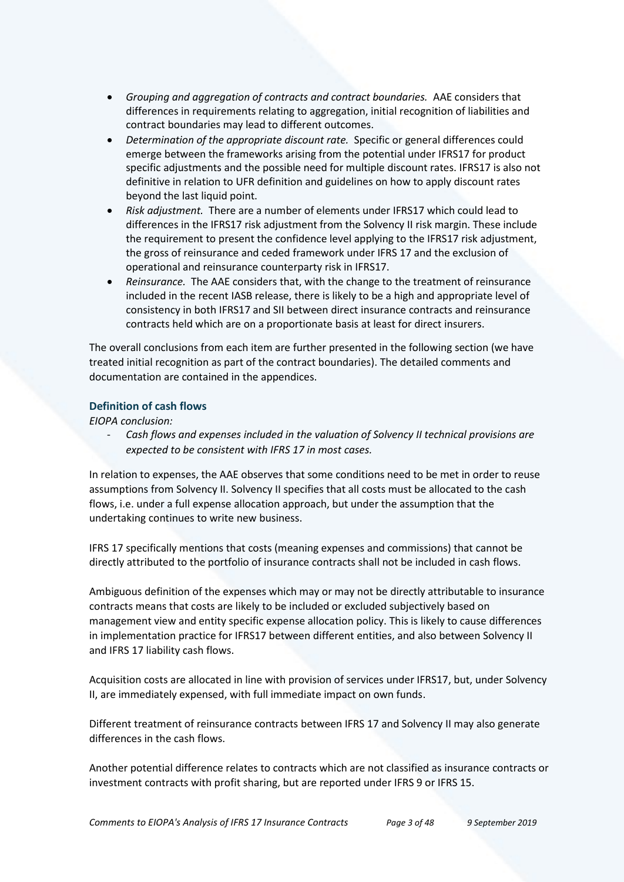- *Grouping and aggregation of contracts and contract boundaries.* AAE considers that differences in requirements relating to aggregation, initial recognition of liabilities and contract boundaries may lead to different outcomes.
- *Determination of the appropriate discount rate.* Specific or general differences could emerge between the frameworks arising from the potential under IFRS17 for product specific adjustments and the possible need for multiple discount rates. IFRS17 is also not definitive in relation to UFR definition and guidelines on how to apply discount rates beyond the last liquid point.
- *Risk adjustment.* There are a number of elements under IFRS17 which could lead to differences in the IFRS17 risk adjustment from the Solvency II risk margin. These include the requirement to present the confidence level applying to the IFRS17 risk adjustment, the gross of reinsurance and ceded framework under IFRS 17 and the exclusion of operational and reinsurance counterparty risk in IFRS17.
- *Reinsurance.* The AAE considers that, with the change to the treatment of reinsurance included in the recent IASB release, there is likely to be a high and appropriate level of consistency in both IFRS17 and SII between direct insurance contracts and reinsurance contracts held which are on a proportionate basis at least for direct insurers.

The overall conclusions from each item are further presented in the following section (we have treated initial recognition as part of the contract boundaries). The detailed comments and documentation are contained in the appendices.

### Definition of cash flows

*EIOPA conclusion:*

- *Cash flows and expenses included in the valuation of Solvency II technical provisions are expected to be consistent with IFRS 17 in most cases.*

In relation to expenses, the AAE observes that some conditions need to be met in order to reuse assumptions from Solvency II. Solvency II specifies that all costs must be allocated to the cash flows, i.e. under a full expense allocation approach, but under the assumption that the undertaking continues to write new business.

IFRS 17 specifically mentions that costs (meaning expenses and commissions) that cannot be directly attributed to the portfolio of insurance contracts shall not be included in cash flows.

Ambiguous definition of the expenses which may or may not be directly attributable to insurance contracts means that costs are likely to be included or excluded subjectively based on management view and entity specific expense allocation policy. This is likely to cause differences in implementation practice for IFRS17 between different entities, and also between Solvency II and IFRS 17 liability cash flows.

Acquisition costs are allocated in line with provision of services under IFRS17, but, under Solvency II, are immediately expensed, with full immediate impact on own funds.

Different treatment of reinsurance contracts between IFRS 17 and Solvency II may also generate differences in the cash flows.

Another potential difference relates to contracts which are not classified as insurance contracts or investment contracts with profit sharing, but are reported under IFRS 9 or IFRS 15.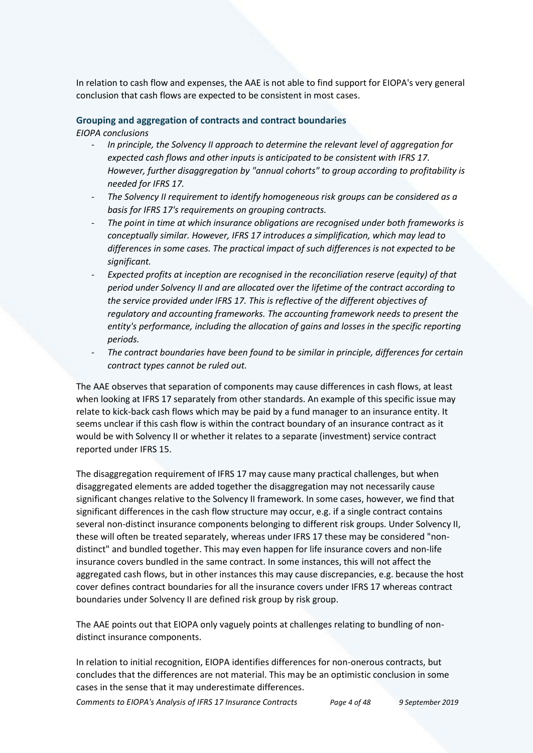In relation to cash flow and expenses, the AAE is not able to find support for EIOPA's very general conclusion that cash flows are expected to be consistent in most cases.

### Grouping and aggregation of contracts and contract boundaries

*EIOPA conclusions*

- *In principle, the Solvency II approach to determine the relevant level of aggregation for expected cash flows and other inputs is anticipated to be consistent with IFRS 17. However, further disaggregation by "annual cohorts" to group according to profitability is needed for IFRS 17.*
- *The Solvency II requirement to identify homogeneous risk groups can be considered as a basis for IFRS 17's requirements on grouping contracts.*
- *The point in time at which insurance obligations are recognised under both frameworks is conceptually similar. However, IFRS 17 introduces a simplification, which may lead to differences in some cases. The practical impact of such differences is not expected to be significant.*
- *Expected profits at inception are recognised in the reconciliation reserve (equity) of that period under Solvency II and are allocated over the lifetime of the contract according to the service provided under IFRS 17. This is reflective of the different objectives of regulatory and accounting frameworks. The accounting framework needs to present the entity's performance, including the allocation of gains and losses in the specific reporting periods.*
- *The contract boundaries have been found to be similar in principle, differences for certain contract types cannot be ruled out.*

The AAE observes that separation of components may cause differences in cash flows, at least when looking at IFRS 17 separately from other standards. An example of this specific issue may relate to kick-back cash flows which may be paid by a fund manager to an insurance entity. It seems unclear if this cash flow is within the contract boundary of an insurance contract as it would be with Solvency II or whether it relates to a separate (investment) service contract reported under IFRS 15.

The disaggregation requirement of IFRS 17 may cause many practical challenges, but when disaggregated elements are added together the disaggregation may not necessarily cause significant changes relative to the Solvency II framework. In some cases, however, we find that significant differences in the cash flow structure may occur, e.g. if a single contract contains several non-distinct insurance components belonging to different risk groups. Under Solvency II, these will often be treated separately, whereas under IFRS 17 these may be considered "non-distinct" and bundled together. This may even happen for life insurance covers and non-life insurance covers bundled in the same contract. In some instances, this will not affect the aggregated cash flows, but in other instances this may cause discrepancies, e.g. because the host cover defines contract boundaries for all the insurance covers under IFRS 17 whereas contract boundaries under Solvency II are defined risk group by risk group.

The AAE points out that EIOPA only vaguely points at challenges relating to bundling of non-distinct insurance components.

In relation to initial recognition, EIOPA identifies differences for non-onerous contracts, but concludes that the differences are not material. This may be an optimistic conclusion in some cases in the sense that it may underestimate differences.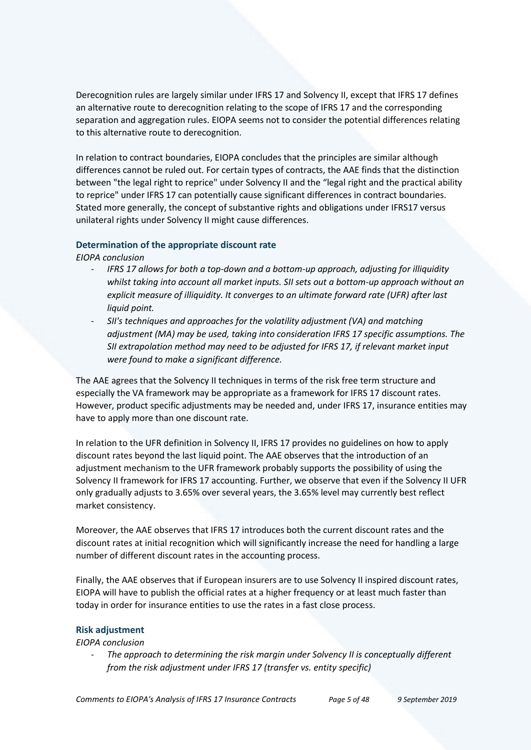Derecognition rules are largely similar under IFRS 17 and Solvency II, except that IFRS 17 defines an alternative route to derecognition relating to the scope of IFRS 17 and the corresponding separation and aggregation rules. EIOPA seems not to consider the potential differences relating to this alternative route to derecognition.

In relation to contract boundaries, EIOPA concludes that the principles are similar although differences cannot be ruled out. For certain types of contracts, the AAE finds that the distinction between "the legal right to reprice" under Solvency II and the "legal right and the practical ability to reprice" under IFRS 17 can potentially cause significant differences in contract boundaries. Stated more generally, the concept of substantive rights and obligations under IFRS17 versus unilateral rights under Solvency II might cause differences.

### Determination of the appropriate discount rate

*EIOPA conclusion*

- *IFRS 17 allows for both a top-down and a bottom-up approach, adjusting for illiquidity whilst taking into account all market inputs. SII sets out a bottom-up approach without an explicit measure of illiquidity. It converges to an ultimate forward rate (UFR) after last liquid point.*
- *SII's techniques and approaches for the volatility adjustment (VA) and matching adjustment (MA) may be used, taking into consideration IFRS 17 specific assumptions. The SII extrapolation method may need to be adjusted for IFRS 17, if relevant market input were found to make a significant difference.*

The AAE agrees that the Solvency II techniques in terms of the risk free term structure and especially the VA framework may be appropriate as a framework for IFRS 17 discount rates. However, product specific adjustments may be needed and, under IFRS 17, insurance entities may have to apply more than one discount rate.

In relation to the UFR definition in Solvency II, IFRS 17 provides no guidelines on how to apply discount rates beyond the last liquid point. The AAE observes that the introduction of an adjustment mechanism to the UFR framework probably supports the possibility of using the Solvency II framework for IFRS 17 accounting. Further, we observe that even if the Solvency II UFR only gradually adjusts to 3.65% over several years, the 3.65% level may currently best reflect market consistency.

Moreover, the AAE observes that IFRS 17 introduces both the current discount rates and the discount rates at initial recognition which will significantly increase the need for handling a large number of different discount rates in the accounting process.

Finally, the AAE observes that if European insurers are to use Solvency II inspired discount rates, EIOPA will have to publish the official rates at a higher frequency or at least much faster than today in order for insurance entities to use the rates in a fast close process.

### Risk adjustment

*EIOPA conclusion*

- *The approach to determining the risk margin under Solvency II is conceptually different from the risk adjustment under IFRS 17 (transfer vs. entity specific)*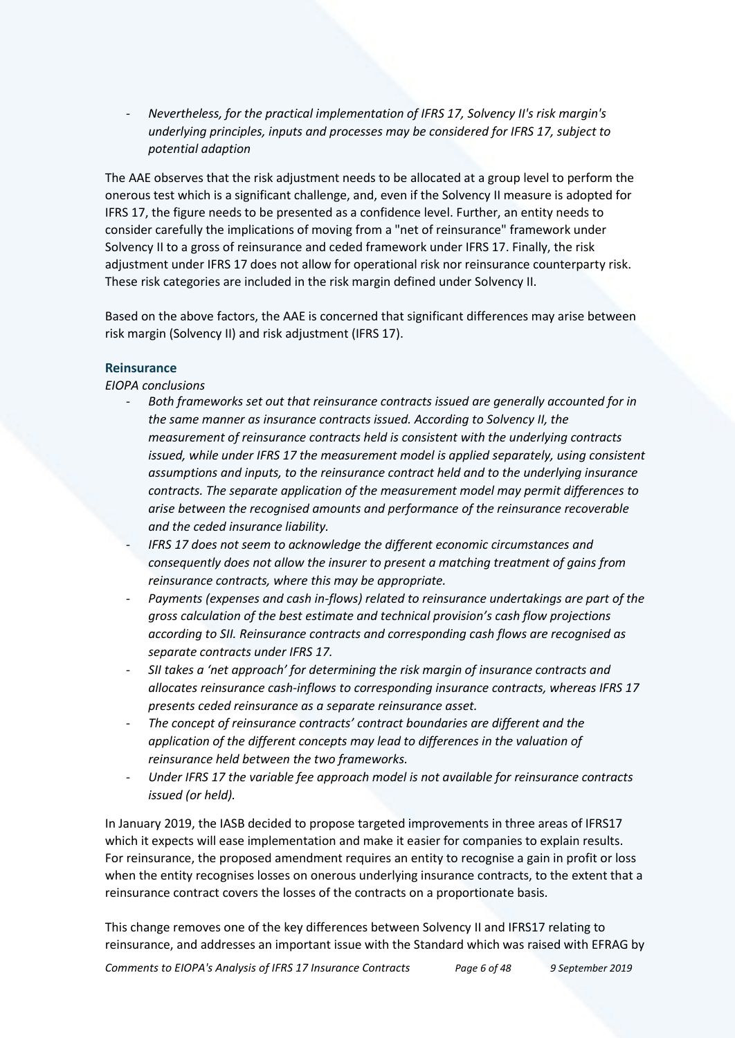- *Nevertheless, for the practical implementation of IFRS 17, Solvency II's risk margin's underlying principles, inputs and processes may be considered for IFRS 17, subject to potential adaption*

The AAE observes that the risk adjustment needs to be allocated at a group level to perform the onerous test which is a significant challenge, and, even if the Solvency II measure is adopted for IFRS 17, the figure needs to be presented as a confidence level. Further, an entity needs to consider carefully the implications of moving from a "net of reinsurance" framework under Solvency II to a gross of reinsurance and ceded framework under IFRS 17. Finally, the risk adjustment under IFRS 17 does not allow for operational risk nor reinsurance counterparty risk. These risk categories are included in the risk margin defined under Solvency II.

Based on the above factors, the AAE is concerned that significant differences may arise between risk margin (Solvency II) and risk adjustment (IFRS 17).

### Reinsurance

*EIOPA conclusions*

- *Both frameworks set out that reinsurance contracts issued are generally accounted for in the same manner as insurance contracts issued. According to Solvency II, the measurement of reinsurance contracts held is consistent with the underlying contracts issued, while under IFRS 17 the measurement model is applied separately, using consistent assumptions and inputs, to the reinsurance contract held and to the underlying insurance contracts. The separate application of the measurement model may permit differences to arise between the recognised amounts and performance of the reinsurance recoverable and the ceded insurance liability.*
- *IFRS 17 does not seem to acknowledge the different economic circumstances and consequently does not allow the insurer to present a matching treatment of gains from reinsurance contracts, where this may be appropriate.*
- *Payments (expenses and cash in-flows) related to reinsurance undertakings are part of the gross calculation of the best estimate and technical provision's cash flow projections according to SII. Reinsurance contracts and corresponding cash flows are recognised as separate contracts under IFRS 17.*
- *SII takes a 'net approach' for determining the risk margin of insurance contracts and allocates reinsurance cash-inflows to corresponding insurance contracts, whereas IFRS 17 presents ceded reinsurance as a separate reinsurance asset.*
- *The concept of reinsurance contracts' contract boundaries are different and the application of the different concepts may lead to differences in the valuation of reinsurance held between the two frameworks.*
- *Under IFRS 17 the variable fee approach model is not available for reinsurance contracts issued (or held).*

In January 2019, the IASB decided to propose targeted improvements in three areas of IFRS17 which it expects will ease implementation and make it easier for companies to explain results. For reinsurance, the proposed amendment requires an entity to recognise a gain in profit or loss when the entity recognises losses on onerous underlying insurance contracts, to the extent that a reinsurance contract covers the losses of the contracts on a proportionate basis.

This change removes one of the key differences between Solvency II and IFRS17 relating to reinsurance, and addresses an important issue with the Standard which was raised with EFRAG by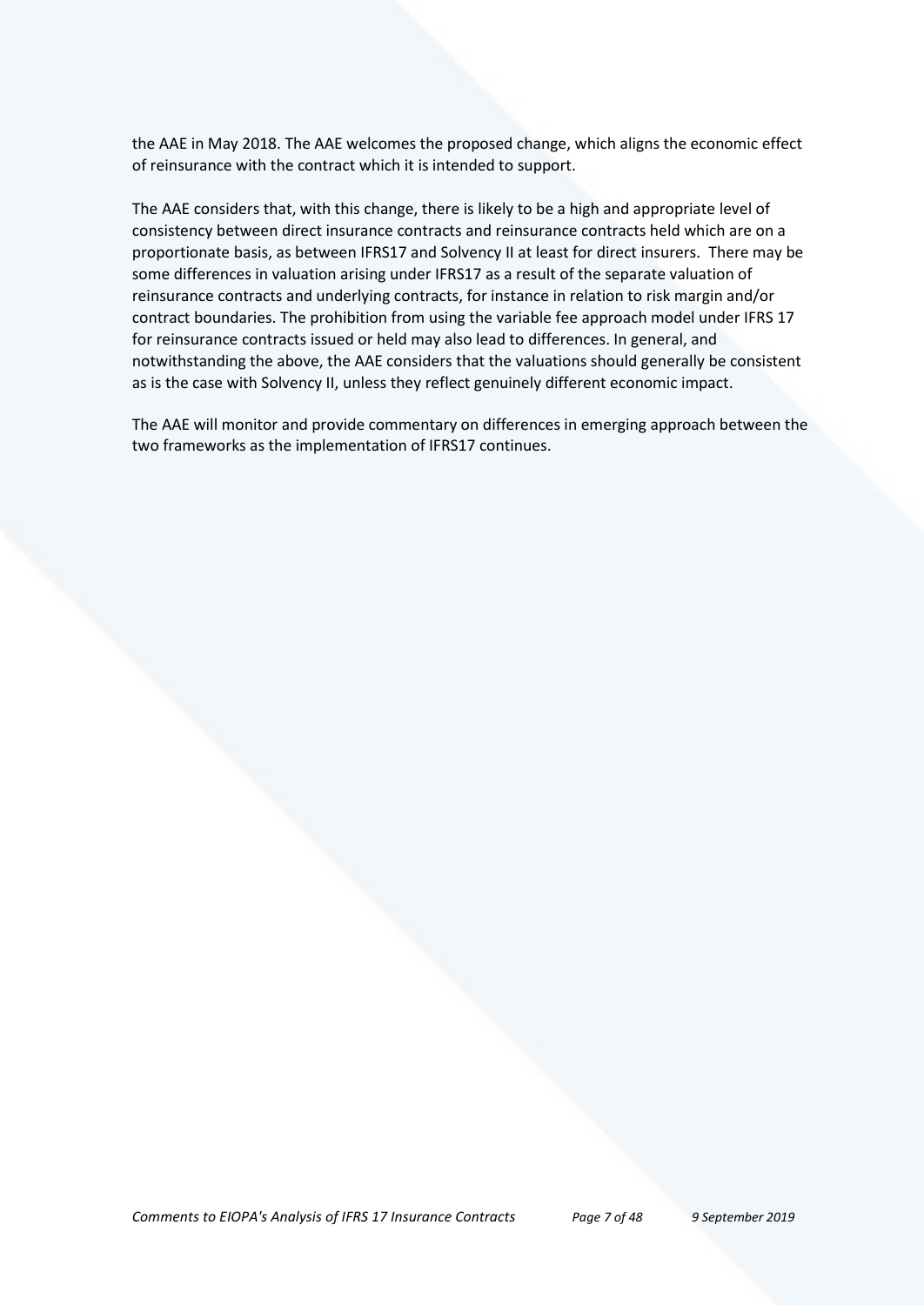the AAE in May 2018. The AAE welcomes the proposed change, which aligns the economic effect of reinsurance with the contract which it is intended to support.

The AAE considers that, with this change, there is likely to be a high and appropriate level of consistency between direct insurance contracts and reinsurance contracts held which are on a proportionate basis, as between IFRS17 and Solvency II at least for direct insurers. There may be some differences in valuation arising under IFRS17 as a result of the separate valuation of reinsurance contracts and underlying contracts, for instance in relation to risk margin and/or contract boundaries. The prohibition from using the variable fee approach model under IFRS 17 for reinsurance contracts issued or held may also lead to differences. In general, and notwithstanding the above, the AAE considers that the valuations should generally be consistent as is the case with Solvency II, unless they reflect genuinely different economic impact.

The AAE will monitor and provide commentary on differences in emerging approach between the two frameworks as the implementation of IFRS17 continues.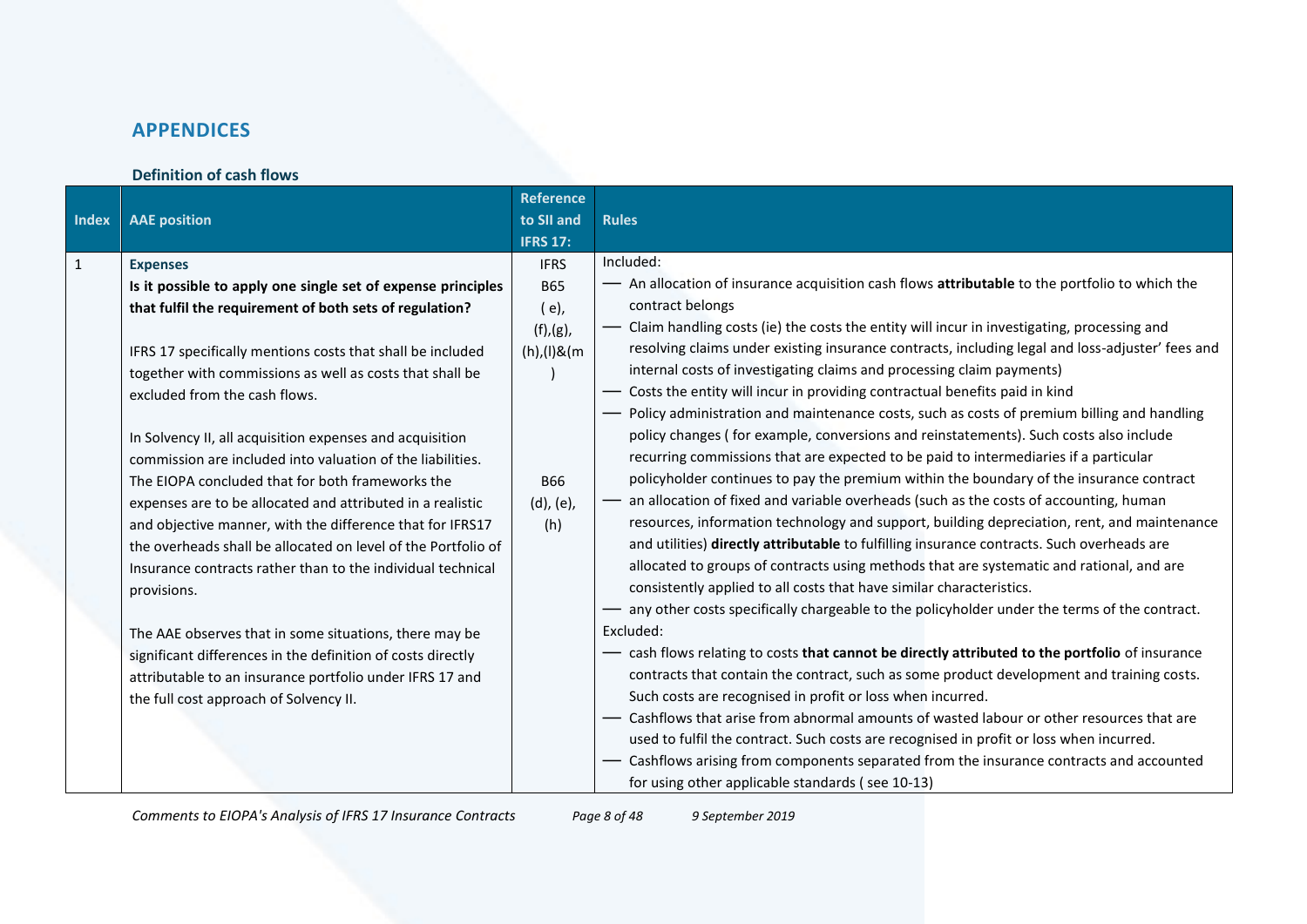## APPENDICES

### Definition of cash flows

| Index | AAE position | Reference to SII and IFRS 17: | Rules |
|---|---|---|---|
| 1 | **Expenses**<br>**Is it possible to apply one single set of expense principles that fulfil the requirement of both sets of regulation?**<br><br>IFRS 17 specifically mentions costs that shall be included together with commissions as well as costs that shall be excluded from the cash flows.<br><br>In Solvency II, all acquisition expenses and acquisition commission are included into valuation of the liabilities. The EIOPA concluded that for both frameworks the expenses are to be allocated and attributed in a realistic and objective manner, with the difference that for IFRS17 the overheads shall be allocated on level of the Portfolio of Insurance contracts rather than to the individual technical provisions.<br><br>The AAE observes that in some situations, there may be significant differences in the definition of costs directly attributable to an insurance portfolio under IFRS 17 and the full cost approach of Solvency II. | IFRS B65 ( e), (f),(g), (h),(l)&(m )<br><br>B66 (d), (e), (h) | Included:<br>— An allocation of insurance acquisition cash flows **attributable** to the portfolio to which the contract belongs<br>— Claim handling costs (ie) the costs the entity will incur in investigating, processing and resolving claims under existing insurance contracts, including legal and loss-adjuster' fees and internal costs of investigating claims and processing claim payments)<br>— Costs the entity will incur in providing contractual benefits paid in kind<br>— Policy administration and maintenance costs, such as costs of premium billing and handling policy changes ( for example, conversions and reinstatements). Such costs also include recurring commissions that are expected to be paid to intermediaries if a particular policyholder continues to pay the premium within the boundary of the insurance contract<br>— an allocation of fixed and variable overheads (such as the costs of accounting, human resources, information technology and support, building depreciation, rent, and maintenance and utilities) **directly attributable** to fulfilling insurance contracts. Such overheads are allocated to groups of contracts using methods that are systematic and rational, and are consistently applied to all costs that have similar characteristics.<br>— any other costs specifically chargeable to the policyholder under the terms of the contract.<br>Excluded:<br>— cash flows relating to costs **that cannot be directly attributed to the portfolio** of insurance contracts that contain the contract, such as some product development and training costs. Such costs are recognised in profit or loss when incurred.<br>— Cashflows that arise from abnormal amounts of wasted labour or other resources that are used to fulfil the contract. Such costs are recognised in profit or loss when incurred.<br>— Cashflows arising from components separated from the insurance contracts and accounted for using other applicable standards ( see 10-13) |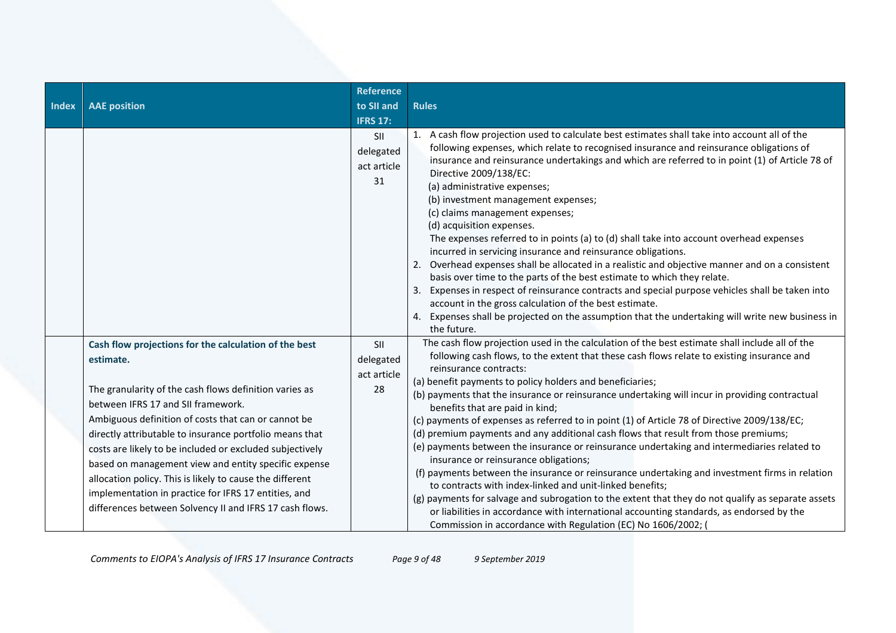| Index | AAE position | Reference to SII and IFRS 17: | Rules |
|---|---|---|---|
| | | SII delegated act article 31 | 1. A cash flow projection used to calculate best estimates shall take into account all of the following expenses, which relate to recognised insurance and reinsurance obligations of insurance and reinsurance undertakings and which are referred to in point (1) of Article 78 of Directive 2009/138/EC:<br>(a) administrative expenses;<br>(b) investment management expenses;<br>(c) claims management expenses;<br>(d) acquisition expenses.<br>The expenses referred to in points (a) to (d) shall take into account overhead expenses incurred in servicing insurance and reinsurance obligations.<br>2. Overhead expenses shall be allocated in a realistic and objective manner and on a consistent basis over time to the parts of the best estimate to which they relate.<br>3. Expenses in respect of reinsurance contracts and special purpose vehicles shall be taken into account in the gross calculation of the best estimate.<br>4. Expenses shall be projected on the assumption that the undertaking will write new business in the future. |
| | **Cash flow projections for the calculation of the best estimate.**<br><br>The granularity of the cash flows definition varies as between IFRS 17 and SII framework.<br>Ambiguous definition of costs that can or cannot be directly attributable to insurance portfolio means that costs are likely to be included or excluded subjectively based on management view and entity specific expense allocation policy. This is likely to cause the different implementation in practice for IFRS 17 entities, and differences between Solvency II and IFRS 17 cash flows. | SII delegated act article 28 | The cash flow projection used in the calculation of the best estimate shall include all of the following cash flows, to the extent that these cash flows relate to existing insurance and reinsurance contracts:<br>(a) benefit payments to policy holders and beneficiaries;<br>(b) payments that the insurance or reinsurance undertaking will incur in providing contractual benefits that are paid in kind;<br>(c) payments of expenses as referred to in point (1) of Article 78 of Directive 2009/138/EC;<br>(d) premium payments and any additional cash flows that result from those premiums;<br>(e) payments between the insurance or reinsurance undertaking and intermediaries related to insurance or reinsurance obligations;<br>(f) payments between the insurance or reinsurance undertaking and investment firms in relation to contracts with index-linked and unit-linked benefits;<br>(g) payments for salvage and subrogation to the extent that they do not qualify as separate assets or liabilities in accordance with international accounting standards, as endorsed by the Commission in accordance with Regulation (EC) No 1606/2002; ( |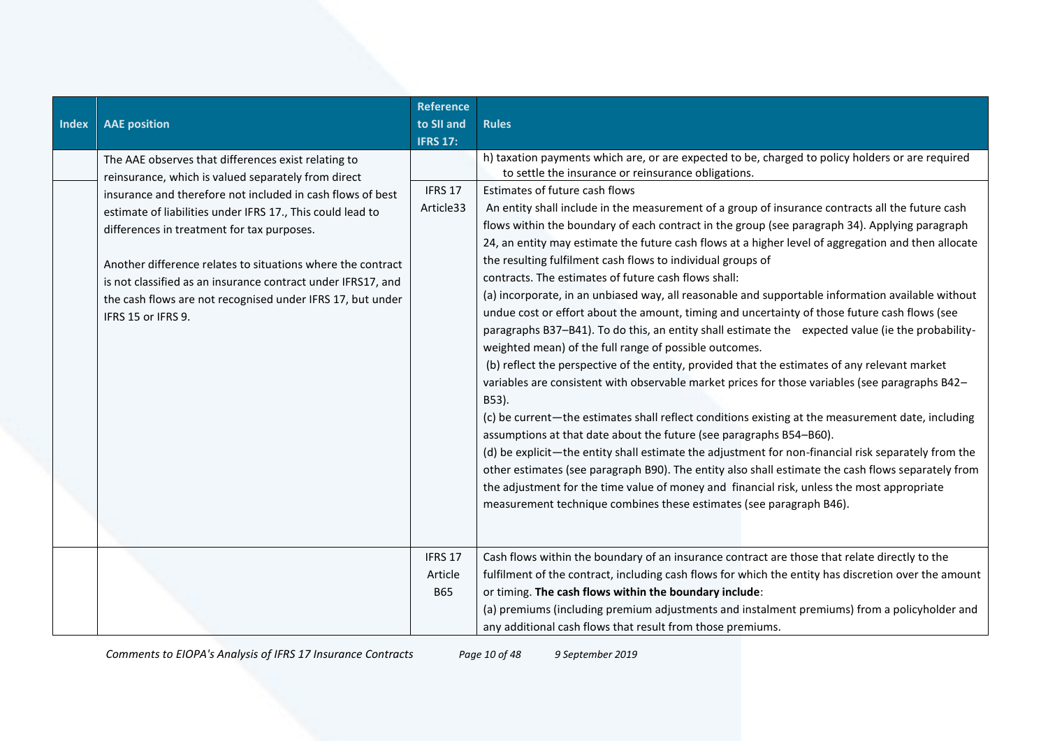| Index | AAE position | Reference to SII and IFRS 17: | Rules |
|---|---|---|---|
| | The AAE observes that differences exist relating to reinsurance, which is valued separately from direct insurance and therefore not included in cash flows of best estimate of liabilities under IFRS 17., This could lead to differences in treatment for tax purposes.<br><br>Another difference relates to situations where the contract is not classified as an insurance contract under IFRS17, and the cash flows are not recognised under IFRS 17, but under IFRS 15 or IFRS 9. | | h) taxation payments which are, or are expected to be, charged to policy holders or are required to settle the insurance or reinsurance obligations. |
| | | IFRS 17 Article33 | Estimates of future cash flows<br>An entity shall include in the measurement of a group of insurance contracts all the future cash flows within the boundary of each contract in the group (see paragraph 34). Applying paragraph 24, an entity may estimate the future cash flows at a higher level of aggregation and then allocate the resulting fulfilment cash flows to individual groups of contracts. The estimates of future cash flows shall:<br>(a) incorporate, in an unbiased way, all reasonable and supportable information available without undue cost or effort about the amount, timing and uncertainty of those future cash flows (see paragraphs B37–B41). To do this, an entity shall estimate the expected value (ie the probability-weighted mean) of the full range of possible outcomes.<br>(b) reflect the perspective of the entity, provided that the estimates of any relevant market variables are consistent with observable market prices for those variables (see paragraphs B42–B53).<br>(c) be current—the estimates shall reflect conditions existing at the measurement date, including assumptions at that date about the future (see paragraphs B54–B60).<br>(d) be explicit—the entity shall estimate the adjustment for non-financial risk separately from the other estimates (see paragraph B90). The entity also shall estimate the cash flows separately from the adjustment for the time value of money and financial risk, unless the most appropriate measurement technique combines these estimates (see paragraph B46). |
| | | IFRS 17 Article B65 | Cash flows within the boundary of an insurance contract are those that relate directly to the fulfilment of the contract, including cash flows for which the entity has discretion over the amount or timing. **The cash flows within the boundary include**:<br>(a) premiums (including premium adjustments and instalment premiums) from a policyholder and any additional cash flows that result from those premiums. |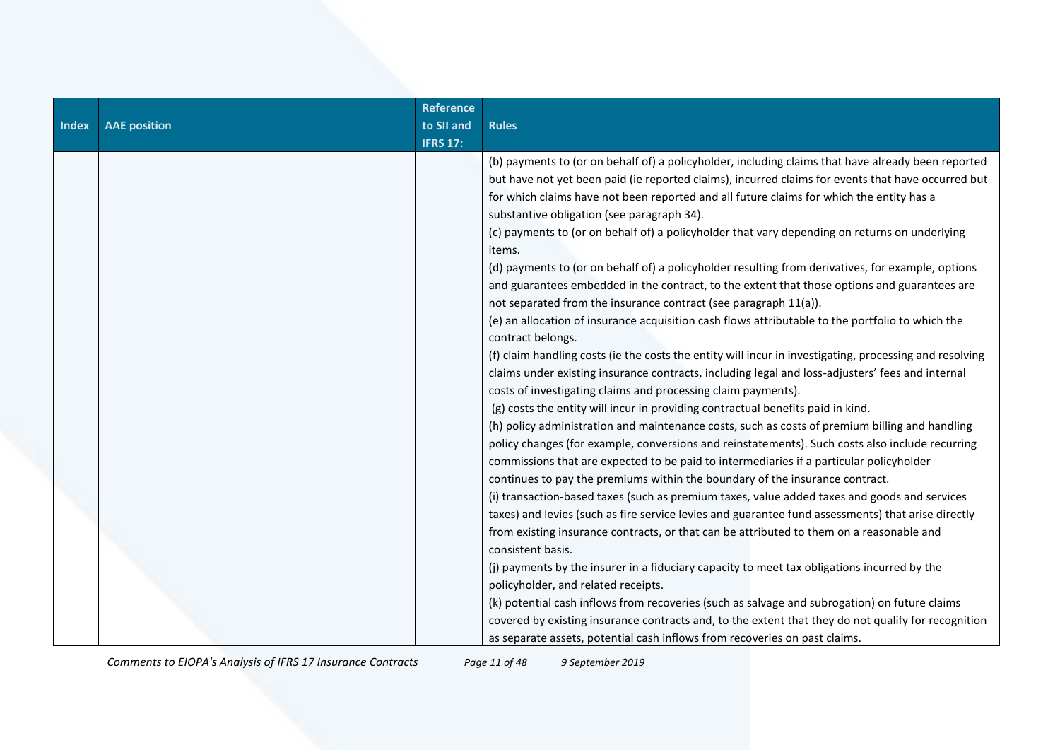| Index | AAE position | Reference to SII and IFRS 17: | Rules |
|---|---|---|---|
| | | | (b) payments to (or on behalf of) a policyholder, including claims that have already been reported but have not yet been paid (ie reported claims), incurred claims for events that have occurred but for which claims have not been reported and all future claims for which the entity has a substantive obligation (see paragraph 34).<br>(c) payments to (or on behalf of) a policyholder that vary depending on returns on underlying items.<br>(d) payments to (or on behalf of) a policyholder resulting from derivatives, for example, options and guarantees embedded in the contract, to the extent that those options and guarantees are not separated from the insurance contract (see paragraph 11(a)).<br>(e) an allocation of insurance acquisition cash flows attributable to the portfolio to which the contract belongs.<br>(f) claim handling costs (ie the costs the entity will incur in investigating, processing and resolving claims under existing insurance contracts, including legal and loss-adjusters' fees and internal costs of investigating claims and processing claim payments).<br>(g) costs the entity will incur in providing contractual benefits paid in kind.<br>(h) policy administration and maintenance costs, such as costs of premium billing and handling policy changes (for example, conversions and reinstatements). Such costs also include recurring commissions that are expected to be paid to intermediaries if a particular policyholder continues to pay the premiums within the boundary of the insurance contract.<br>(i) transaction-based taxes (such as premium taxes, value added taxes and goods and services taxes) and levies (such as fire service levies and guarantee fund assessments) that arise directly from existing insurance contracts, or that can be attributed to them on a reasonable and consistent basis.<br>(j) payments by the insurer in a fiduciary capacity to meet tax obligations incurred by the policyholder, and related receipts.<br>(k) potential cash inflows from recoveries (such as salvage and subrogation) on future claims covered by existing insurance contracts and, to the extent that they do not qualify for recognition as separate assets, potential cash inflows from recoveries on past claims. |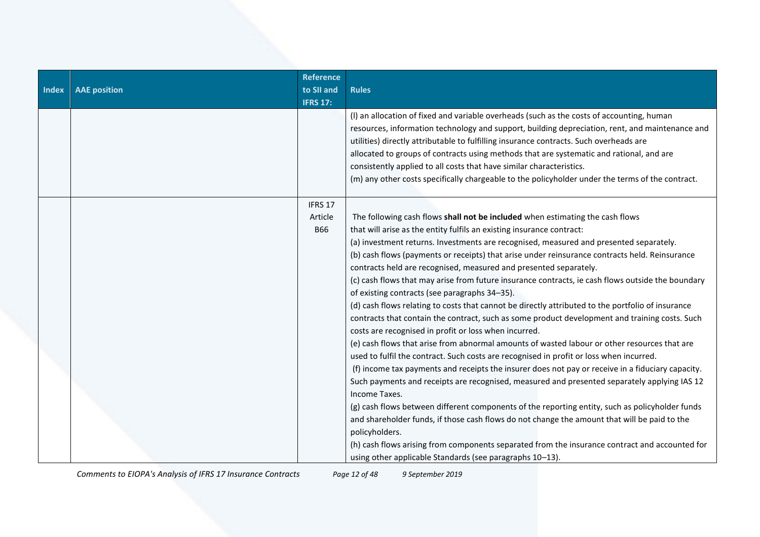| Index | AAE position | Reference to SII and IFRS 17: | Rules |
|---|---|---|---|
| | | | (l) an allocation of fixed and variable overheads (such as the costs of accounting, human resources, information technology and support, building depreciation, rent, and maintenance and utilities) directly attributable to fulfilling insurance contracts. Such overheads are allocated to groups of contracts using methods that are systematic and rational, and are consistently applied to all costs that have similar characteristics.<br>(m) any other costs specifically chargeable to the policyholder under the terms of the contract. |
| | | IFRS 17 Article B66 | The following cash flows **shall not be included** when estimating the cash flows that will arise as the entity fulfils an existing insurance contract:<br>(a) investment returns. Investments are recognised, measured and presented separately.<br>(b) cash flows (payments or receipts) that arise under reinsurance contracts held. Reinsurance contracts held are recognised, measured and presented separately.<br>(c) cash flows that may arise from future insurance contracts, ie cash flows outside the boundary of existing contracts (see paragraphs 34–35).<br>(d) cash flows relating to costs that cannot be directly attributed to the portfolio of insurance contracts that contain the contract, such as some product development and training costs. Such costs are recognised in profit or loss when incurred.<br>(e) cash flows that arise from abnormal amounts of wasted labour or other resources that are used to fulfil the contract. Such costs are recognised in profit or loss when incurred.<br>(f) income tax payments and receipts the insurer does not pay or receive in a fiduciary capacity. Such payments and receipts are recognised, measured and presented separately applying IAS 12 Income Taxes.<br>(g) cash flows between different components of the reporting entity, such as policyholder funds and shareholder funds, if those cash flows do not change the amount that will be paid to the policyholders.<br>(h) cash flows arising from components separated from the insurance contract and accounted for using other applicable Standards (see paragraphs 10–13). |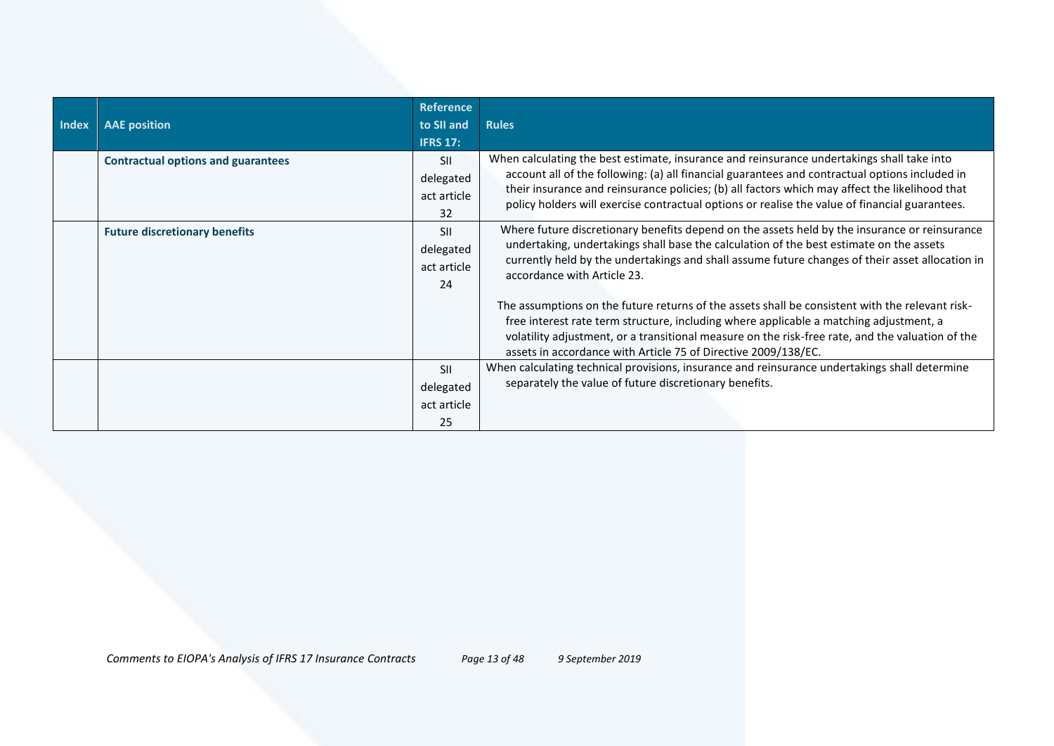| Index | AAE position | Reference to SII and IFRS 17: | Rules |
|---|---|---|---|
| | **Contractual options and guarantees** | SII delegated act article 32 | When calculating the best estimate, insurance and reinsurance undertakings shall take into account all of the following: (a) all financial guarantees and contractual options included in their insurance and reinsurance policies; (b) all factors which may affect the likelihood that policy holders will exercise contractual options or realise the value of financial guarantees. |
| | **Future discretionary benefits** | SII delegated act article 24 | Where future discretionary benefits depend on the assets held by the insurance or reinsurance undertaking, undertakings shall base the calculation of the best estimate on the assets currently held by the undertakings and shall assume future changes of their asset allocation in accordance with Article 23.<br><br>The assumptions on the future returns of the assets shall be consistent with the relevant risk-free interest rate term structure, including where applicable a matching adjustment, a volatility adjustment, or a transitional measure on the risk-free rate, and the valuation of the assets in accordance with Article 75 of Directive 2009/138/EC. |
| | | SII delegated act article 25 | When calculating technical provisions, insurance and reinsurance undertakings shall determine separately the value of future discretionary benefits. |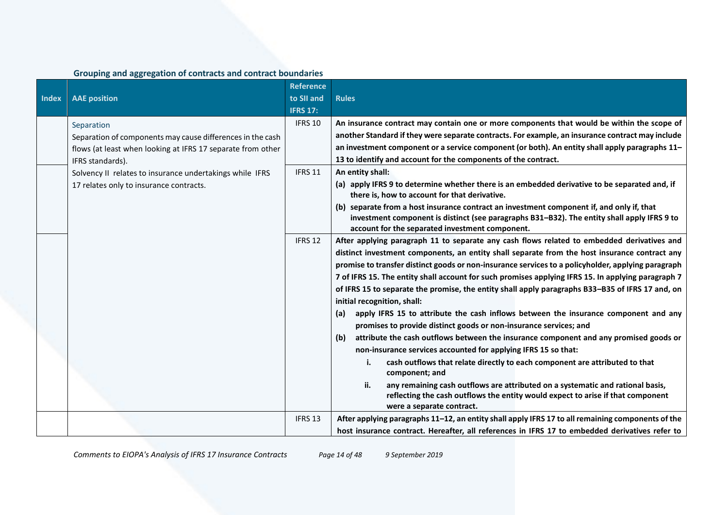### Grouping and aggregation of contracts and contract boundaries

| Index | AAE position | Reference to SII and IFRS 17: | Rules |
|---|---|---|---|
| | Separation<br>Separation of components may cause differences in the cash flows (at least when looking at IFRS 17 separate from other IFRS standards). | IFRS 10 | **An insurance contract may contain one or more components that would be within the scope of another Standard if they were separate contracts. For example, an insurance contract may include an investment component or a service component (or both). An entity shall apply paragraphs 11–13 to identify and account for the components of the contract.** |
| | Solvency II relates to insurance undertakings while IFRS 17 relates only to insurance contracts. | IFRS 11 | **An entity shall:**<br>**(a) apply IFRS 9 to determine whether there is an embedded derivative to be separated and, if there is, how to account for that derivative.**<br>**(b) separate from a host insurance contract an investment component if, and only if, that investment component is distinct (see paragraphs B31–B32). The entity shall apply IFRS 9 to account for the separated investment component.** |
| | | IFRS 12 | **After applying paragraph 11 to separate any cash flows related to embedded derivatives and distinct investment components, an entity shall separate from the host insurance contract any promise to transfer distinct goods or non-insurance services to a policyholder, applying paragraph 7 of IFRS 15. The entity shall account for such promises applying IFRS 15. In applying paragraph 7 of IFRS 15 to separate the promise, the entity shall apply paragraphs B33–B35 of IFRS 17 and, on initial recognition, shall:**<br>**(a) apply IFRS 15 to attribute the cash inflows between the insurance component and any promises to provide distinct goods or non-insurance services; and**<br>**(b) attribute the cash outflows between the insurance component and any promised goods or non-insurance services accounted for applying IFRS 15 so that:**<br>**i. cash outflows that relate directly to each component are attributed to that component; and**<br>**ii. any remaining cash outflows are attributed on a systematic and rational basis, reflecting the cash outflows the entity would expect to arise if that component were a separate contract.** |
| | | IFRS 13 | **After applying paragraphs 11–12, an entity shall apply IFRS 17 to all remaining components of the host insurance contract. Hereafter, all references in IFRS 17 to embedded derivatives refer to** |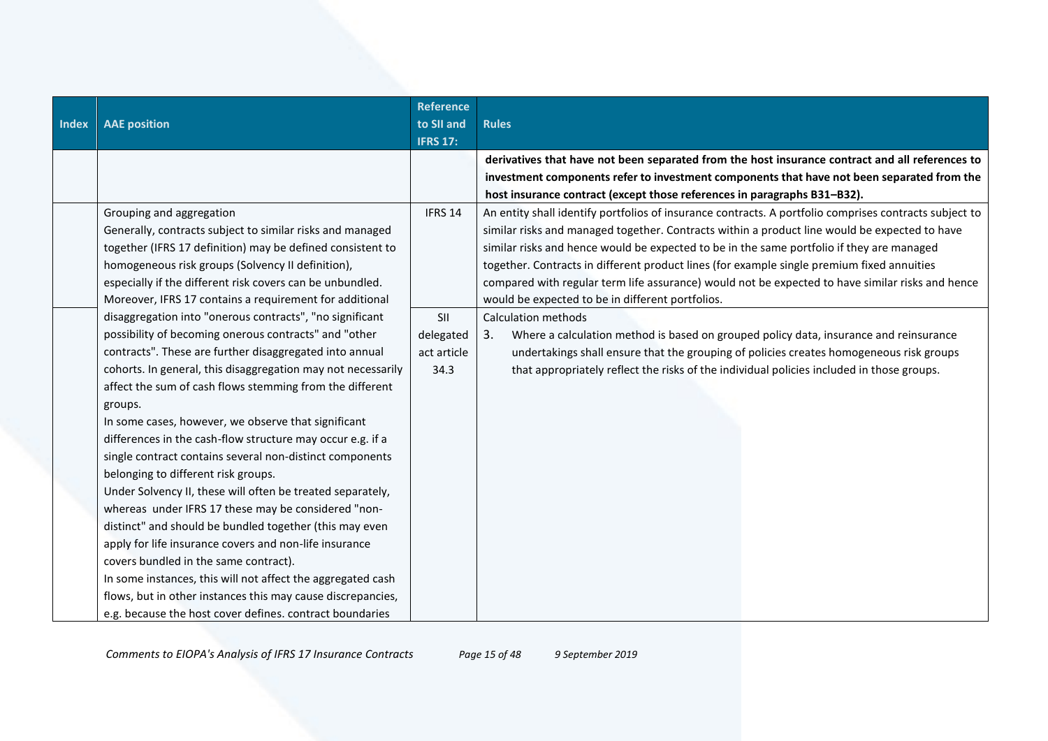| Index | AAE position | Reference to SII and IFRS 17: | Rules |
|---|---|---|---|
| | | | **derivatives that have not been separated from the host insurance contract and all references to investment components refer to investment components that have not been separated from the host insurance contract (except those references in paragraphs B31–B32).** |
| | Grouping and aggregation<br>Generally, contracts subject to similar risks and managed together (IFRS 17 definition) may be defined consistent to homogeneous risk groups (Solvency II definition), especially if the different risk covers can be unbundled.<br>Moreover, IFRS 17 contains a requirement for additional disaggregation into "onerous contracts", "no significant possibility of becoming onerous contracts" and "other contracts". These are further disaggregated into annual cohorts. In general, this disaggregation may not necessarily affect the sum of cash flows stemming from the different groups.<br>In some cases, however, we observe that significant differences in the cash-flow structure may occur e.g. if a single contract contains several non-distinct components belonging to different risk groups.<br>Under Solvency II, these will often be treated separately, whereas under IFRS 17 these may be considered "non-distinct" and should be bundled together (this may even apply for life insurance covers and non-life insurance covers bundled in the same contract).<br>In some instances, this will not affect the aggregated cash flows, but in other instances this may cause discrepancies, e.g. because the host cover defines. contract boundaries | IFRS 14 | An entity shall identify portfolios of insurance contracts. A portfolio comprises contracts subject to similar risks and managed together. Contracts within a product line would be expected to have similar risks and hence would be expected to be in the same portfolio if they are managed together. Contracts in different product lines (for example single premium fixed annuities compared with regular term life assurance) would not be expected to have similar risks and hence would be expected to be in different portfolios. |
| | | SII delegated act article 34.3 | Calculation methods<br>3. Where a calculation method is based on grouped policy data, insurance and reinsurance undertakings shall ensure that the grouping of policies creates homogeneous risk groups that appropriately reflect the risks of the individual policies included in those groups. |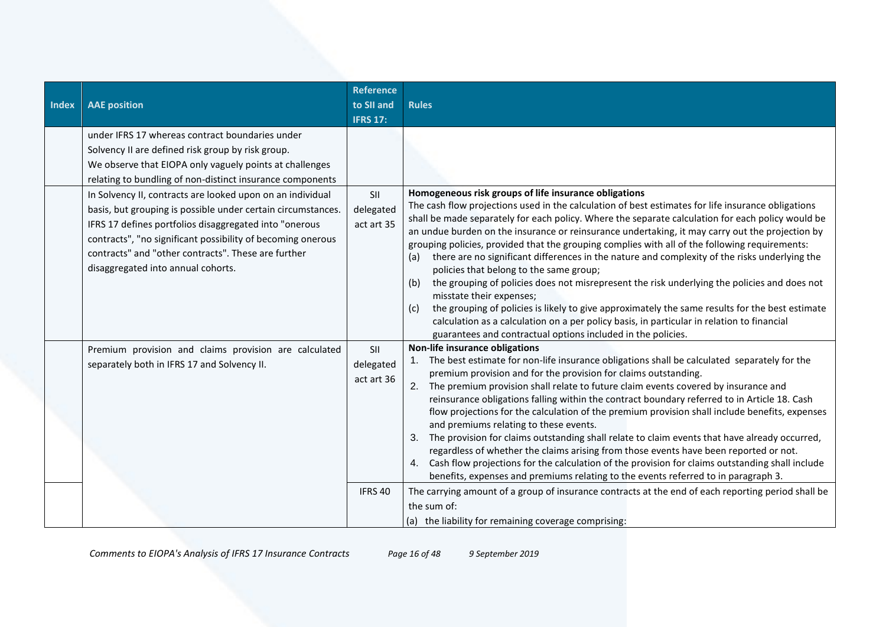| Index | AAE position | Reference to SII and IFRS 17: | Rules |
|---|---|---|---|
| | under IFRS 17 whereas contract boundaries under Solvency II are defined risk group by risk group.<br>We observe that EIOPA only vaguely points at challenges relating to bundling of non-distinct insurance components | | |
| | In Solvency II, contracts are looked upon on an individual basis, but grouping is possible under certain circumstances. IFRS 17 defines portfolios disaggregated into "onerous contracts", "no significant possibility of becoming onerous contracts" and "other contracts". These are further disaggregated into annual cohorts. | SII delegated act art 35 | **Homogeneous risk groups of life insurance obligations**<br>The cash flow projections used in the calculation of best estimates for life insurance obligations shall be made separately for each policy. Where the separate calculation for each policy would be an undue burden on the insurance or reinsurance undertaking, it may carry out the projection by grouping policies, provided that the grouping complies with all of the following requirements:<br>(a) there are no significant differences in the nature and complexity of the risks underlying the policies that belong to the same group;<br>(b) the grouping of policies does not misrepresent the risk underlying the policies and does not misstate their expenses;<br>(c) the grouping of policies is likely to give approximately the same results for the best estimate calculation as a calculation on a per policy basis, in particular in relation to financial guarantees and contractual options included in the policies. |
| | Premium provision and claims provision are calculated separately both in IFRS 17 and Solvency II. | SII delegated act art 36 | **Non-life insurance obligations**<br>1. The best estimate for non-life insurance obligations shall be calculated separately for the premium provision and for the provision for claims outstanding.<br>2. The premium provision shall relate to future claim events covered by insurance and reinsurance obligations falling within the contract boundary referred to in Article 18. Cash flow projections for the calculation of the premium provision shall include benefits, expenses and premiums relating to these events.<br>3. The provision for claims outstanding shall relate to claim events that have already occurred, regardless of whether the claims arising from those events have been reported or not.<br>4. Cash flow projections for the calculation of the provision for claims outstanding shall include benefits, expenses and premiums relating to the events referred to in paragraph 3. |
| | | IFRS 40 | The carrying amount of a group of insurance contracts at the end of each reporting period shall be the sum of:<br>(a) the liability for remaining coverage comprising: |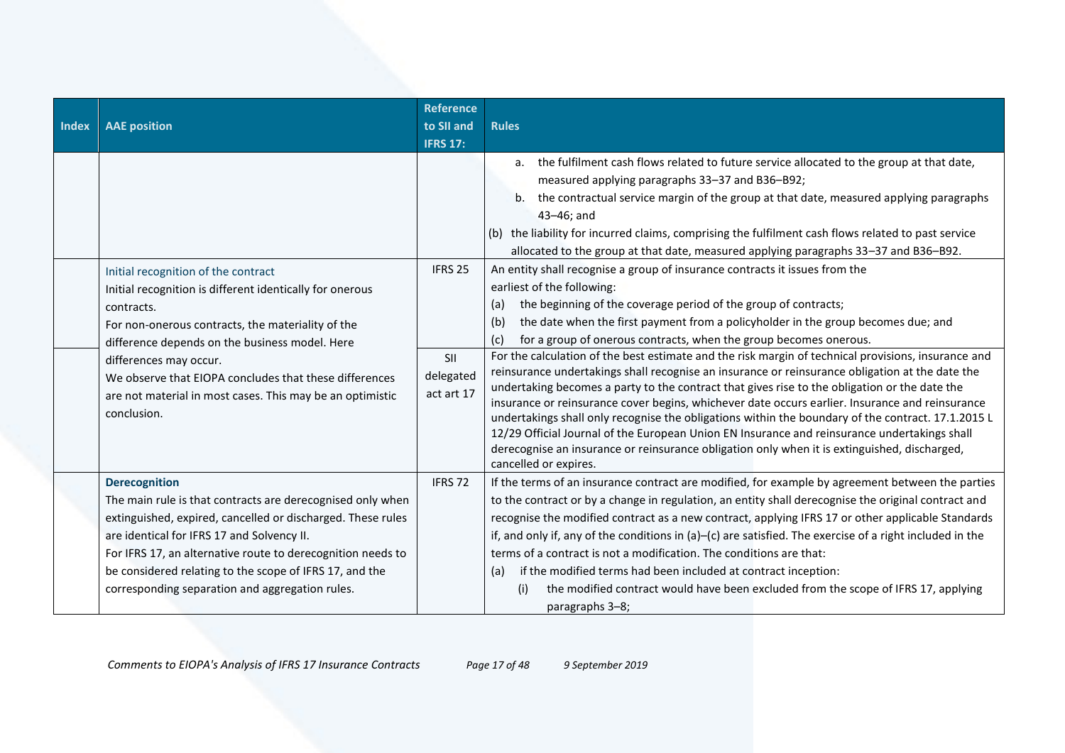| Index | AAE position | Reference to SII and IFRS 17: | Rules |
|---|---|---|---|
| | | | a. the fulfilment cash flows related to future service allocated to the group at that date, measured applying paragraphs 33–37 and B36–B92;<br>b. the contractual service margin of the group at that date, measured applying paragraphs 43–46; and<br>(b) the liability for incurred claims, comprising the fulfilment cash flows related to past service allocated to the group at that date, measured applying paragraphs 33–37 and B36–B92. |
| | Initial recognition of the contract<br>Initial recognition is different identically for onerous contracts.<br>For non-onerous contracts, the materiality of the difference depends on the business model. Here differences may occur.<br>We observe that EIOPA concludes that these differences are not material in most cases. This may be an optimistic conclusion. | IFRS 25 | An entity shall recognise a group of insurance contracts it issues from the earliest of the following:<br>(a) the beginning of the coverage period of the group of contracts;<br>(b) the date when the first payment from a policyholder in the group becomes due; and<br>(c) for a group of onerous contracts, when the group becomes onerous. |
| | | SII delegated act art 17 | For the calculation of the best estimate and the risk margin of technical provisions, insurance and reinsurance undertakings shall recognise an insurance or reinsurance obligation at the date the undertaking becomes a party to the contract that gives rise to the obligation or the date the insurance or reinsurance cover begins, whichever date occurs earlier. Insurance and reinsurance undertakings shall only recognise the obligations within the boundary of the contract. 17.1.2015 L 12/29 Official Journal of the European Union EN Insurance and reinsurance undertakings shall derecognise an insurance or reinsurance obligation only when it is extinguished, discharged, cancelled or expires. |
| | **Derecognition**<br>The main rule is that contracts are derecognised only when extinguished, expired, cancelled or discharged. These rules are identical for IFRS 17 and Solvency II.<br>For IFRS 17, an alternative route to derecognition needs to be considered relating to the scope of IFRS 17, and the corresponding separation and aggregation rules. | IFRS 72 | If the terms of an insurance contract are modified, for example by agreement between the parties to the contract or by a change in regulation, an entity shall derecognise the original contract and recognise the modified contract as a new contract, applying IFRS 17 or other applicable Standards if, and only if, any of the conditions in (a)–(c) are satisfied. The exercise of a right included in the terms of a contract is not a modification. The conditions are that:<br>(a) if the modified terms had been included at contract inception:<br>(i) the modified contract would have been excluded from the scope of IFRS 17, applying paragraphs 3–8; |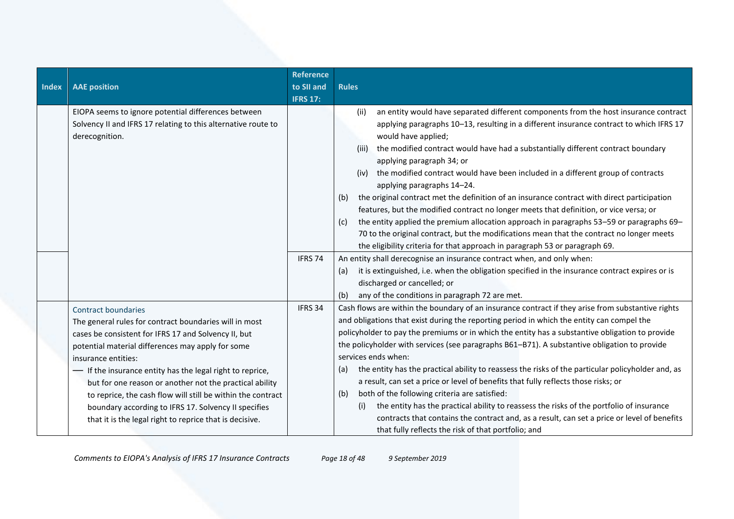| Index | AAE position | Reference to SII and IFRS 17: | Rules |
|---|---|---|---|
| | EIOPA seems to ignore potential differences between Solvency II and IFRS 17 relating to this alternative route to derecognition. | | (ii) an entity would have separated different components from the host insurance contract applying paragraphs 10–13, resulting in a different insurance contract to which IFRS 17 would have applied;<br>(iii) the modified contract would have had a substantially different contract boundary applying paragraph 34; or<br>(iv) the modified contract would have been included in a different group of contracts applying paragraphs 14–24.<br>(b) the original contract met the definition of an insurance contract with direct participation features, but the modified contract no longer meets that definition, or vice versa; or<br>(c) the entity applied the premium allocation approach in paragraphs 53–59 or paragraphs 69–70 to the original contract, but the modifications mean that the contract no longer meets the eligibility criteria for that approach in paragraph 53 or paragraph 69. |
| | | IFRS 74 | An entity shall derecognise an insurance contract when, and only when:<br>(a) it is extinguished, i.e. when the obligation specified in the insurance contract expires or is discharged or cancelled; or<br>(b) any of the conditions in paragraph 72 are met. |
| | Contract boundaries<br>The general rules for contract boundaries will in most cases be consistent for IFRS 17 and Solvency II, but potential material differences may apply for some insurance entities:<br>— If the insurance entity has the legal right to reprice, but for one reason or another not the practical ability to reprice, the cash flow will still be within the contract boundary according to IFRS 17. Solvency II specifies that it is the legal right to reprice that is decisive. | IFRS 34 | Cash flows are within the boundary of an insurance contract if they arise from substantive rights and obligations that exist during the reporting period in which the entity can compel the policyholder to pay the premiums or in which the entity has a substantive obligation to provide the policyholder with services (see paragraphs B61–B71). A substantive obligation to provide services ends when:<br>(a) the entity has the practical ability to reassess the risks of the particular policyholder and, as a result, can set a price or level of benefits that fully reflects those risks; or<br>(b) both of the following criteria are satisfied:<br>(i) the entity has the practical ability to reassess the risks of the portfolio of insurance contracts that contains the contract and, as a result, can set a price or level of benefits that fully reflects the risk of that portfolio; and |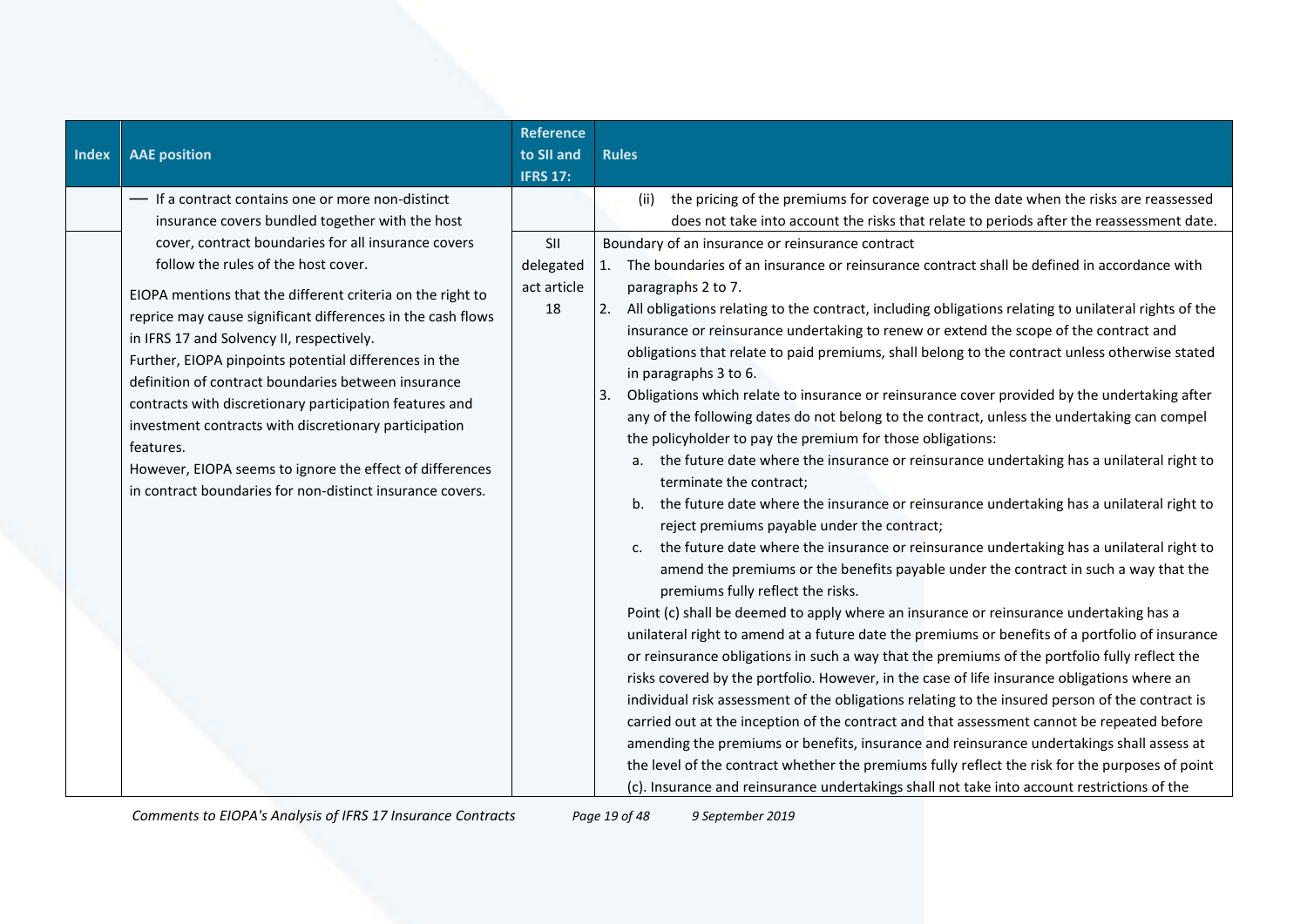| Index | AAE position | Reference to SII and IFRS 17: | Rules |
|---|---|---|---|
| | — If a contract contains one or more non-distinct insurance covers bundled together with the host cover, contract boundaries for all insurance covers follow the rules of the host cover.<br><br>EIOPA mentions that the different criteria on the right to reprice may cause significant differences in the cash flows in IFRS 17 and Solvency II, respectively.<br>Further, EIOPA pinpoints potential differences in the definition of contract boundaries between insurance contracts with discretionary participation features and investment contracts with discretionary participation features.<br>However, EIOPA seems to ignore the effect of differences in contract boundaries for non-distinct insurance covers. | | (ii) the pricing of the premiums for coverage up to the date when the risks are reassessed does not take into account the risks that relate to periods after the reassessment date. |
| | | SII delegated act article 18 | Boundary of an insurance or reinsurance contract<br>1. The boundaries of an insurance or reinsurance contract shall be defined in accordance with paragraphs 2 to 7.<br>2. All obligations relating to the contract, including obligations relating to unilateral rights of the insurance or reinsurance undertaking to renew or extend the scope of the contract and obligations that relate to paid premiums, shall belong to the contract unless otherwise stated in paragraphs 3 to 6.<br>3. Obligations which relate to insurance or reinsurance cover provided by the undertaking after any of the following dates do not belong to the contract, unless the undertaking can compel the policyholder to pay the premium for those obligations:<br>a. the future date where the insurance or reinsurance undertaking has a unilateral right to terminate the contract;<br>b. the future date where the insurance or reinsurance undertaking has a unilateral right to reject premiums payable under the contract;<br>c. the future date where the insurance or reinsurance undertaking has a unilateral right to amend the premiums or the benefits payable under the contract in such a way that the premiums fully reflect the risks.<br>Point (c) shall be deemed to apply where an insurance or reinsurance undertaking has a unilateral right to amend at a future date the premiums or benefits of a portfolio of insurance or reinsurance obligations in such a way that the premiums of the portfolio fully reflect the risks covered by the portfolio. However, in the case of life insurance obligations where an individual risk assessment of the obligations relating to the insured person of the contract is carried out at the inception of the contract and that assessment cannot be repeated before amending the premiums or benefits, insurance and reinsurance undertakings shall assess at the level of the contract whether the premiums fully reflect the risk for the purposes of point (c). Insurance and reinsurance undertakings shall not take into account restrictions of the |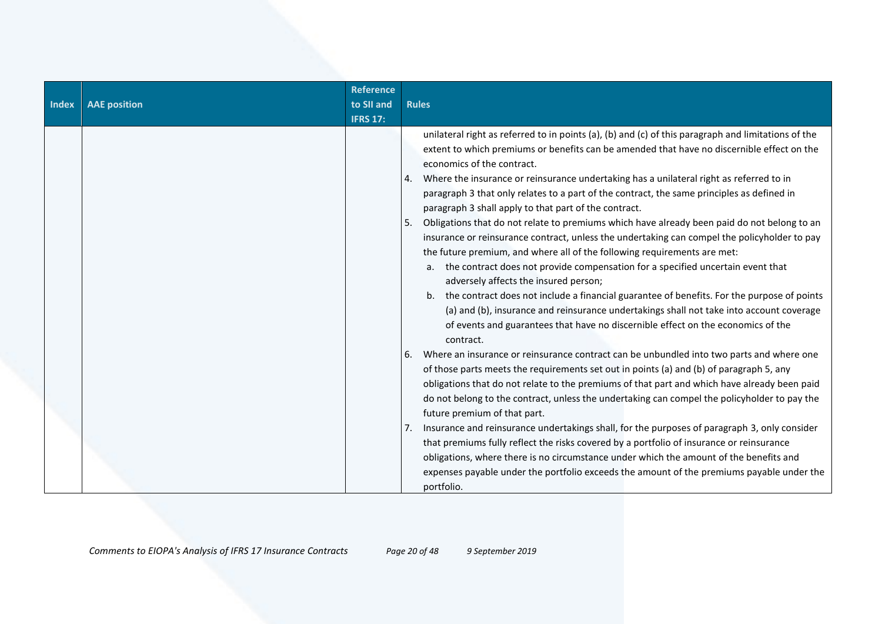| Index | AAE position | Reference to SII and IFRS 17: | Rules |
|---|---|---|---|
| | | | unilateral right as referred to in points (a), (b) and (c) of this paragraph and limitations of the extent to which premiums or benefits can be amended that have no discernible effect on the economics of the contract.<br>4. Where the insurance or reinsurance undertaking has a unilateral right as referred to in paragraph 3 that only relates to a part of the contract, the same principles as defined in paragraph 3 shall apply to that part of the contract.<br>5. Obligations that do not relate to premiums which have already been paid do not belong to an insurance or reinsurance contract, unless the undertaking can compel the policyholder to pay the future premium, and where all of the following requirements are met:<br>a. the contract does not provide compensation for a specified uncertain event that adversely affects the insured person;<br>b. the contract does not include a financial guarantee of benefits. For the purpose of points (a) and (b), insurance and reinsurance undertakings shall not take into account coverage of events and guarantees that have no discernible effect on the economics of the contract.<br>6. Where an insurance or reinsurance contract can be unbundled into two parts and where one of those parts meets the requirements set out in points (a) and (b) of paragraph 5, any obligations that do not relate to the premiums of that part and which have already been paid do not belong to the contract, unless the undertaking can compel the policyholder to pay the future premium of that part.<br>7. Insurance and reinsurance undertakings shall, for the purposes of paragraph 3, only consider that premiums fully reflect the risks covered by a portfolio of insurance or reinsurance obligations, where there is no circumstance under which the amount of the benefits and expenses payable under the portfolio exceeds the amount of the premiums payable under the portfolio. |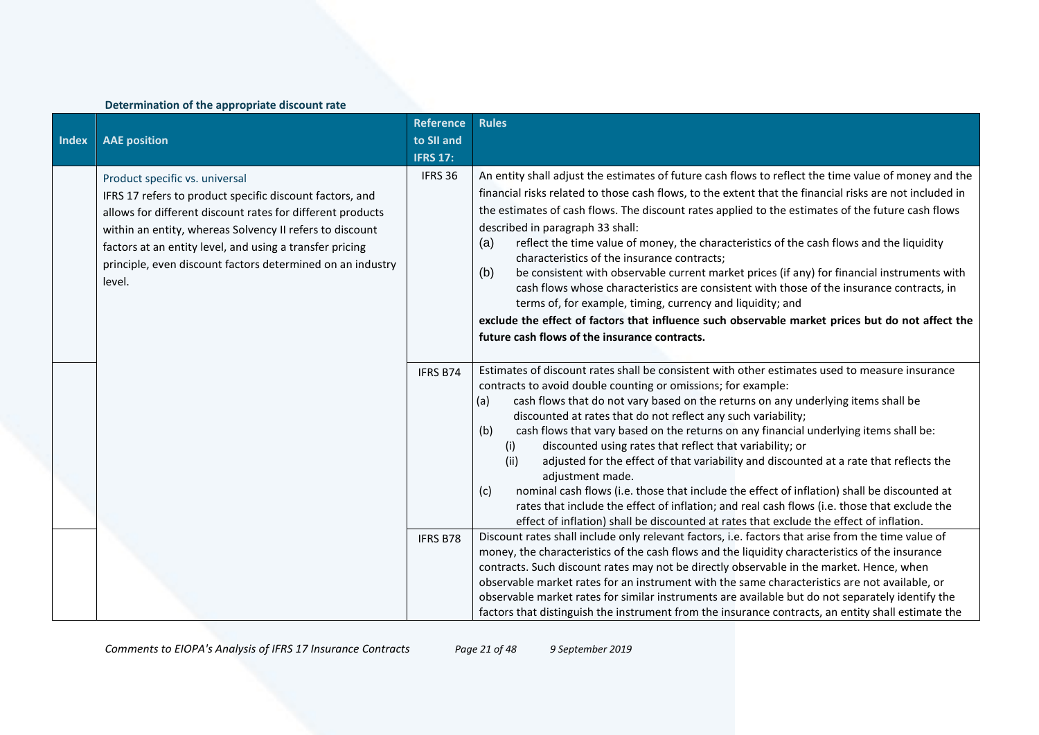**Determination of the appropriate discount rate**

| Index | AAE position | Reference to SII and IFRS 17: | Rules |
|---|---|---|---|
| | Product specific vs. universal<br>IFRS 17 refers to product specific discount factors, and allows for different discount rates for different products within an entity, whereas Solvency II refers to discount factors at an entity level, and using a transfer pricing principle, even discount factors determined on an industry level. | IFRS 36 | An entity shall adjust the estimates of future cash flows to reflect the time value of money and the financial risks related to those cash flows, to the extent that the financial risks are not included in the estimates of cash flows. The discount rates applied to the estimates of the future cash flows described in paragraph 33 shall:<br>(a) reflect the time value of money, the characteristics of the cash flows and the liquidity characteristics of the insurance contracts;<br>(b) be consistent with observable current market prices (if any) for financial instruments with cash flows whose characteristics are consistent with those of the insurance contracts, in terms of, for example, timing, currency and liquidity; and<br>**exclude the effect of factors that influence such observable market prices but do not affect the future cash flows of the insurance contracts.** |
| | | IFRS B74 | Estimates of discount rates shall be consistent with other estimates used to measure insurance contracts to avoid double counting or omissions; for example:<br>(a) cash flows that do not vary based on the returns on any underlying items shall be discounted at rates that do not reflect any such variability;<br>(b) cash flows that vary based on the returns on any financial underlying items shall be:<br>(i) discounted using rates that reflect that variability; or<br>(ii) adjusted for the effect of that variability and discounted at a rate that reflects the adjustment made.<br>(c) nominal cash flows (i.e. those that include the effect of inflation) shall be discounted at rates that include the effect of inflation; and real cash flows (i.e. those that exclude the effect of inflation) shall be discounted at rates that exclude the effect of inflation. |
| | | IFRS B78 | Discount rates shall include only relevant factors, i.e. factors that arise from the time value of money, the characteristics of the cash flows and the liquidity characteristics of the insurance contracts. Such discount rates may not be directly observable in the market. Hence, when observable market rates for an instrument with the same characteristics are not available, or observable market rates for similar instruments are available but do not separately identify the factors that distinguish the instrument from the insurance contracts, an entity shall estimate the |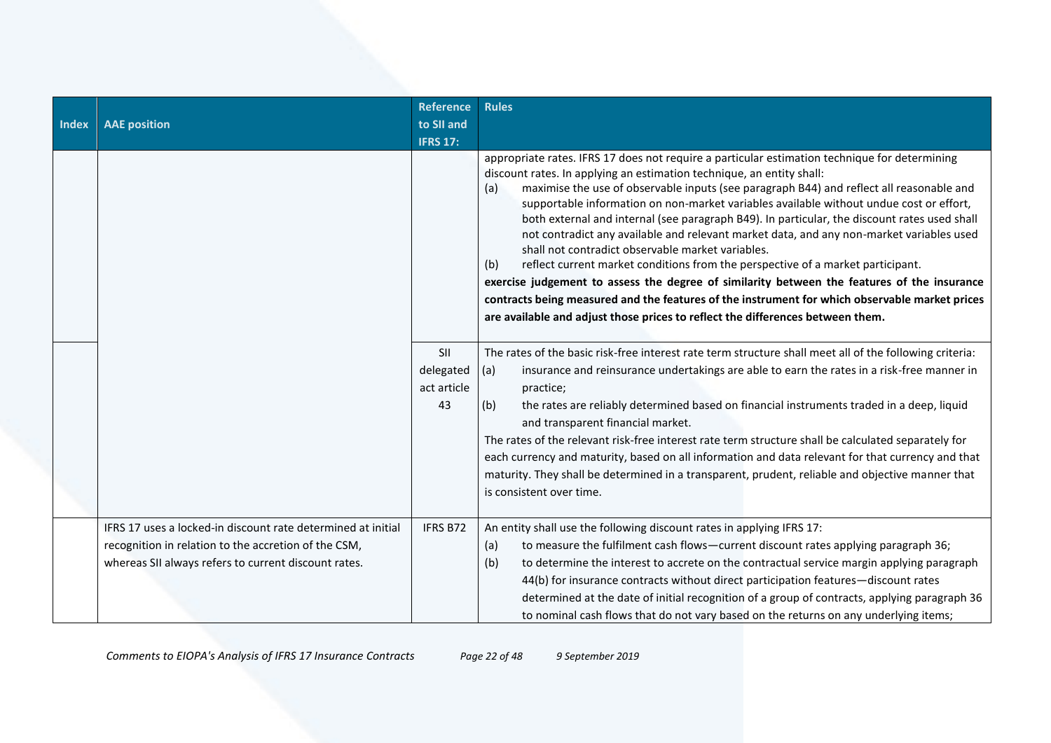| Index | AAE position | Reference to SII and IFRS 17: | Rules |
|---|---|---|---|
| | | | appropriate rates. IFRS 17 does not require a particular estimation technique for determining discount rates. In applying an estimation technique, an entity shall:<br>(a) maximise the use of observable inputs (see paragraph B44) and reflect all reasonable and supportable information on non-market variables available without undue cost or effort, both external and internal (see paragraph B49). In particular, the discount rates used shall not contradict any available and relevant market data, and any non-market variables used shall not contradict observable market variables.<br>(b) reflect current market conditions from the perspective of a market participant.<br>**exercise judgement to assess the degree of similarity between the features of the insurance contracts being measured and the features of the instrument for which observable market prices are available and adjust those prices to reflect the differences between them.** |
| | | SII delegated act article 43 | The rates of the basic risk-free interest rate term structure shall meet all of the following criteria:<br>(a) insurance and reinsurance undertakings are able to earn the rates in a risk-free manner in practice;<br>(b) the rates are reliably determined based on financial instruments traded in a deep, liquid and transparent financial market.<br>The rates of the relevant risk-free interest rate term structure shall be calculated separately for each currency and maturity, based on all information and data relevant for that currency and that maturity. They shall be determined in a transparent, prudent, reliable and objective manner that is consistent over time. |
| | IFRS 17 uses a locked-in discount rate determined at initial recognition in relation to the accretion of the CSM, whereas SII always refers to current discount rates. | IFRS B72 | An entity shall use the following discount rates in applying IFRS 17:<br>(a) to measure the fulfilment cash flows—current discount rates applying paragraph 36;<br>(b) to determine the interest to accrete on the contractual service margin applying paragraph 44(b) for insurance contracts without direct participation features—discount rates determined at the date of initial recognition of a group of contracts, applying paragraph 36 to nominal cash flows that do not vary based on the returns on any underlying items; |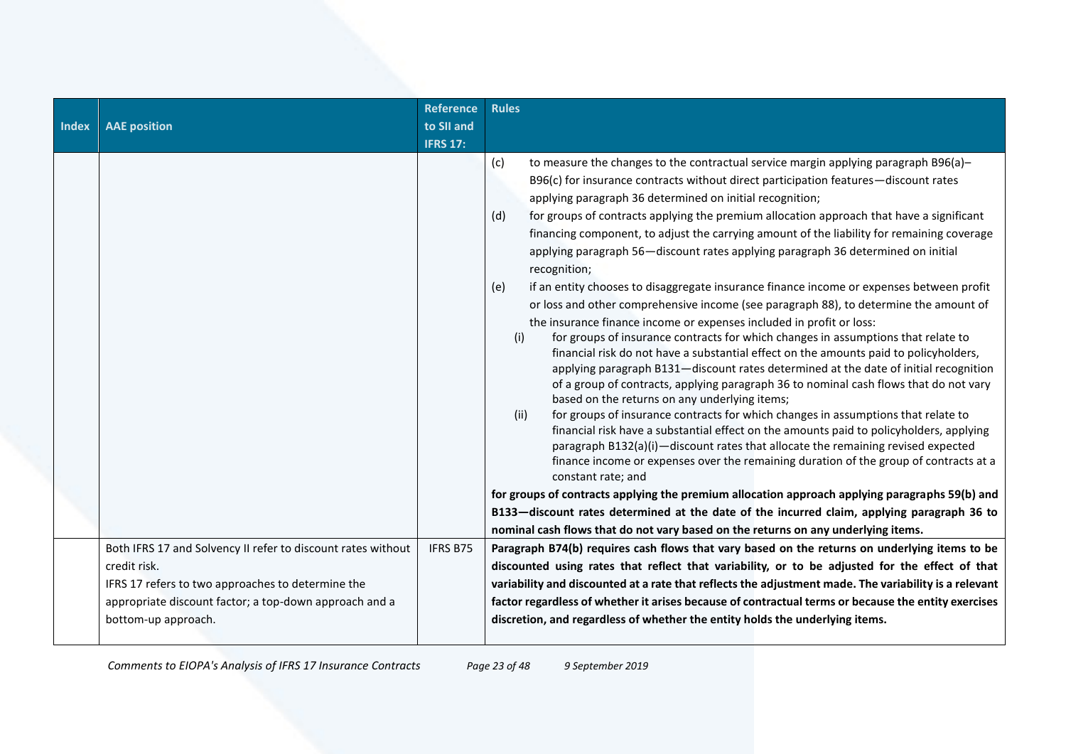| Index | AAE position | Reference to SII and IFRS 17: | Rules |
|---|---|---|---|
| | | | (c) to measure the changes to the contractual service margin applying paragraph B96(a)–B96(c) for insurance contracts without direct participation features—discount rates applying paragraph 36 determined on initial recognition;<br>(d) for groups of contracts applying the premium allocation approach that have a significant financing component, to adjust the carrying amount of the liability for remaining coverage applying paragraph 56—discount rates applying paragraph 36 determined on initial recognition;<br>(e) if an entity chooses to disaggregate insurance finance income or expenses between profit or loss and other comprehensive income (see paragraph 88), to determine the amount of the insurance finance income or expenses included in profit or loss:<br>(i) for groups of insurance contracts for which changes in assumptions that relate to financial risk do not have a substantial effect on the amounts paid to policyholders, applying paragraph B131—discount rates determined at the date of initial recognition of a group of contracts, applying paragraph 36 to nominal cash flows that do not vary based on the returns on any underlying items;<br>(ii) for groups of insurance contracts for which changes in assumptions that relate to financial risk have a substantial effect on the amounts paid to policyholders, applying paragraph B132(a)(i)—discount rates that allocate the remaining revised expected finance income or expenses over the remaining duration of the group of contracts at a constant rate; and<br>**for groups of contracts applying the premium allocation approach applying paragraphs 59(b) and B133—discount rates determined at the date of the incurred claim, applying paragraph 36 to nominal cash flows that do not vary based on the returns on any underlying items.** |
| | Both IFRS 17 and Solvency II refer to discount rates without credit risk.<br>IFRS 17 refers to two approaches to determine the appropriate discount factor; a top-down approach and a bottom-up approach. | IFRS B75 | **Paragraph B74(b) requires cash flows that vary based on the returns on underlying items to be discounted using rates that reflect that variability, or to be adjusted for the effect of that variability and discounted at a rate that reflects the adjustment made. The variability is a relevant factor regardless of whether it arises because of contractual terms or because the entity exercises discretion, and regardless of whether the entity holds the underlying items.** |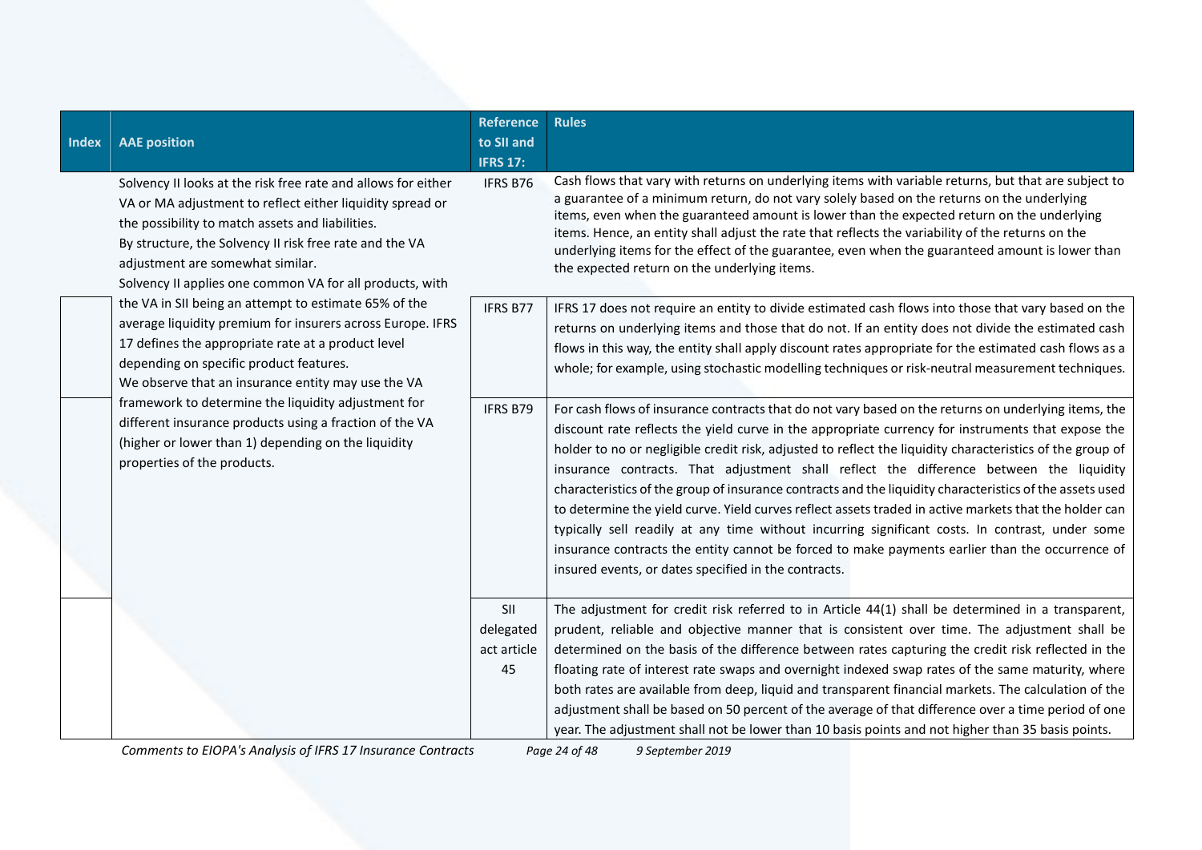| Index | AAE position | Reference to SII and IFRS 17: | Rules |
|---|---|---|---|
| | Solvency II looks at the risk free rate and allows for either VA or MA adjustment to reflect either liquidity spread or the possibility to match assets and liabilities. By structure, the Solvency II risk free rate and the VA adjustment are somewhat similar. Solvency II applies one common VA for all products, with the VA in SII being an attempt to estimate 65% of the average liquidity premium for insurers across Europe. IFRS 17 defines the appropriate rate at a product level depending on specific product features. We observe that an insurance entity may use the VA framework to determine the liquidity adjustment for different insurance products using a fraction of the VA (higher or lower than 1) depending on the liquidity properties of the products. | IFRS B76 | Cash flows that vary with returns on underlying items with variable returns, but that are subject to a guarantee of a minimum return, do not vary solely based on the returns on the underlying items, even when the guaranteed amount is lower than the expected return on the underlying items. Hence, an entity shall adjust the rate that reflects the variability of the returns on the underlying items for the effect of the guarantee, even when the guaranteed amount is lower than the expected return on the underlying items. |
| | | IFRS B77 | IFRS 17 does not require an entity to divide estimated cash flows into those that vary based on the returns on underlying items and those that do not. If an entity does not divide the estimated cash flows in this way, the entity shall apply discount rates appropriate for the estimated cash flows as a whole; for example, using stochastic modelling techniques or risk-neutral measurement techniques. |
| | | IFRS B79 | For cash flows of insurance contracts that do not vary based on the returns on underlying items, the discount rate reflects the yield curve in the appropriate currency for instruments that expose the holder to no or negligible credit risk, adjusted to reflect the liquidity characteristics of the group of insurance contracts. That adjustment shall reflect the difference between the liquidity characteristics of the group of insurance contracts and the liquidity characteristics of the assets used to determine the yield curve. Yield curves reflect assets traded in active markets that the holder can typically sell readily at any time without incurring significant costs. In contrast, under some insurance contracts the entity cannot be forced to make payments earlier than the occurrence of insured events, or dates specified in the contracts. |
| | | SII delegated act article 45 | The adjustment for credit risk referred to in Article 44(1) shall be determined in a transparent, prudent, reliable and objective manner that is consistent over time. The adjustment shall be determined on the basis of the difference between rates capturing the credit risk reflected in the floating rate of interest rate swaps and overnight indexed swap rates of the same maturity, where both rates are available from deep, liquid and transparent financial markets. The calculation of the adjustment shall be based on 50 percent of the average of that difference over a time period of one year. The adjustment shall not be lower than 10 basis points and not higher than 35 basis points. |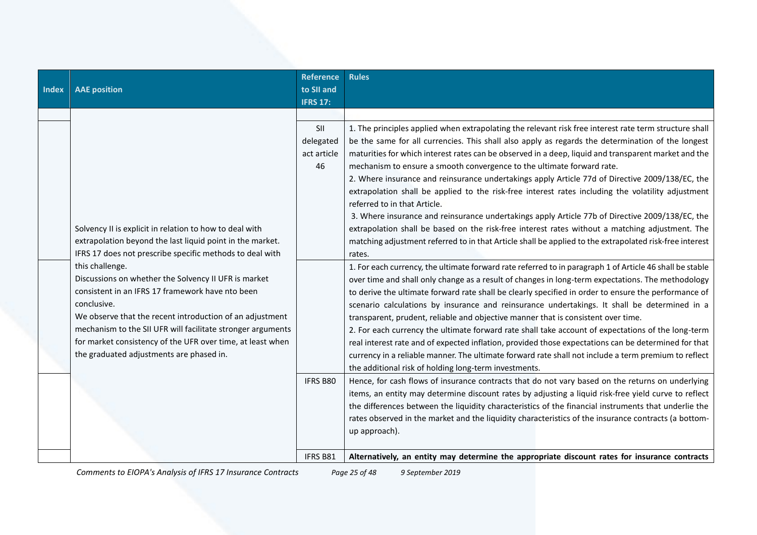| Index | AAE position | Reference to SII and IFRS 17: | Rules |
|---|---|---|---|
| | | | |
| | Solvency II is explicit in relation to how to deal with extrapolation beyond the last liquid point in the market. IFRS 17 does not prescribe specific methods to deal with this challenge.<br>Discussions on whether the Solvency II UFR is market consistent in an IFRS 17 framework have nto been conclusive.<br>We observe that the recent introduction of an adjustment mechanism to the SII UFR will facilitate stronger arguments for market consistency of the UFR over time, at least when the graduated adjustments are phased in. | SII delegated act article 46 | 1. The principles applied when extrapolating the relevant risk free interest rate term structure shall be the same for all currencies. This shall also apply as regards the determination of the longest maturities for which interest rates can be observed in a deep, liquid and transparent market and the mechanism to ensure a smooth convergence to the ultimate forward rate.<br>2. Where insurance and reinsurance undertakings apply Article 77d of Directive 2009/138/EC, the extrapolation shall be applied to the risk-free interest rates including the volatility adjustment referred to in that Article.<br>3. Where insurance and reinsurance undertakings apply Article 77b of Directive 2009/138/EC, the extrapolation shall be based on the risk-free interest rates without a matching adjustment. The matching adjustment referred to in that Article shall be applied to the extrapolated risk-free interest rates. |
| | | | 1. For each currency, the ultimate forward rate referred to in paragraph 1 of Article 46 shall be stable over time and shall only change as a result of changes in long-term expectations. The methodology to derive the ultimate forward rate shall be clearly specified in order to ensure the performance of scenario calculations by insurance and reinsurance undertakings. It shall be determined in a transparent, prudent, reliable and objective manner that is consistent over time.<br>2. For each currency the ultimate forward rate shall take account of expectations of the long-term real interest rate and of expected inflation, provided those expectations can be determined for that currency in a reliable manner. The ultimate forward rate shall not include a term premium to reflect the additional risk of holding long-term investments. |
| | | IFRS B80 | Hence, for cash flows of insurance contracts that do not vary based on the returns on underlying items, an entity may determine discount rates by adjusting a liquid risk-free yield curve to reflect the differences between the liquidity characteristics of the financial instruments that underlie the rates observed in the market and the liquidity characteristics of the insurance contracts (a bottom-up approach). |
| | | IFRS B81 | **Alternatively, an entity may determine the appropriate discount rates for insurance contracts** |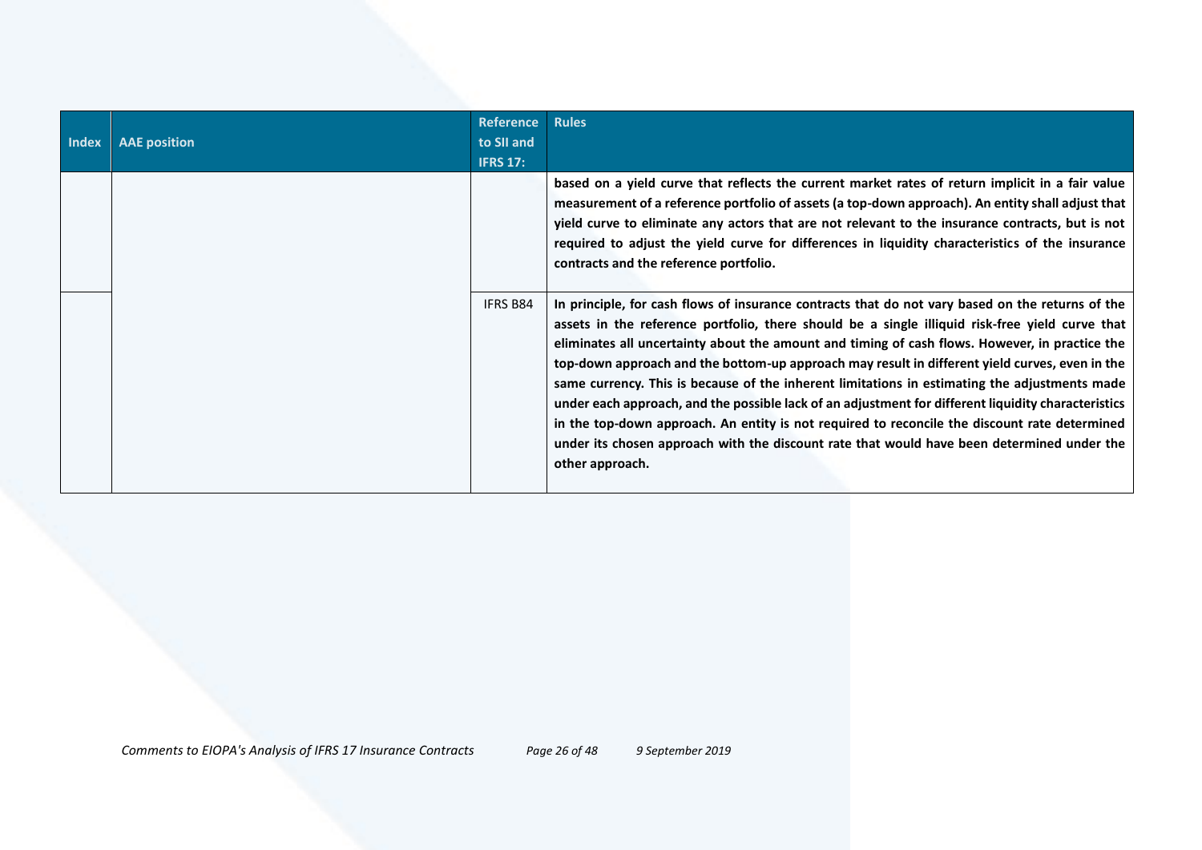| Index | AAE position | Reference to SII and IFRS 17: | Rules |
|---|---|---|---|
| | | | **based on a yield curve that reflects the current market rates of return implicit in a fair value measurement of a reference portfolio of assets (a top-down approach). An entity shall adjust that yield curve to eliminate any actors that are not relevant to the insurance contracts, but is not required to adjust the yield curve for differences in liquidity characteristics of the insurance contracts and the reference portfolio.** |
| | | IFRS B84 | **In principle, for cash flows of insurance contracts that do not vary based on the returns of the assets in the reference portfolio, there should be a single illiquid risk-free yield curve that eliminates all uncertainty about the amount and timing of cash flows. However, in practice the top-down approach and the bottom-up approach may result in different yield curves, even in the same currency. This is because of the inherent limitations in estimating the adjustments made under each approach, and the possible lack of an adjustment for different liquidity characteristics in the top-down approach. An entity is not required to reconcile the discount rate determined under its chosen approach with the discount rate that would have been determined under the other approach.** |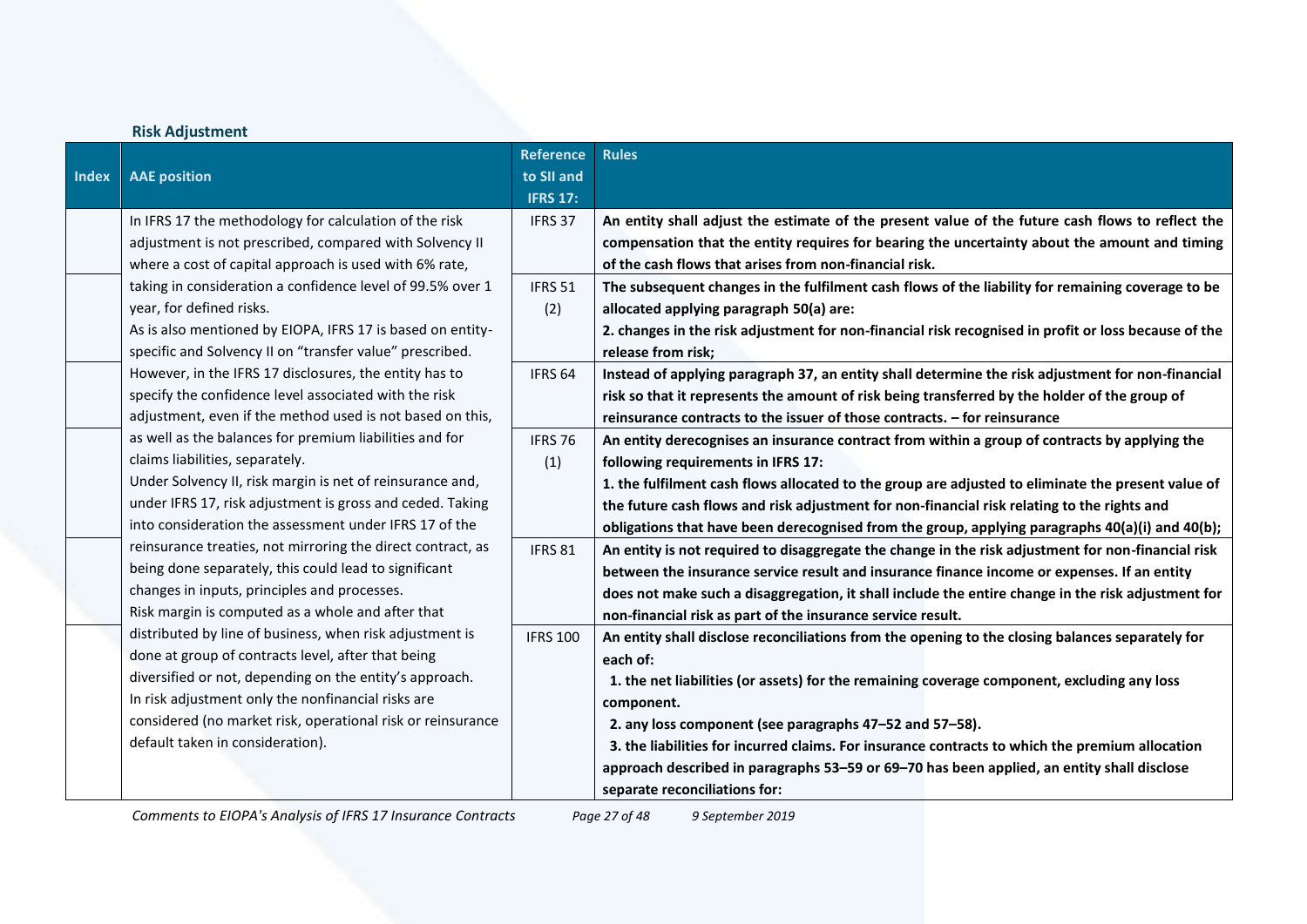### Risk Adjustment

| Index | AAE position | Reference to SII and IFRS 17: | Rules |
|---|---|---|---|
| | In IFRS 17 the methodology for calculation of the risk adjustment is not prescribed, compared with Solvency II where a cost of capital approach is used with 6% rate, taking in consideration a confidence level of 99.5% over 1 year, for defined risks.<br>As is also mentioned by EIOPA, IFRS 17 is based on entity-specific and Solvency II on "transfer value" prescribed.<br>However, in the IFRS 17 disclosures, the entity has to specify the confidence level associated with the risk adjustment, even if the method used is not based on this, as well as the balances for premium liabilities and for claims liabilities, separately.<br>Under Solvency II, risk margin is net of reinsurance and, under IFRS 17, risk adjustment is gross and ceded. Taking into consideration the assessment under IFRS 17 of the reinsurance treaties, not mirroring the direct contract, as being done separately, this could lead to significant changes in inputs, principles and processes.<br>Risk margin is computed as a whole and after that distributed by line of business, when risk adjustment is done at group of contracts level, after that being diversified or not, depending on the entity's approach.<br>In risk adjustment only the nonfinancial risks are considered (no market risk, operational risk or reinsurance default taken in consideration). | IFRS 37 | **An entity shall adjust the estimate of the present value of the future cash flows to reflect the compensation that the entity requires for bearing the uncertainty about the amount and timing of the cash flows that arises from non-financial risk.** |
| | | IFRS 51 (2) | **The subsequent changes in the fulfilment cash flows of the liability for remaining coverage to be allocated applying paragraph 50(a) are:**<br>**2. changes in the risk adjustment for non-financial risk recognised in profit or loss because of the release from risk;** |
| | | IFRS 64 | **Instead of applying paragraph 37, an entity shall determine the risk adjustment for non-financial risk so that it represents the amount of risk being transferred by the holder of the group of reinsurance contracts to the issuer of those contracts. – for reinsurance** |
| | | IFRS 76 (1) | **An entity derecognises an insurance contract from within a group of contracts by applying the following requirements in IFRS 17:**<br>**1. the fulfilment cash flows allocated to the group are adjusted to eliminate the present value of the future cash flows and risk adjustment for non-financial risk relating to the rights and obligations that have been derecognised from the group, applying paragraphs 40(a)(i) and 40(b);** |
| | | IFRS 81 | **An entity is not required to disaggregate the change in the risk adjustment for non-financial risk between the insurance service result and insurance finance income or expenses. If an entity does not make such a disaggregation, it shall include the entire change in the risk adjustment for non-financial risk as part of the insurance service result.** |
| | | IFRS 100 | **An entity shall disclose reconciliations from the opening to the closing balances separately for each of:**<br>**1. the net liabilities (or assets) for the remaining coverage component, excluding any loss component.**<br>**2. any loss component (see paragraphs 47–52 and 57–58).**<br>**3. the liabilities for incurred claims. For insurance contracts to which the premium allocation approach described in paragraphs 53–59 or 69–70 has been applied, an entity shall disclose separate reconciliations for:** |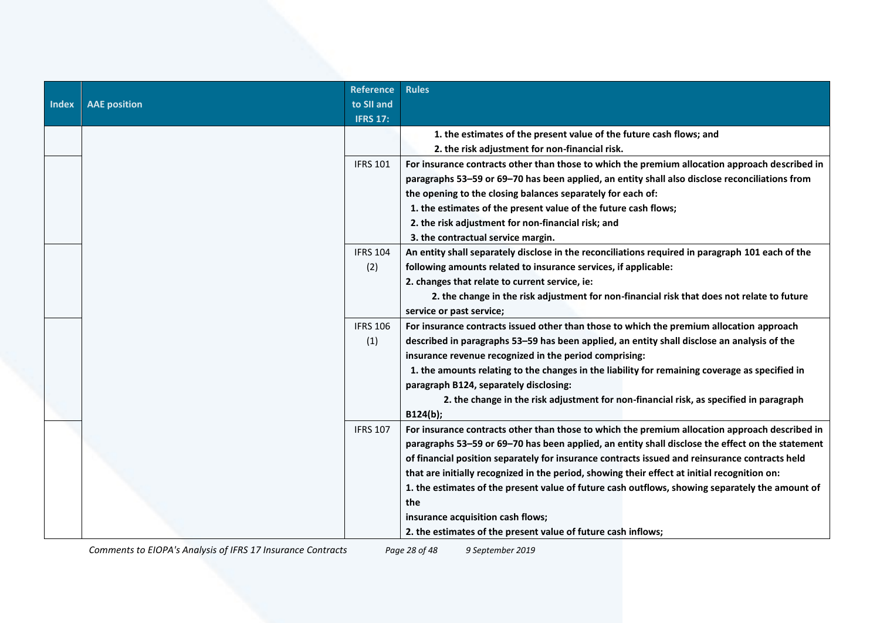| Index | AAE position | Reference to SII and IFRS 17: | Rules |
|---|---|---|---|
| | | | 1. the estimates of the present value of the future cash flows; and<br>2. the risk adjustment for non-financial risk. |
| | | IFRS 101 | For insurance contracts other than those to which the premium allocation approach described in paragraphs 53–59 or 69–70 has been applied, an entity shall also disclose reconciliations from the opening to the closing balances separately for each of:<br>1. the estimates of the present value of the future cash flows;<br>2. the risk adjustment for non-financial risk; and<br>3. the contractual service margin. |
| | | IFRS 104 (2) | An entity shall separately disclose in the reconciliations required in paragraph 101 each of the following amounts related to insurance services, if applicable:<br>2. changes that relate to current service, ie:<br>2. the change in the risk adjustment for non-financial risk that does not relate to future service or past service; |
| | | IFRS 106 (1) | For insurance contracts issued other than those to which the premium allocation approach described in paragraphs 53–59 has been applied, an entity shall disclose an analysis of the insurance revenue recognized in the period comprising:<br>1. the amounts relating to the changes in the liability for remaining coverage as specified in paragraph B124, separately disclosing:<br>2. the change in the risk adjustment for non-financial risk, as specified in paragraph B124(b); |
| | | IFRS 107 | For insurance contracts other than those to which the premium allocation approach described in paragraphs 53–59 or 69–70 has been applied, an entity shall disclose the effect on the statement of financial position separately for insurance contracts issued and reinsurance contracts held that are initially recognized in the period, showing their effect at initial recognition on:<br>1. the estimates of the present value of future cash outflows, showing separately the amount of the<br>insurance acquisition cash flows;<br>2. the estimates of the present value of future cash inflows; |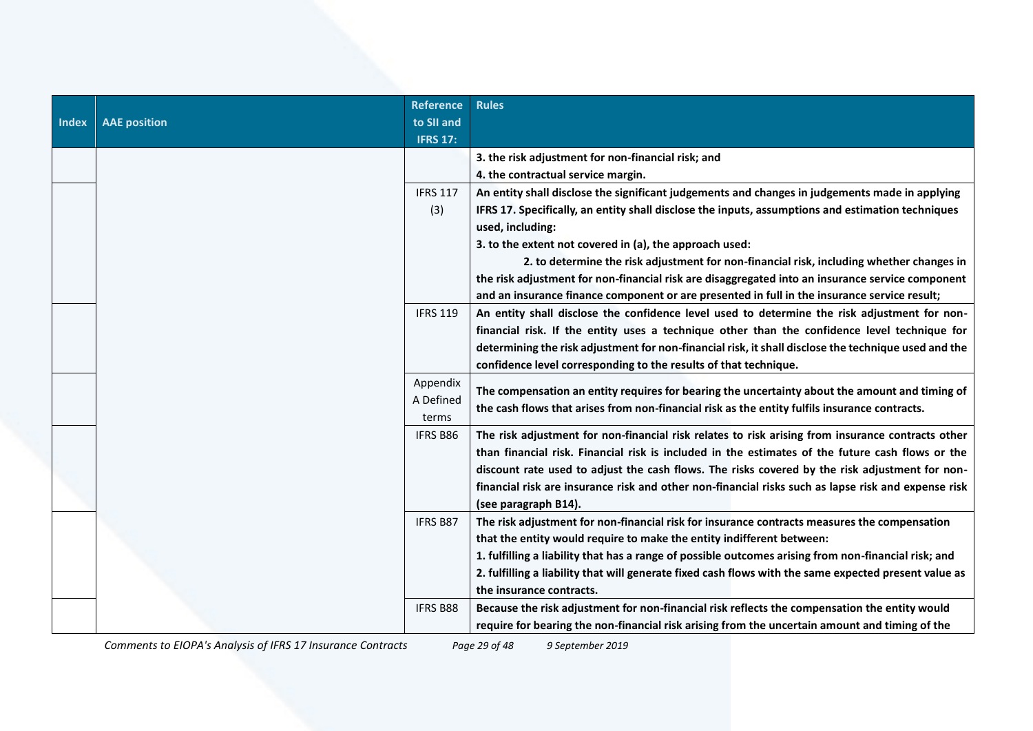| Index | AAE position | Reference to SII and IFRS 17: | Rules |
|---|---|---|---|
| | | | **3. the risk adjustment for non-financial risk; and**<br>**4. the contractual service margin.** |
| | | IFRS 117 (3) | **An entity shall disclose the significant judgements and changes in judgements made in applying IFRS 17. Specifically, an entity shall disclose the inputs, assumptions and estimation techniques used, including:**<br>**3. to the extent not covered in (a), the approach used:**<br>**2. to determine the risk adjustment for non-financial risk, including whether changes in the risk adjustment for non-financial risk are disaggregated into an insurance service component and an insurance finance component or are presented in full in the insurance service result;** |
| | | IFRS 119 | **An entity shall disclose the confidence level used to determine the risk adjustment for non-financial risk. If the entity uses a technique other than the confidence level technique for determining the risk adjustment for non-financial risk, it shall disclose the technique used and the confidence level corresponding to the results of that technique.** |
| | | Appendix A Defined terms | **The compensation an entity requires for bearing the uncertainty about the amount and timing of the cash flows that arises from non-financial risk as the entity fulfils insurance contracts.** |
| | | IFRS B86 | **The risk adjustment for non-financial risk relates to risk arising from insurance contracts other than financial risk. Financial risk is included in the estimates of the future cash flows or the discount rate used to adjust the cash flows. The risks covered by the risk adjustment for non-financial risk are insurance risk and other non-financial risks such as lapse risk and expense risk (see paragraph B14).** |
| | | IFRS B87 | **The risk adjustment for non-financial risk for insurance contracts measures the compensation that the entity would require to make the entity indifferent between:**<br>**1. fulfilling a liability that has a range of possible outcomes arising from non-financial risk; and**<br>**2. fulfilling a liability that will generate fixed cash flows with the same expected present value as the insurance contracts.** |
| | | IFRS B88 | **Because the risk adjustment for non-financial risk reflects the compensation the entity would require for bearing the non-financial risk arising from the uncertain amount and timing of the** |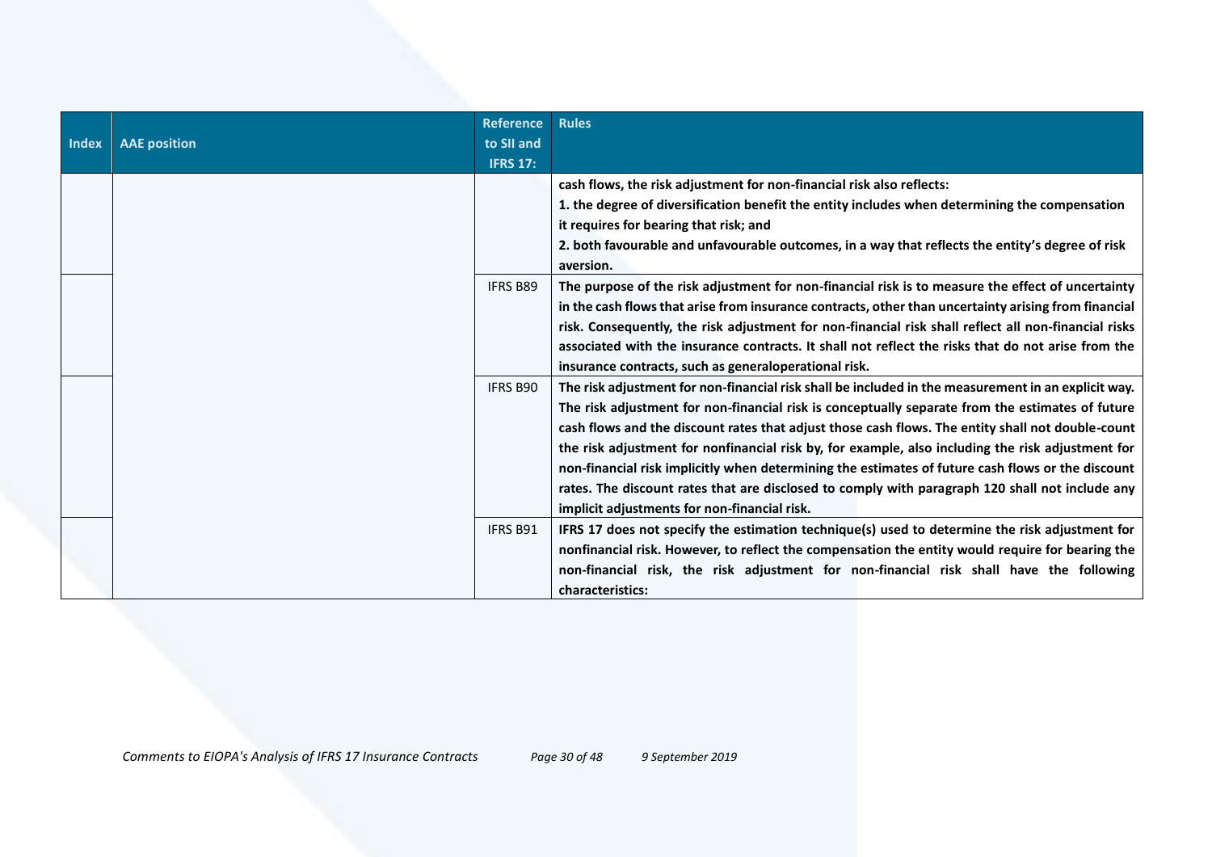| Index | AAE position | Reference to SII and IFRS 17: | Rules |
|---|---|---|---|
| | | | **cash flows, the risk adjustment for non-financial risk also reflects:** **1. the degree of diversification benefit the entity includes when determining the compensation it requires for bearing that risk; and** **2. both favourable and unfavourable outcomes, in a way that reflects the entity's degree of risk aversion.** |
| | | IFRS B89 | **The purpose of the risk adjustment for non-financial risk is to measure the effect of uncertainty in the cash flows that arise from insurance contracts, other than uncertainty arising from financial risk. Consequently, the risk adjustment for non-financial risk shall reflect all non-financial risks associated with the insurance contracts. It shall not reflect the risks that do not arise from the insurance contracts, such as generaloperational risk.** |
| | | IFRS B90 | **The risk adjustment for non-financial risk shall be included in the measurement in an explicit way. The risk adjustment for non-financial risk is conceptually separate from the estimates of future cash flows and the discount rates that adjust those cash flows. The entity shall not double-count the risk adjustment for nonfinancial risk by, for example, also including the risk adjustment for non-financial risk implicitly when determining the estimates of future cash flows or the discount rates. The discount rates that are disclosed to comply with paragraph 120 shall not include any implicit adjustments for non-financial risk.** |
| | | IFRS B91 | **IFRS 17 does not specify the estimation technique(s) used to determine the risk adjustment for nonfinancial risk. However, to reflect the compensation the entity would require for bearing the non-financial risk, the risk adjustment for non-financial risk shall have the following characteristics:** |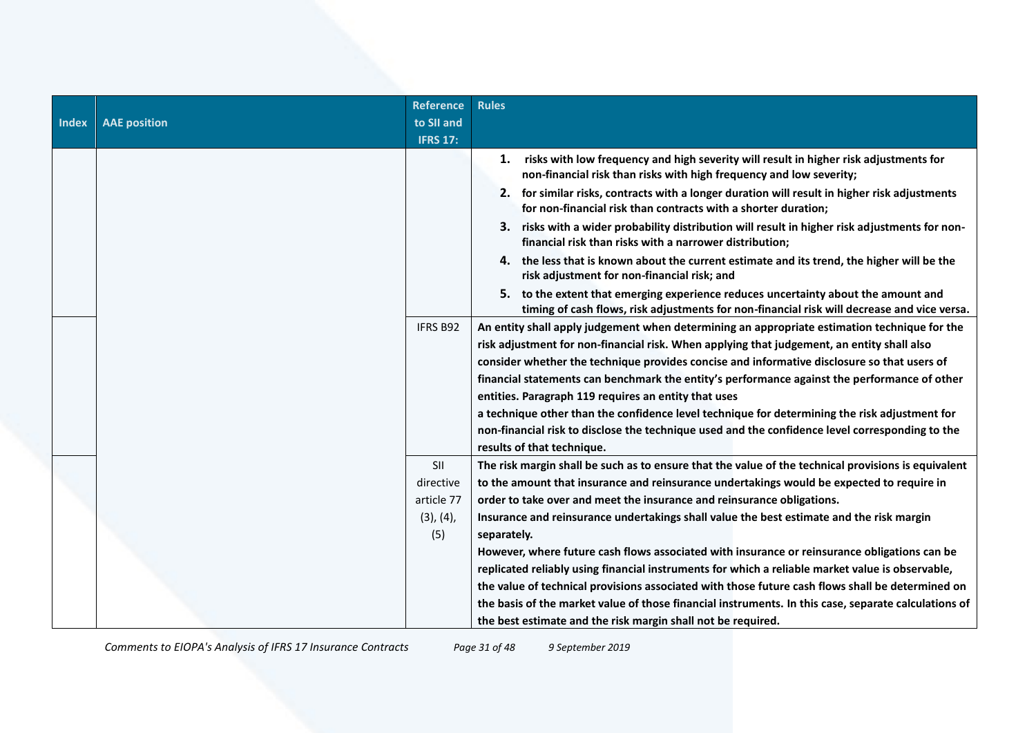| Index | AAE position | Reference to SII and IFRS 17: | Rules |
|---|---|---|---|
| | | | **1. risks with low frequency and high severity will result in higher risk adjustments for non-financial risk than risks with high frequency and low severity;**<br>**2. for similar risks, contracts with a longer duration will result in higher risk adjustments for non-financial risk than contracts with a shorter duration;**<br>**3. risks with a wider probability distribution will result in higher risk adjustments for non-financial risk than risks with a narrower distribution;**<br>**4. the less that is known about the current estimate and its trend, the higher will be the risk adjustment for non-financial risk; and**<br>**5. to the extent that emerging experience reduces uncertainty about the amount and timing of cash flows, risk adjustments for non-financial risk will decrease and vice versa.** |
| | | IFRS B92 | **An entity shall apply judgement when determining an appropriate estimation technique for the risk adjustment for non-financial risk. When applying that judgement, an entity shall also consider whether the technique provides concise and informative disclosure so that users of financial statements can benchmark the entity's performance against the performance of other entities. Paragraph 119 requires an entity that uses a technique other than the confidence level technique for determining the risk adjustment for non-financial risk to disclose the technique used and the confidence level corresponding to the results of that technique.** |
| | | SII directive article 77 (3), (4), (5) | **The risk margin shall be such as to ensure that the value of the technical provisions is equivalent to the amount that insurance and reinsurance undertakings would be expected to require in order to take over and meet the insurance and reinsurance obligations.**<br>**Insurance and reinsurance undertakings shall value the best estimate and the risk margin separately.**<br>**However, where future cash flows associated with insurance or reinsurance obligations can be replicated reliably using financial instruments for which a reliable market value is observable, the value of technical provisions associated with those future cash flows shall be determined on the basis of the market value of those financial instruments. In this case, separate calculations of the best estimate and the risk margin shall not be required.** |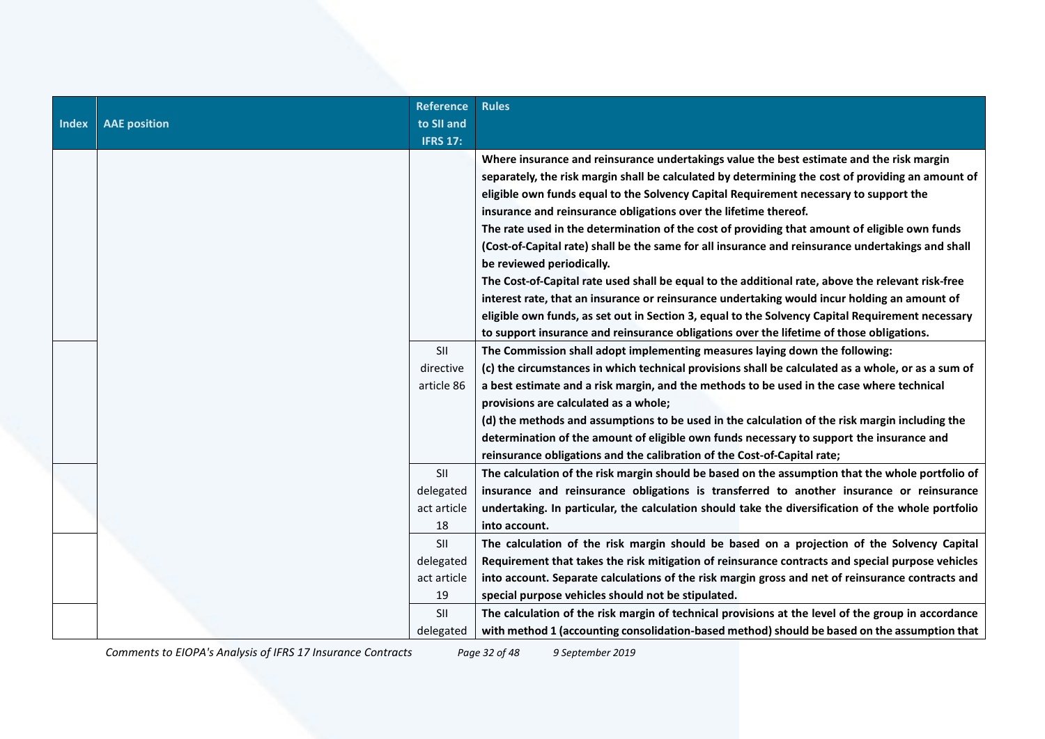| Index | AAE position | Reference to SII and IFRS 17: | Rules |
|---|---|---|---|
| | | | **Where insurance and reinsurance undertakings value the best estimate and the risk margin separately, the risk margin shall be calculated by determining the cost of providing an amount of eligible own funds equal to the Solvency Capital Requirement necessary to support the insurance and reinsurance obligations over the lifetime thereof.** **The rate used in the determination of the cost of providing that amount of eligible own funds (Cost-of-Capital rate) shall be the same for all insurance and reinsurance undertakings and shall be reviewed periodically.** **The Cost-of-Capital rate used shall be equal to the additional rate, above the relevant risk-free interest rate, that an insurance or reinsurance undertaking would incur holding an amount of eligible own funds, as set out in Section 3, equal to the Solvency Capital Requirement necessary to support insurance and reinsurance obligations over the lifetime of those obligations.** |
| | | SII directive article 86 | **The Commission shall adopt implementing measures laying down the following:** **(c) the circumstances in which technical provisions shall be calculated as a whole, or as a sum of a best estimate and a risk margin, and the methods to be used in the case where technical provisions are calculated as a whole;** **(d) the methods and assumptions to be used in the calculation of the risk margin including the determination of the amount of eligible own funds necessary to support the insurance and reinsurance obligations and the calibration of the Cost-of-Capital rate;** |
| | | SII delegated act article 18 | **The calculation of the risk margin should be based on the assumption that the whole portfolio of insurance and reinsurance obligations is transferred to another insurance or reinsurance undertaking. In particular, the calculation should take the diversification of the whole portfolio into account.** |
| | | SII delegated act article 19 | **The calculation of the risk margin should be based on a projection of the Solvency Capital Requirement that takes the risk mitigation of reinsurance contracts and special purpose vehicles into account. Separate calculations of the risk margin gross and net of reinsurance contracts and special purpose vehicles should not be stipulated.** |
| | | SII delegated | **The calculation of the risk margin of technical provisions at the level of the group in accordance with method 1 (accounting consolidation-based method) should be based on the assumption that** |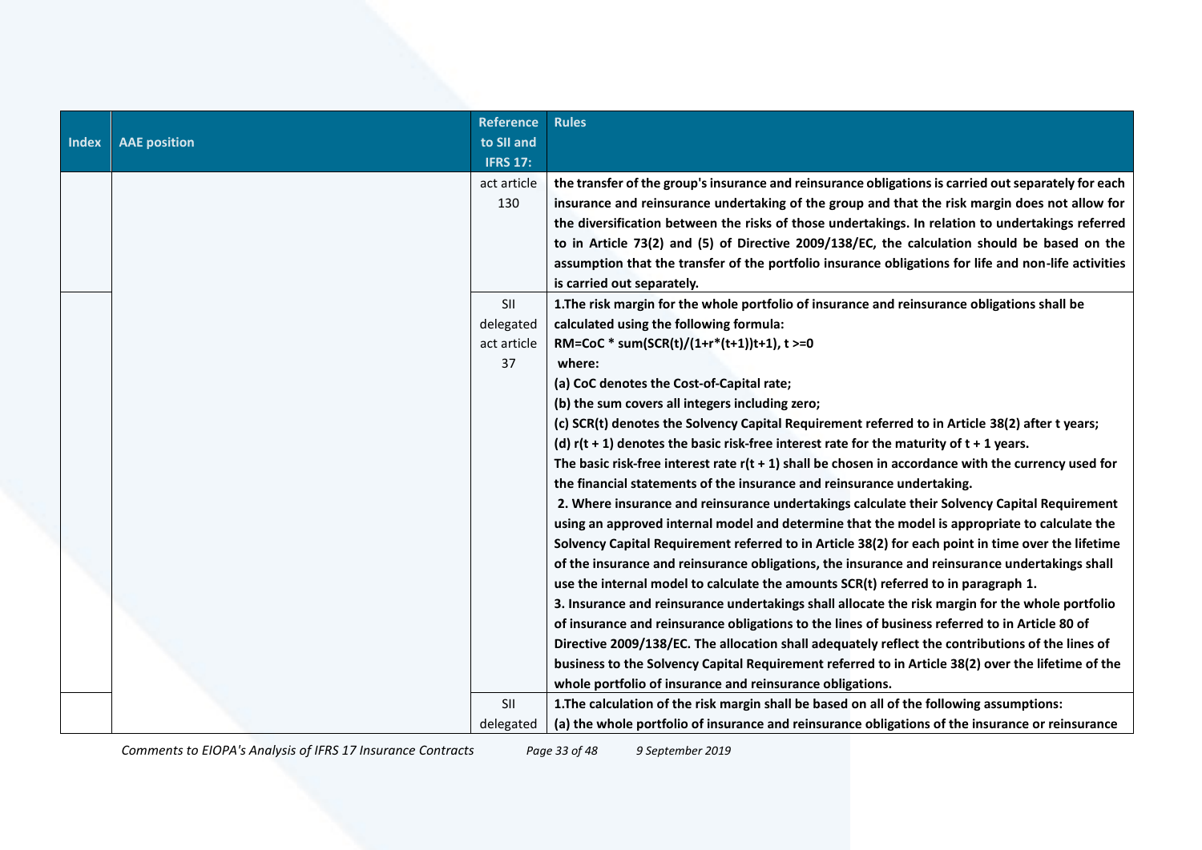| Index | AAE position | Reference to SII and IFRS 17: | Rules |
|---|---|---|---|
| | | act article 130 | **the transfer of the group's insurance and reinsurance obligations is carried out separately for each insurance and reinsurance undertaking of the group and that the risk margin does not allow for the diversification between the risks of those undertakings. In relation to undertakings referred to in Article 73(2) and (5) of Directive 2009/138/EC, the calculation should be based on the assumption that the transfer of the portfolio insurance obligations for life and non-life activities is carried out separately.** |
| | | SII delegated act article 37 | **1.The risk margin for the whole portfolio of insurance and reinsurance obligations shall be calculated using the following formula:**<br>**RM=CoC * sum(SCR(t)/(1+r*(t+1))t+1), t >=0**<br>**where:**<br>**(a) CoC denotes the Cost-of-Capital rate;**<br>**(b) the sum covers all integers including zero;**<br>**(c) SCR(t) denotes the Solvency Capital Requirement referred to in Article 38(2) after t years;**<br>**(d) r(t + 1) denotes the basic risk-free interest rate for the maturity of t + 1 years.**<br>**The basic risk-free interest rate r(t + 1) shall be chosen in accordance with the currency used for the financial statements of the insurance and reinsurance undertaking.**<br>**2. Where insurance and reinsurance undertakings calculate their Solvency Capital Requirement using an approved internal model and determine that the model is appropriate to calculate the Solvency Capital Requirement referred to in Article 38(2) for each point in time over the lifetime of the insurance and reinsurance obligations, the insurance and reinsurance undertakings shall use the internal model to calculate the amounts SCR(t) referred to in paragraph 1.**<br>**3. Insurance and reinsurance undertakings shall allocate the risk margin for the whole portfolio of insurance and reinsurance obligations to the lines of business referred to in Article 80 of Directive 2009/138/EC. The allocation shall adequately reflect the contributions of the lines of business to the Solvency Capital Requirement referred to in Article 38(2) over the lifetime of the whole portfolio of insurance and reinsurance obligations.** |
| | | SII delegated | **1.The calculation of the risk margin shall be based on all of the following assumptions:**<br>**(a) the whole portfolio of insurance and reinsurance obligations of the insurance or reinsurance** |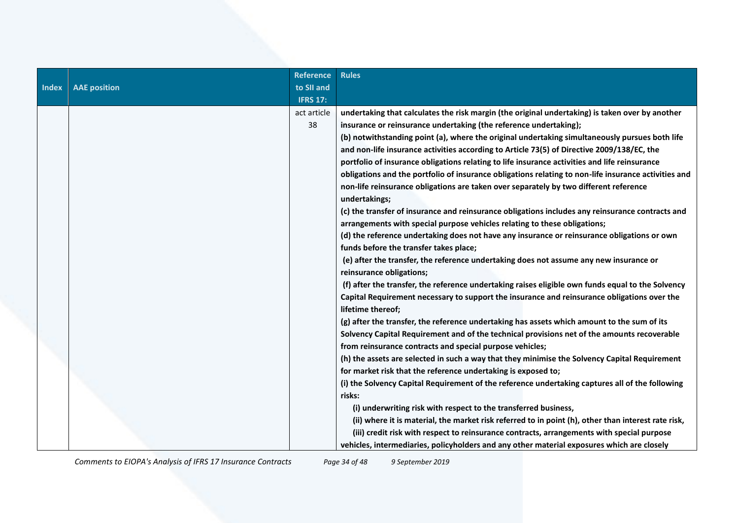| Index | AAE position | Reference to SII and IFRS 17: | Rules |
|---|---|---|---|
| | | act article 38 | **undertaking that calculates the risk margin (the original undertaking) is taken over by another insurance or reinsurance undertaking (the reference undertaking);**<br>**(b) notwithstanding point (a), where the original undertaking simultaneously pursues both life and non-life insurance activities according to Article 73(5) of Directive 2009/138/EC, the portfolio of insurance obligations relating to life insurance activities and life reinsurance obligations and the portfolio of insurance obligations relating to non-life insurance activities and non-life reinsurance obligations are taken over separately by two different reference undertakings;**<br>**(c) the transfer of insurance and reinsurance obligations includes any reinsurance contracts and arrangements with special purpose vehicles relating to these obligations;**<br>**(d) the reference undertaking does not have any insurance or reinsurance obligations or own funds before the transfer takes place;**<br>**(e) after the transfer, the reference undertaking does not assume any new insurance or reinsurance obligations;**<br>**(f) after the transfer, the reference undertaking raises eligible own funds equal to the Solvency Capital Requirement necessary to support the insurance and reinsurance obligations over the lifetime thereof;**<br>**(g) after the transfer, the reference undertaking has assets which amount to the sum of its Solvency Capital Requirement and of the technical provisions net of the amounts recoverable from reinsurance contracts and special purpose vehicles;**<br>**(h) the assets are selected in such a way that they minimise the Solvency Capital Requirement for market risk that the reference undertaking is exposed to;**<br>**(i) the Solvency Capital Requirement of the reference undertaking captures all of the following risks:**<br>**(i) underwriting risk with respect to the transferred business,**<br>**(ii) where it is material, the market risk referred to in point (h), other than interest rate risk,**<br>**(iii) credit risk with respect to reinsurance contracts, arrangements with special purpose vehicles, intermediaries, policyholders and any other material exposures which are closely** |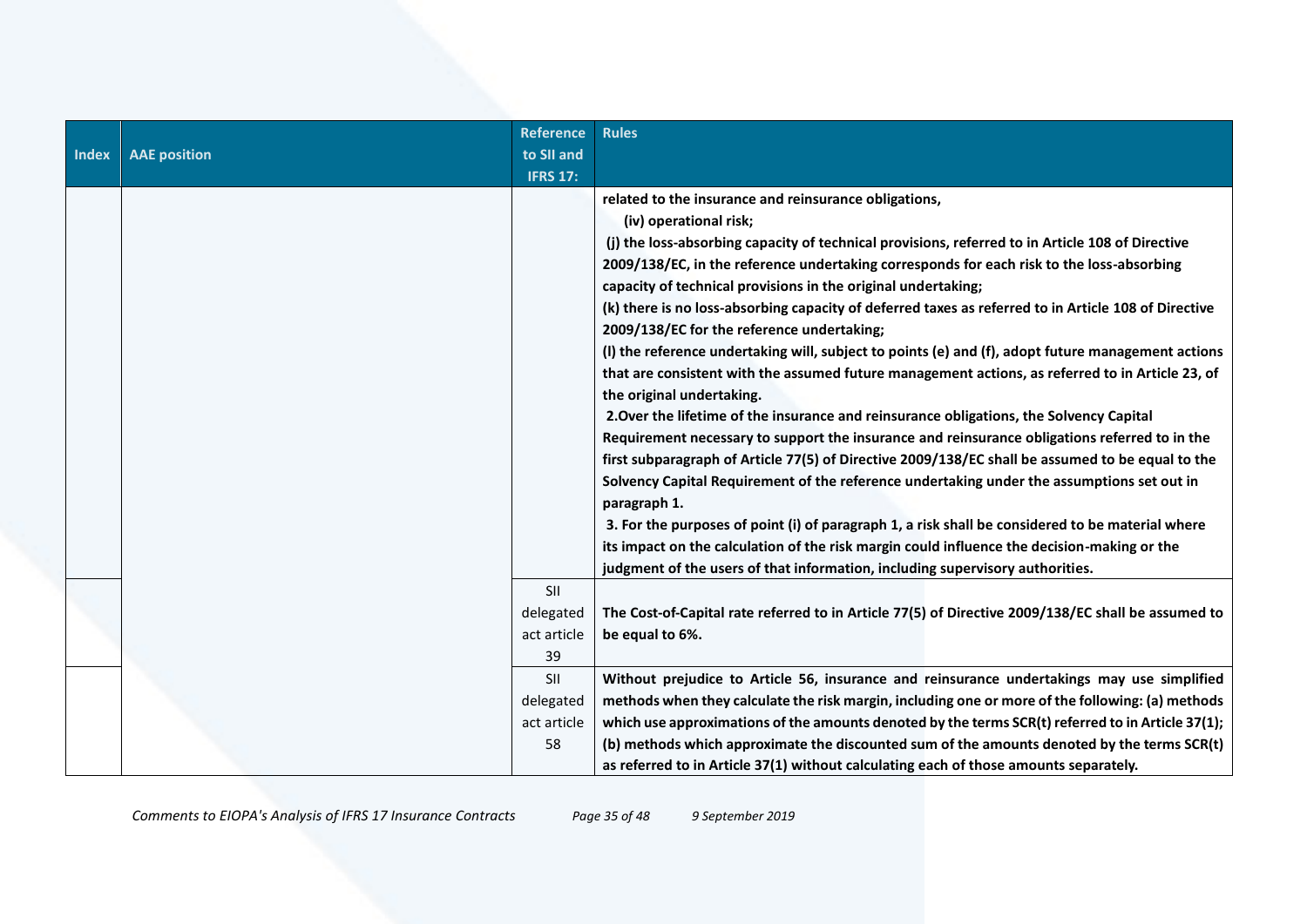| Index | AAE position | Reference to SII and IFRS 17: | Rules |
|---|---|---|---|
| | | | **related to the insurance and reinsurance obligations,**<br>**(iv) operational risk;**<br>**(j) the loss-absorbing capacity of technical provisions, referred to in Article 108 of Directive 2009/138/EC, in the reference undertaking corresponds for each risk to the loss-absorbing capacity of technical provisions in the original undertaking;**<br>**(k) there is no loss-absorbing capacity of deferred taxes as referred to in Article 108 of Directive 2009/138/EC for the reference undertaking;**<br>**(l) the reference undertaking will, subject to points (e) and (f), adopt future management actions that are consistent with the assumed future management actions, as referred to in Article 23, of the original undertaking.**<br>**2.Over the lifetime of the insurance and reinsurance obligations, the Solvency Capital Requirement necessary to support the insurance and reinsurance obligations referred to in the first subparagraph of Article 77(5) of Directive 2009/138/EC shall be assumed to be equal to the Solvency Capital Requirement of the reference undertaking under the assumptions set out in paragraph 1.**<br>**3. For the purposes of point (i) of paragraph 1, a risk shall be considered to be material where its impact on the calculation of the risk margin could influence the decision-making or the judgment of the users of that information, including supervisory authorities.** |
| | | SII delegated act article 39 | **The Cost-of-Capital rate referred to in Article 77(5) of Directive 2009/138/EC shall be assumed to be equal to 6%.** |
| | | SII delegated act article 58 | **Without prejudice to Article 56, insurance and reinsurance undertakings may use simplified methods when they calculate the risk margin, including one or more of the following: (a) methods which use approximations of the amounts denoted by the terms SCR(t) referred to in Article 37(1); (b) methods which approximate the discounted sum of the amounts denoted by the terms SCR(t) as referred to in Article 37(1) without calculating each of those amounts separately.** |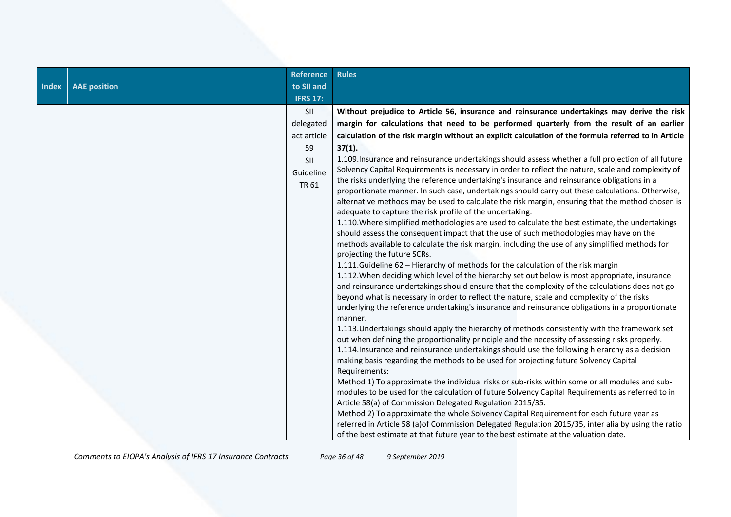| Index | AAE position | Reference to SII and IFRS 17: | Rules |
|---|---|---|---|
| | | SII delegated act article 59 | **Without prejudice to Article 56, insurance and reinsurance undertakings may derive the risk margin for calculations that need to be performed quarterly from the result of an earlier calculation of the risk margin without an explicit calculation of the formula referred to in Article 37(1).** |
| | | SII Guideline TR 61 | 1.109.Insurance and reinsurance undertakings should assess whether a full projection of all future Solvency Capital Requirements is necessary in order to reflect the nature, scale and complexity of the risks underlying the reference undertaking's insurance and reinsurance obligations in a proportionate manner. In such case, undertakings should carry out these calculations. Otherwise, alternative methods may be used to calculate the risk margin, ensuring that the method chosen is adequate to capture the risk profile of the undertaking.<br>1.110.Where simplified methodologies are used to calculate the best estimate, the undertakings should assess the consequent impact that the use of such methodologies may have on the methods available to calculate the risk margin, including the use of any simplified methods for projecting the future SCRs.<br>1.111.Guideline 62 – Hierarchy of methods for the calculation of the risk margin<br>1.112.When deciding which level of the hierarchy set out below is most appropriate, insurance and reinsurance undertakings should ensure that the complexity of the calculations does not go beyond what is necessary in order to reflect the nature, scale and complexity of the risks underlying the reference undertaking's insurance and reinsurance obligations in a proportionate manner.<br>1.113.Undertakings should apply the hierarchy of methods consistently with the framework set out when defining the proportionality principle and the necessity of assessing risks properly.<br>1.114.Insurance and reinsurance undertakings should use the following hierarchy as a decision making basis regarding the methods to be used for projecting future Solvency Capital Requirements:<br>Method 1) To approximate the individual risks or sub-risks within some or all modules and sub-modules to be used for the calculation of future Solvency Capital Requirements as referred to in Article 58(a) of Commission Delegated Regulation 2015/35.<br>Method 2) To approximate the whole Solvency Capital Requirement for each future year as referred in Article 58 (a)of Commission Delegated Regulation 2015/35, inter alia by using the ratio of the best estimate at that future year to the best estimate at the valuation date. |

*Comments to EIOPA's Analysis of IFRS 17 Insurance Contracts* *9 September 2019*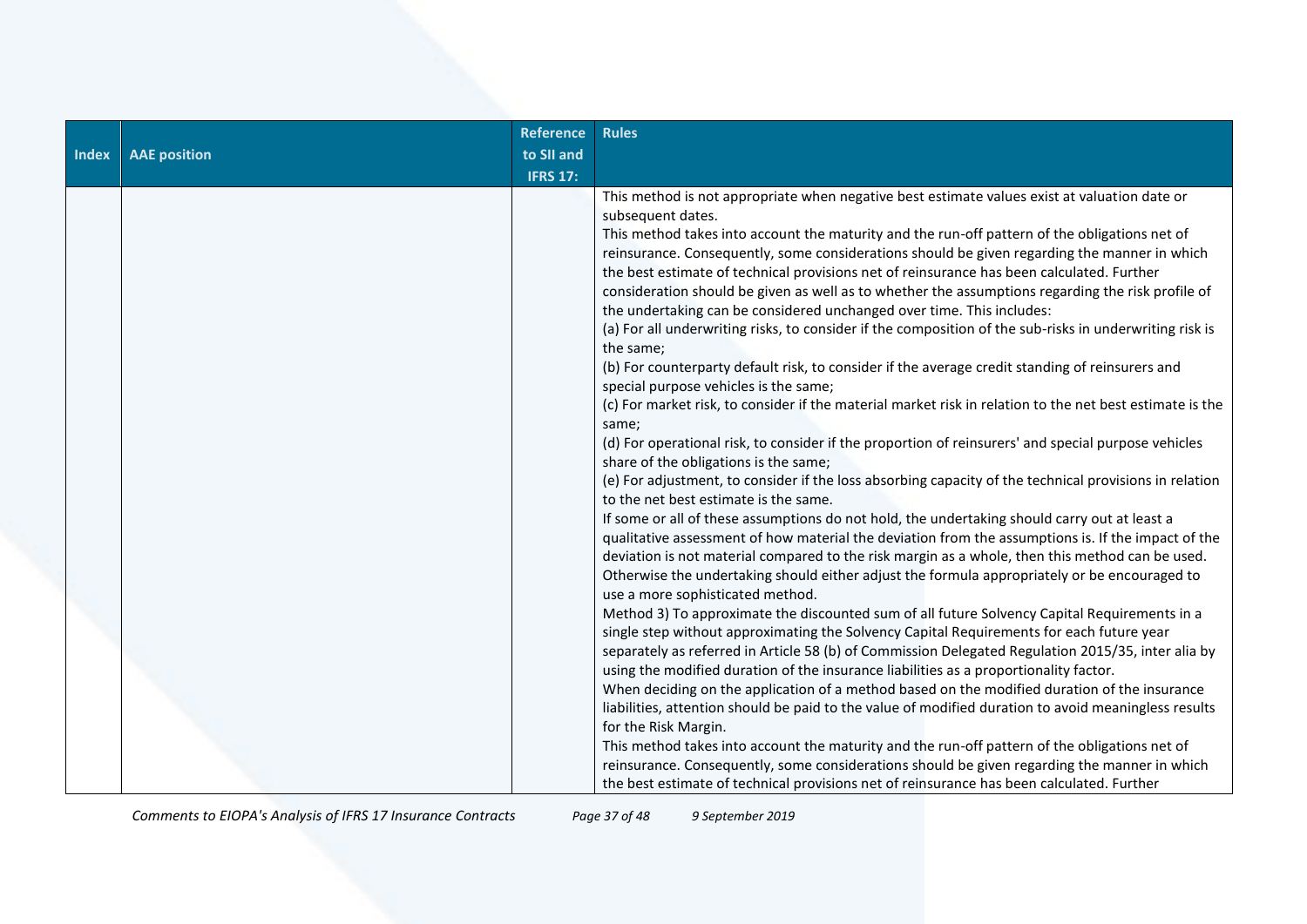| Index | AAE position | Reference to SII and IFRS 17: | Rules |
|---|---|---|---|
| | | | This method is not appropriate when negative best estimate values exist at valuation date or subsequent dates.<br>This method takes into account the maturity and the run-off pattern of the obligations net of reinsurance. Consequently, some considerations should be given regarding the manner in which the best estimate of technical provisions net of reinsurance has been calculated. Further consideration should be given as well as to whether the assumptions regarding the risk profile of the undertaking can be considered unchanged over time. This includes:<br>(a) For all underwriting risks, to consider if the composition of the sub-risks in underwriting risk is the same;<br>(b) For counterparty default risk, to consider if the average credit standing of reinsurers and special purpose vehicles is the same;<br>(c) For market risk, to consider if the material market risk in relation to the net best estimate is the same;<br>(d) For operational risk, to consider if the proportion of reinsurers' and special purpose vehicles share of the obligations is the same;<br>(e) For adjustment, to consider if the loss absorbing capacity of the technical provisions in relation to the net best estimate is the same.<br>If some or all of these assumptions do not hold, the undertaking should carry out at least a qualitative assessment of how material the deviation from the assumptions is. If the impact of the deviation is not material compared to the risk margin as a whole, then this method can be used. Otherwise the undertaking should either adjust the formula appropriately or be encouraged to use a more sophisticated method.<br>Method 3) To approximate the discounted sum of all future Solvency Capital Requirements in a single step without approximating the Solvency Capital Requirements for each future year separately as referred in Article 58 (b) of Commission Delegated Regulation 2015/35, inter alia by using the modified duration of the insurance liabilities as a proportionality factor.<br>When deciding on the application of a method based on the modified duration of the insurance liabilities, attention should be paid to the value of modified duration to avoid meaningless results for the Risk Margin.<br>This method takes into account the maturity and the run-off pattern of the obligations net of reinsurance. Consequently, some considerations should be given regarding the manner in which the best estimate of technical provisions net of reinsurance has been calculated. Further |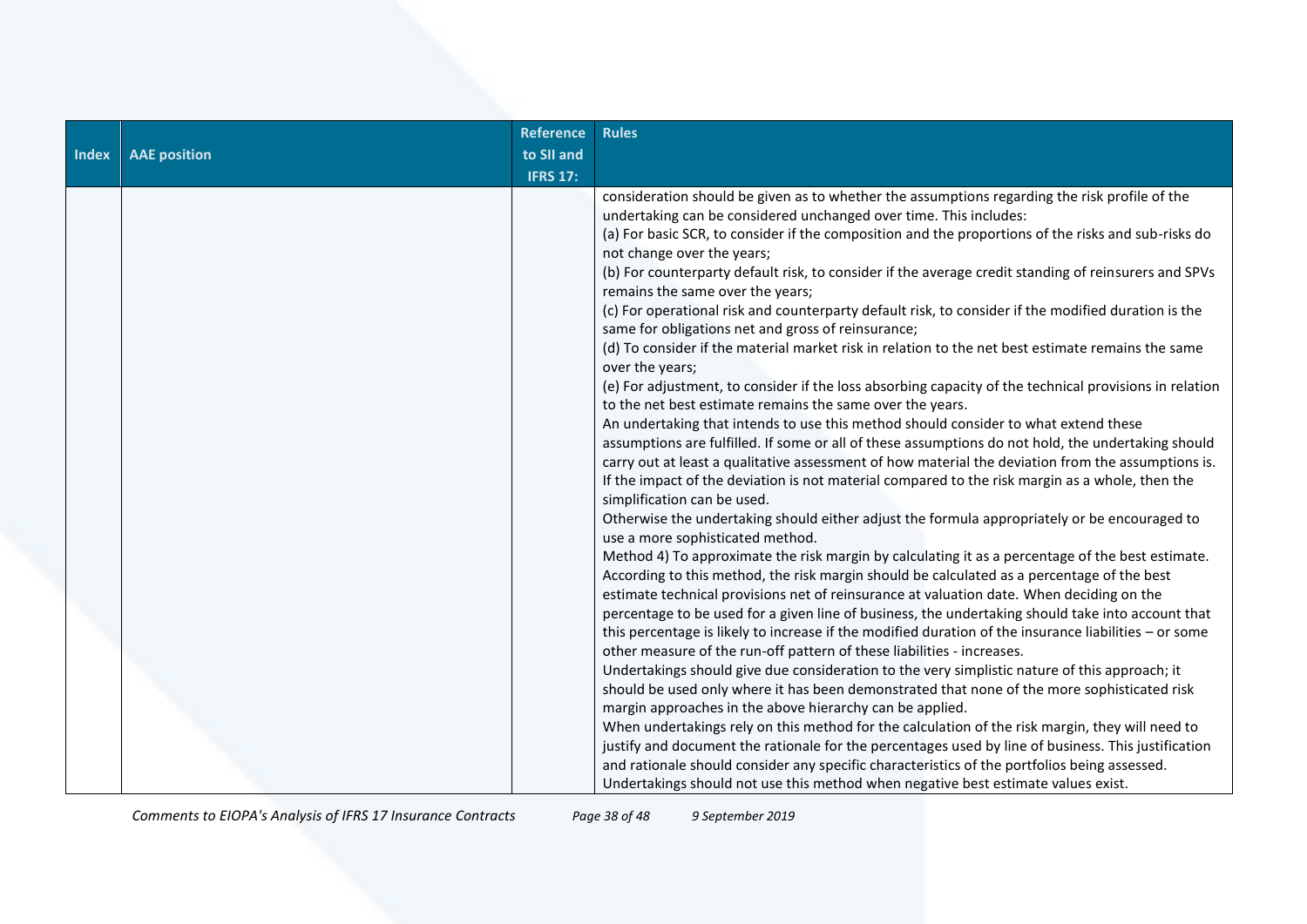| Index | AAE position | Reference to SII and IFRS 17: | Rules |
|---|---|---|---|
| | | | consideration should be given as to whether the assumptions regarding the risk profile of the undertaking can be considered unchanged over time. This includes:<br>(a) For basic SCR, to consider if the composition and the proportions of the risks and sub-risks do not change over the years;<br>(b) For counterparty default risk, to consider if the average credit standing of reinsurers and SPVs remains the same over the years;<br>(c) For operational risk and counterparty default risk, to consider if the modified duration is the same for obligations net and gross of reinsurance;<br>(d) To consider if the material market risk in relation to the net best estimate remains the same over the years;<br>(e) For adjustment, to consider if the loss absorbing capacity of the technical provisions in relation to the net best estimate remains the same over the years.<br>An undertaking that intends to use this method should consider to what extend these assumptions are fulfilled. If some or all of these assumptions do not hold, the undertaking should carry out at least a qualitative assessment of how material the deviation from the assumptions is. If the impact of the deviation is not material compared to the risk margin as a whole, then the simplification can be used.<br>Otherwise the undertaking should either adjust the formula appropriately or be encouraged to use a more sophisticated method.<br>Method 4) To approximate the risk margin by calculating it as a percentage of the best estimate. According to this method, the risk margin should be calculated as a percentage of the best estimate technical provisions net of reinsurance at valuation date. When deciding on the percentage to be used for a given line of business, the undertaking should take into account that this percentage is likely to increase if the modified duration of the insurance liabilities – or some other measure of the run-off pattern of these liabilities - increases.<br>Undertakings should give due consideration to the very simplistic nature of this approach; it should be used only where it has been demonstrated that none of the more sophisticated risk margin approaches in the above hierarchy can be applied.<br>When undertakings rely on this method for the calculation of the risk margin, they will need to justify and document the rationale for the percentages used by line of business. This justification and rationale should consider any specific characteristics of the portfolios being assessed.<br>Undertakings should not use this method when negative best estimate values exist. |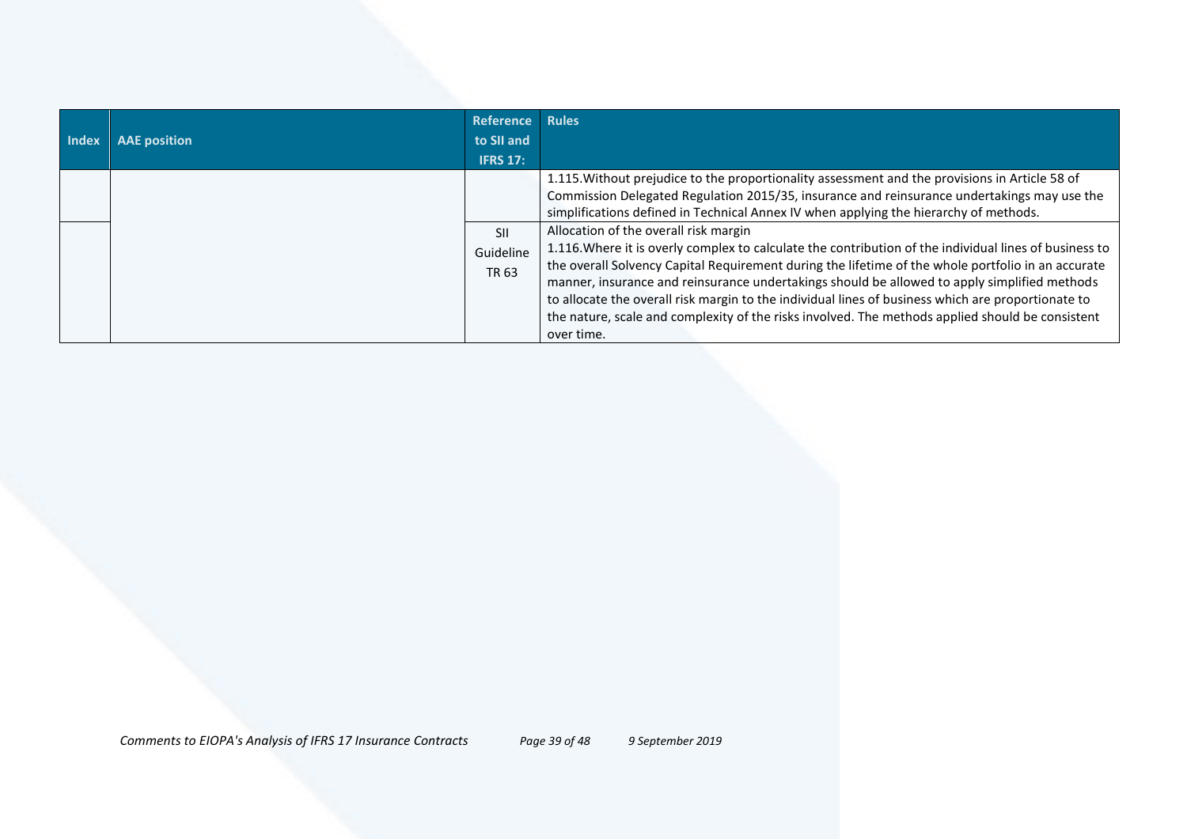| Index | AAE position | Reference to SII and IFRS 17: | Rules |
|---|---|---|---|
| | | | 1.115.Without prejudice to the proportionality assessment and the provisions in Article 58 of Commission Delegated Regulation 2015/35, insurance and reinsurance undertakings may use the simplifications defined in Technical Annex IV when applying the hierarchy of methods. |
| | | SII Guideline TR 63 | Allocation of the overall risk margin<br>1.116.Where it is overly complex to calculate the contribution of the individual lines of business to the overall Solvency Capital Requirement during the lifetime of the whole portfolio in an accurate manner, insurance and reinsurance undertakings should be allowed to apply simplified methods to allocate the overall risk margin to the individual lines of business which are proportionate to the nature, scale and complexity of the risks involved. The methods applied should be consistent over time. |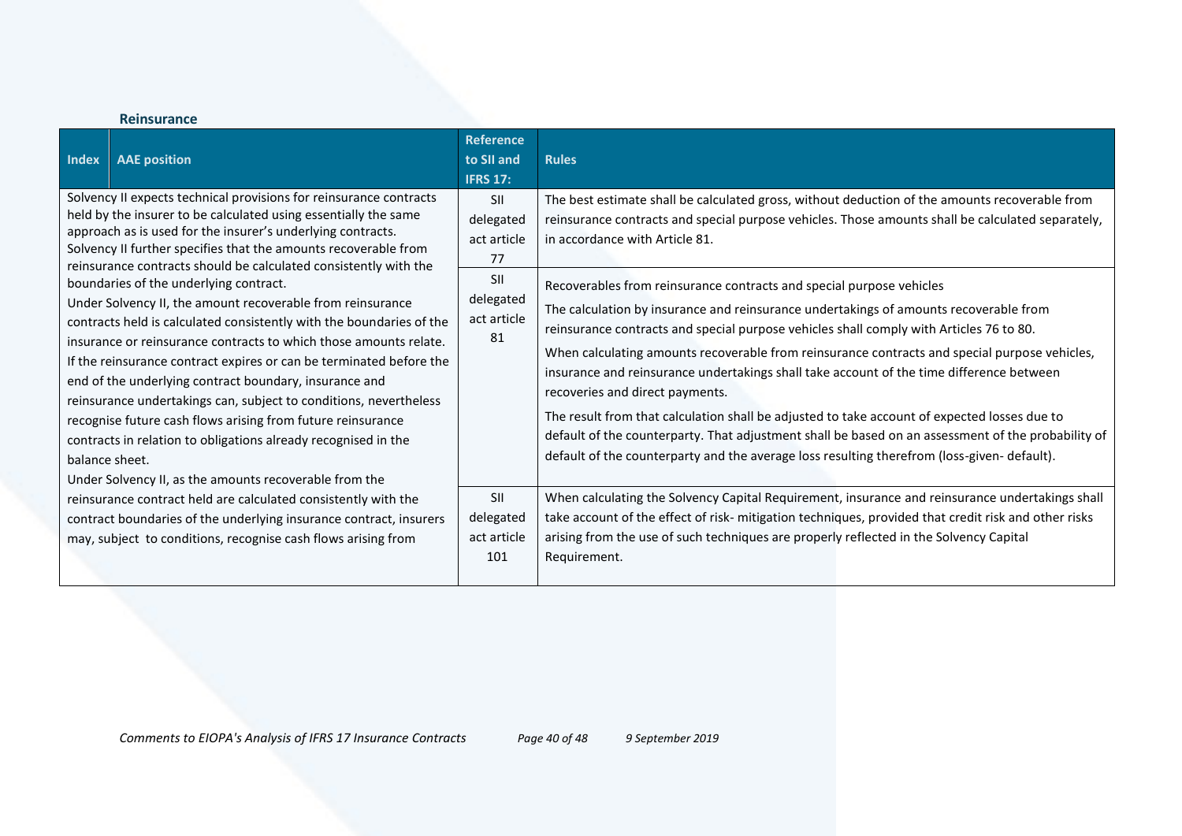### Reinsurance

| Index | AAE position | Reference to SII and IFRS 17: | Rules |
|---|---|---|---|
| | Solvency II expects technical provisions for reinsurance contracts held by the insurer to be calculated using essentially the same approach as is used for the insurer's underlying contracts. Solvency II further specifies that the amounts recoverable from reinsurance contracts should be calculated consistently with the boundaries of the underlying contract.<br><br>Under Solvency II, the amount recoverable from reinsurance contracts held is calculated consistently with the boundaries of the insurance or reinsurance contracts to which those amounts relate. If the reinsurance contract expires or can be terminated before the end of the underlying contract boundary, insurance and reinsurance undertakings can, subject to conditions, nevertheless recognise future cash flows arising from future reinsurance contracts in relation to obligations already recognised in the balance sheet.<br><br>Under Solvency II, as the amounts recoverable from the reinsurance contract held are calculated consistently with the contract boundaries of the underlying insurance contract, insurers may, subject to conditions, recognise cash flows arising from | SII delegated act article 77 | The best estimate shall be calculated gross, without deduction of the amounts recoverable from reinsurance contracts and special purpose vehicles. Those amounts shall be calculated separately, in accordance with Article 81. |
| | | SII delegated act article 81 | Recoverables from reinsurance contracts and special purpose vehicles<br><br>The calculation by insurance and reinsurance undertakings of amounts recoverable from reinsurance contracts and special purpose vehicles shall comply with Articles 76 to 80.<br><br>When calculating amounts recoverable from reinsurance contracts and special purpose vehicles, insurance and reinsurance undertakings shall take account of the time difference between recoveries and direct payments.<br><br>The result from that calculation shall be adjusted to take account of expected losses due to default of the counterparty. That adjustment shall be based on an assessment of the probability of default of the counterparty and the average loss resulting therefrom (loss-given- default). |
| | | SII delegated act article 101 | When calculating the Solvency Capital Requirement, insurance and reinsurance undertakings shall take account of the effect of risk- mitigation techniques, provided that credit risk and other risks arising from the use of such techniques are properly reflected in the Solvency Capital Requirement. |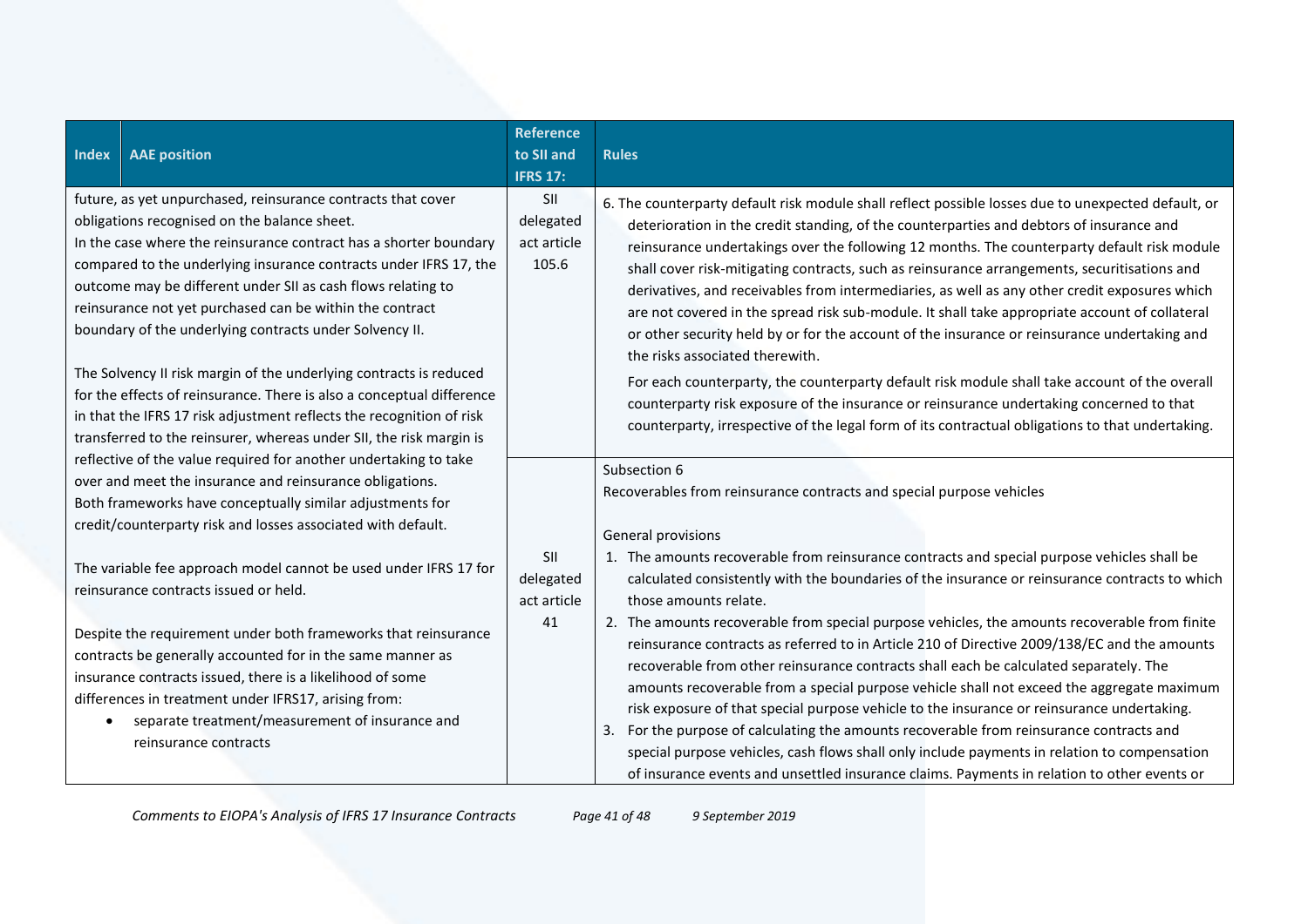| Index | AAE position | Reference to SII and IFRS 17: | Rules |
|---|---|---|---|
| | future, as yet unpurchased, reinsurance contracts that cover obligations recognised on the balance sheet.<br>In the case where the reinsurance contract has a shorter boundary compared to the underlying insurance contracts under IFRS 17, the outcome may be different under SII as cash flows relating to reinsurance not yet purchased can be within the contract boundary of the underlying contracts under Solvency II.<br><br>The Solvency II risk margin of the underlying contracts is reduced for the effects of reinsurance. There is also a conceptual difference in that the IFRS 17 risk adjustment reflects the recognition of risk transferred to the reinsurer, whereas under SII, the risk margin is reflective of the value required for another undertaking to take over and meet the insurance and reinsurance obligations.<br>Both frameworks have conceptually similar adjustments for credit/counterparty risk and losses associated with default.<br><br>The variable fee approach model cannot be used under IFRS 17 for reinsurance contracts issued or held.<br><br>Despite the requirement under both frameworks that reinsurance contracts be generally accounted for in the same manner as insurance contracts issued, there is a likelihood of some differences in treatment under IFRS17, arising from:<br>• separate treatment/measurement of insurance and reinsurance contracts | SII delegated act article 105.6 | 6. The counterparty default risk module shall reflect possible losses due to unexpected default, or deterioration in the credit standing, of the counterparties and debtors of insurance and reinsurance undertakings over the following 12 months. The counterparty default risk module shall cover risk-mitigating contracts, such as reinsurance arrangements, securitisations and derivatives, and receivables from intermediaries, as well as any other credit exposures which are not covered in the spread risk sub-module. It shall take appropriate account of collateral or other security held by or for the account of the insurance or reinsurance undertaking and the risks associated therewith.<br>For each counterparty, the counterparty default risk module shall take account of the overall counterparty risk exposure of the insurance or reinsurance undertaking concerned to that counterparty, irrespective of the legal form of its contractual obligations to that undertaking. |
| | | SII delegated act article 41 | Subsection 6<br>Recoverables from reinsurance contracts and special purpose vehicles<br><br>General provisions<br>1. The amounts recoverable from reinsurance contracts and special purpose vehicles shall be calculated consistently with the boundaries of the insurance or reinsurance contracts to which those amounts relate.<br>2. The amounts recoverable from special purpose vehicles, the amounts recoverable from finite reinsurance contracts as referred to in Article 210 of Directive 2009/138/EC and the amounts recoverable from other reinsurance contracts shall each be calculated separately. The amounts recoverable from a special purpose vehicle shall not exceed the aggregate maximum risk exposure of that special purpose vehicle to the insurance or reinsurance undertaking.<br>3. For the purpose of calculating the amounts recoverable from reinsurance contracts and special purpose vehicles, cash flows shall only include payments in relation to compensation of insurance events and unsettled insurance claims. Payments in relation to other events or |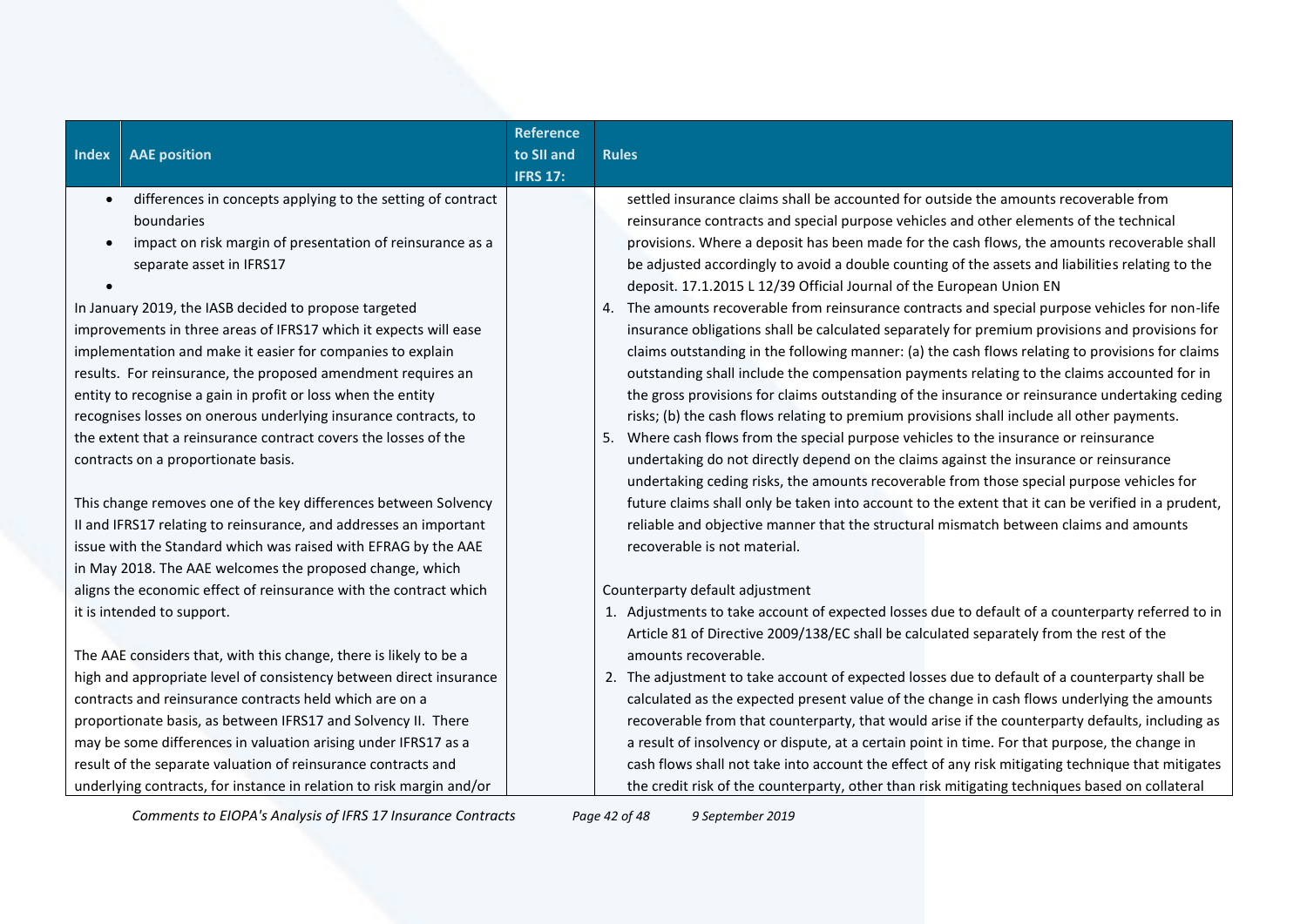| Index | AAE position | Reference to SII and IFRS 17: | Rules |
|---|---|---|---|
| | • differences in concepts applying to the setting of contract boundaries<br>• impact on risk margin of presentation of reinsurance as a separate asset in IFRS17<br>•<br><br>In January 2019, the IASB decided to propose targeted improvements in three areas of IFRS17 which it expects will ease implementation and make it easier for companies to explain results. For reinsurance, the proposed amendment requires an entity to recognise a gain in profit or loss when the entity recognises losses on onerous underlying insurance contracts, to the extent that a reinsurance contract covers the losses of the contracts on a proportionate basis.<br><br>This change removes one of the key differences between Solvency II and IFRS17 relating to reinsurance, and addresses an important issue with the Standard which was raised with EFRAG by the AAE in May 2018. The AAE welcomes the proposed change, which aligns the economic effect of reinsurance with the contract which it is intended to support.<br><br>The AAE considers that, with this change, there is likely to be a high and appropriate level of consistency between direct insurance contracts and reinsurance contracts held which are on a proportionate basis, as between IFRS17 and Solvency II. There may be some differences in valuation arising under IFRS17 as a result of the separate valuation of reinsurance contracts and underlying contracts, for instance in relation to risk margin and/or | | settled insurance claims shall be accounted for outside the amounts recoverable from reinsurance contracts and special purpose vehicles and other elements of the technical provisions. Where a deposit has been made for the cash flows, the amounts recoverable shall be adjusted accordingly to avoid a double counting of the assets and liabilities relating to the deposit. 17.1.2015 L 12/39 Official Journal of the European Union EN<br>4. The amounts recoverable from reinsurance contracts and special purpose vehicles for non-life insurance obligations shall be calculated separately for premium provisions and provisions for claims outstanding in the following manner: (a) the cash flows relating to provisions for claims outstanding shall include the compensation payments relating to the claims accounted for in the gross provisions for claims outstanding of the insurance or reinsurance undertaking ceding risks; (b) the cash flows relating to premium provisions shall include all other payments.<br>5. Where cash flows from the special purpose vehicles to the insurance or reinsurance undertaking do not directly depend on the claims against the insurance or reinsurance undertaking ceding risks, the amounts recoverable from those special purpose vehicles for future claims shall only be taken into account to the extent that it can be verified in a prudent, reliable and objective manner that the structural mismatch between claims and amounts recoverable is not material.<br><br>Counterparty default adjustment<br>1. Adjustments to take account of expected losses due to default of a counterparty referred to in Article 81 of Directive 2009/138/EC shall be calculated separately from the rest of the amounts recoverable.<br>2. The adjustment to take account of expected losses due to default of a counterparty shall be calculated as the expected present value of the change in cash flows underlying the amounts recoverable from that counterparty, that would arise if the counterparty defaults, including as a result of insolvency or dispute, at a certain point in time. For that purpose, the change in cash flows shall not take into account the effect of any risk mitigating technique that mitigates the credit risk of the counterparty, other than risk mitigating techniques based on collateral |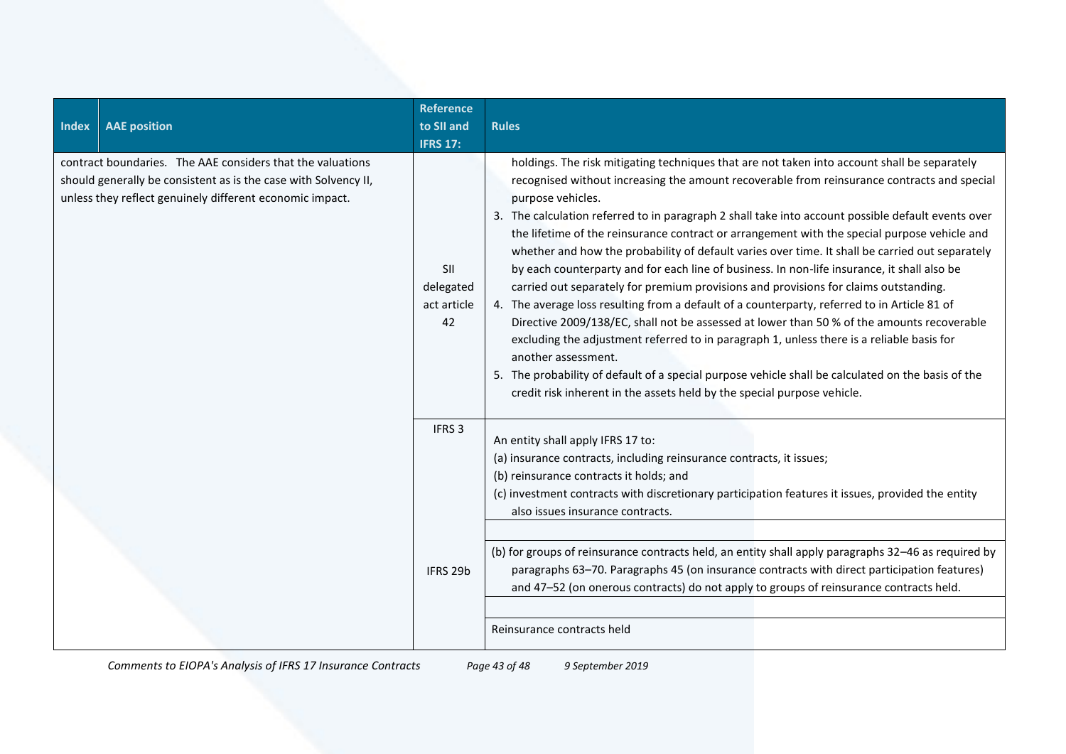| Index | AAE position | Reference to SII and IFRS 17: | Rules |
|---|---|---|---|
| contract boundaries. The AAE considers that the valuations should generally be consistent as is the case with Solvency II, unless they reflect genuinely different economic impact. | | SII delegated act article 42 | holdings. The risk mitigating techniques that are not taken into account shall be separately recognised without increasing the amount recoverable from reinsurance contracts and special purpose vehicles.<br>3. The calculation referred to in paragraph 2 shall take into account possible default events over the lifetime of the reinsurance contract or arrangement with the special purpose vehicle and whether and how the probability of default varies over time. It shall be carried out separately by each counterparty and for each line of business. In non-life insurance, it shall also be carried out separately for premium provisions and provisions for claims outstanding.<br>4. The average loss resulting from a default of a counterparty, referred to in Article 81 of Directive 2009/138/EC, shall not be assessed at lower than 50 % of the amounts recoverable excluding the adjustment referred to in paragraph 1, unless there is a reliable basis for another assessment.<br>5. The probability of default of a special purpose vehicle shall be calculated on the basis of the credit risk inherent in the assets held by the special purpose vehicle. |
| | | IFRS 3 | An entity shall apply IFRS 17 to:<br>(a) insurance contracts, including reinsurance contracts, it issues;<br>(b) reinsurance contracts it holds; and<br>(c) investment contracts with discretionary participation features it issues, provided the entity also issues insurance contracts. |
| | | IFRS 29b | (b) for groups of reinsurance contracts held, an entity shall apply paragraphs 32–46 as required by paragraphs 63–70. Paragraphs 45 (on insurance contracts with direct participation features) and 47–52 (on onerous contracts) do not apply to groups of reinsurance contracts held. |
| | | | Reinsurance contracts held |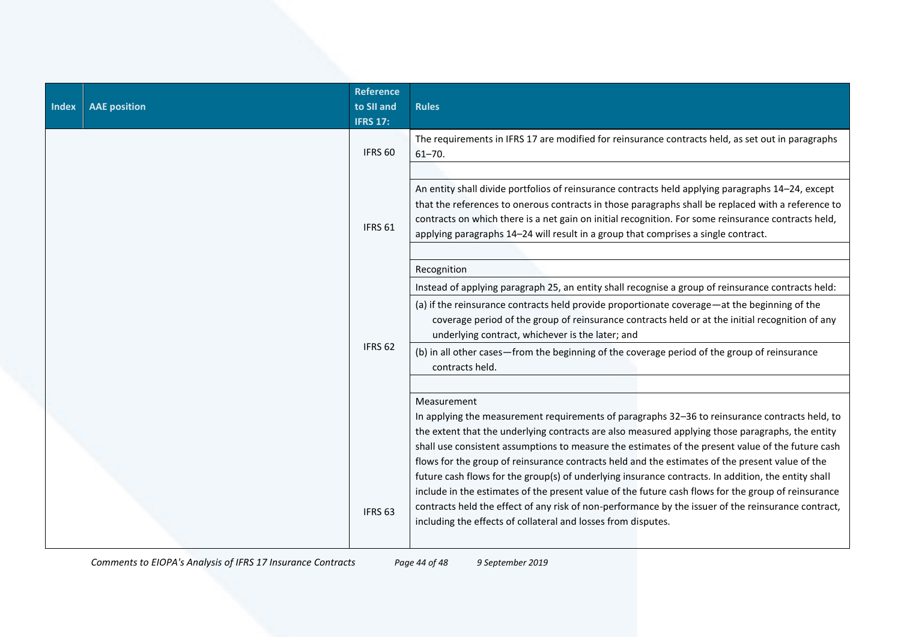| Index | AAE position | Reference to SII and IFRS 17: | Rules |
| --- | --- | --- | --- |
| | | IFRS 60 | The requirements in IFRS 17 are modified for reinsurance contracts held, as set out in paragraphs 61–70. |
| | | IFRS 61 | An entity shall divide portfolios of reinsurance contracts held applying paragraphs 14–24, except that the references to onerous contracts in those paragraphs shall be replaced with a reference to contracts on which there is a net gain on initial recognition. For some reinsurance contracts held, applying paragraphs 14–24 will result in a group that comprises a single contract. |
| | | IFRS 62 | Recognition<br>Instead of applying paragraph 25, an entity shall recognise a group of reinsurance contracts held:<br>(a) if the reinsurance contracts held provide proportionate coverage—at the beginning of the coverage period of the group of reinsurance contracts held or at the initial recognition of any underlying contract, whichever is the later; and<br>(b) in all other cases—from the beginning of the coverage period of the group of reinsurance contracts held. |
| | | IFRS 63 | Measurement<br>In applying the measurement requirements of paragraphs 32–36 to reinsurance contracts held, to the extent that the underlying contracts are also measured applying those paragraphs, the entity shall use consistent assumptions to measure the estimates of the present value of the future cash flows for the group of reinsurance contracts held and the estimates of the present value of the future cash flows for the group(s) of underlying insurance contracts. In addition, the entity shall include in the estimates of the present value of the future cash flows for the group of reinsurance contracts held the effect of any risk of non-performance by the issuer of the reinsurance contract, including the effects of collateral and losses from disputes. |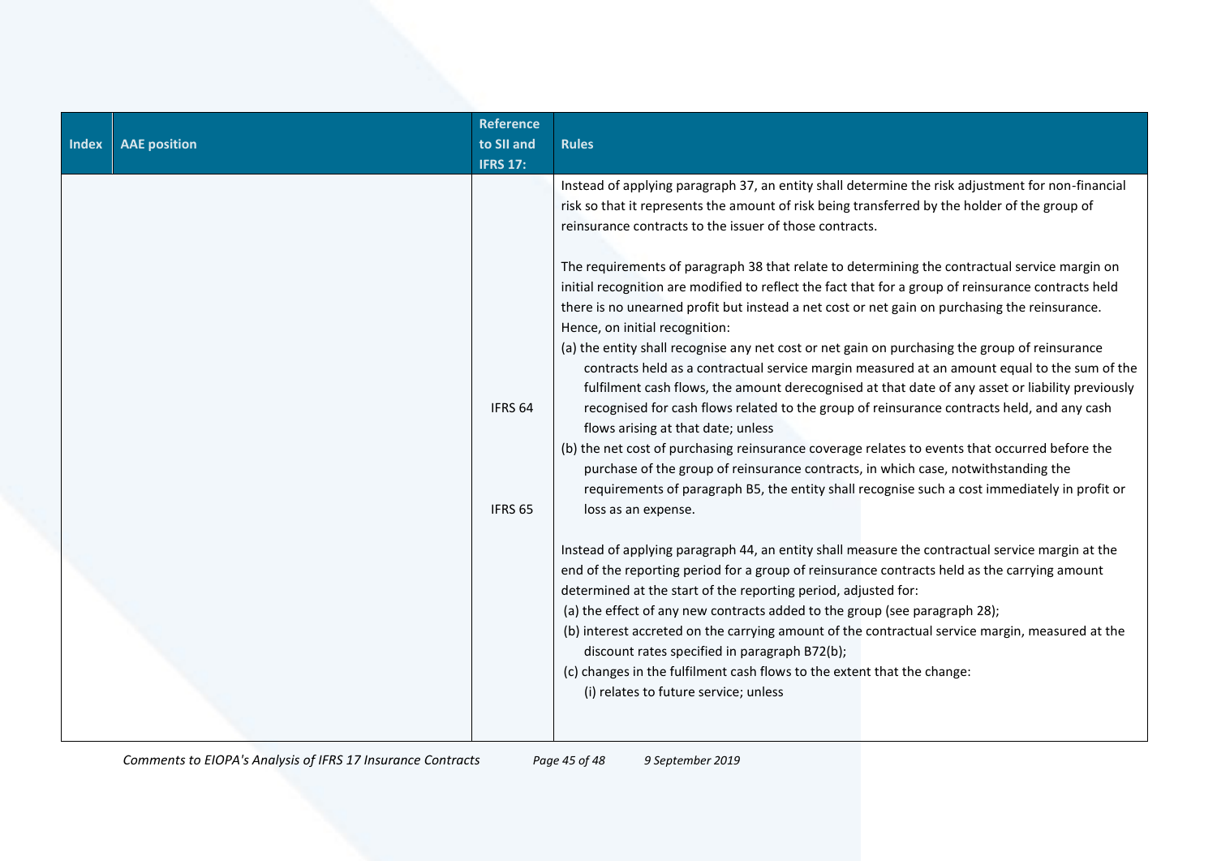| Index | AAE position | Reference to SII and IFRS 17: | Rules |
|---|---|---|---|
| | | IFRS 64<br><br>IFRS 65 | Instead of applying paragraph 37, an entity shall determine the risk adjustment for non-financial risk so that it represents the amount of risk being transferred by the holder of the group of reinsurance contracts to the issuer of those contracts.<br><br>The requirements of paragraph 38 that relate to determining the contractual service margin on initial recognition are modified to reflect the fact that for a group of reinsurance contracts held there is no unearned profit but instead a net cost or net gain on purchasing the reinsurance. Hence, on initial recognition:<br>(a) the entity shall recognise any net cost or net gain on purchasing the group of reinsurance contracts held as a contractual service margin measured at an amount equal to the sum of the fulfilment cash flows, the amount derecognised at that date of any asset or liability previously recognised for cash flows related to the group of reinsurance contracts held, and any cash flows arising at that date; unless<br>(b) the net cost of purchasing reinsurance coverage relates to events that occurred before the purchase of the group of reinsurance contracts, in which case, notwithstanding the requirements of paragraph B5, the entity shall recognise such a cost immediately in profit or loss as an expense.<br><br>Instead of applying paragraph 44, an entity shall measure the contractual service margin at the end of the reporting period for a group of reinsurance contracts held as the carrying amount determined at the start of the reporting period, adjusted for:<br>(a) the effect of any new contracts added to the group (see paragraph 28);<br>(b) interest accreted on the carrying amount of the contractual service margin, measured at the discount rates specified in paragraph B72(b);<br>(c) changes in the fulfilment cash flows to the extent that the change:<br>(i) relates to future service; unless |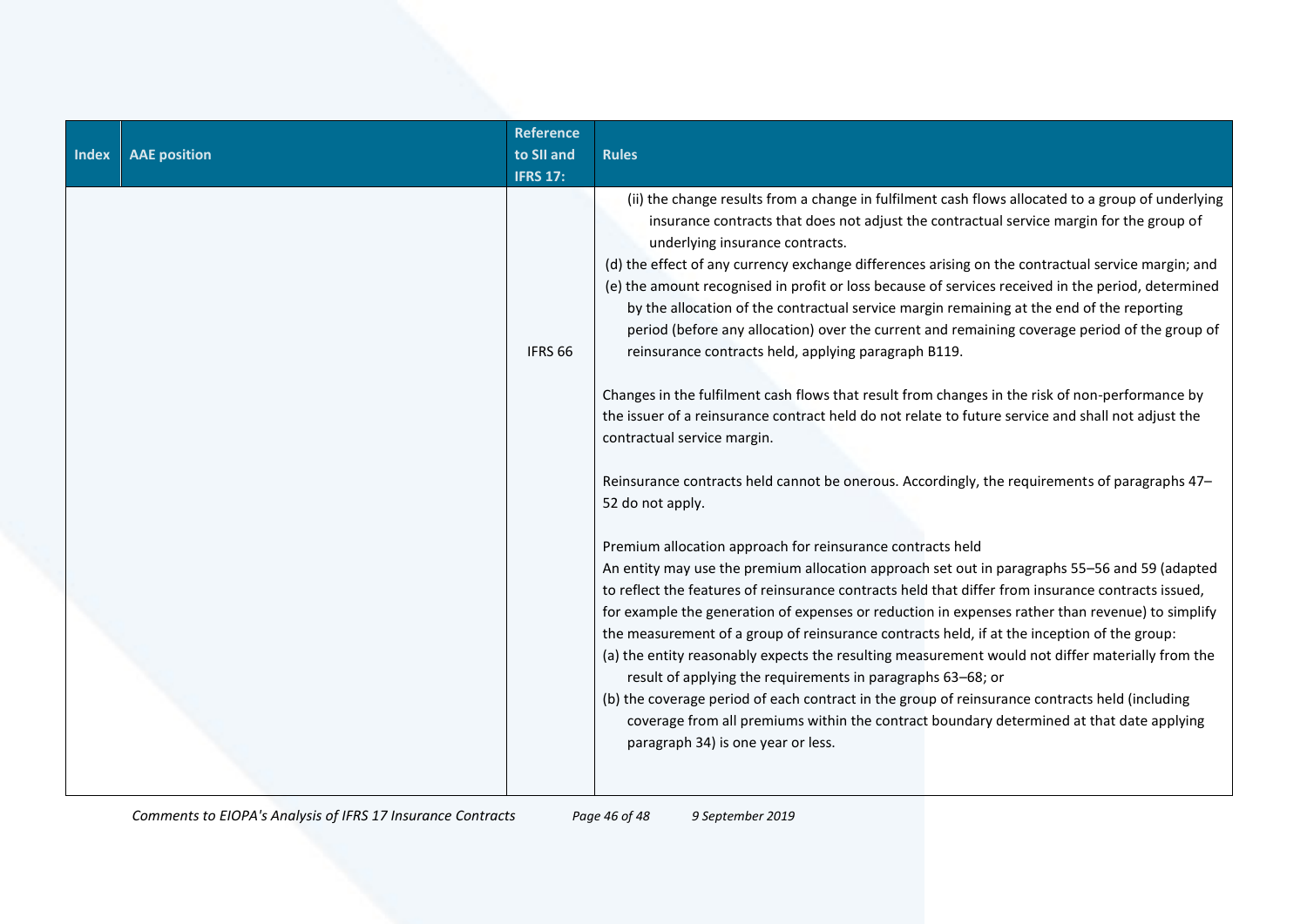| Index | AAE position | Reference to SII and IFRS 17: | Rules |
|---|---|---|---|
| | | IFRS 66 | (ii) the change results from a change in fulfilment cash flows allocated to a group of underlying insurance contracts that does not adjust the contractual service margin for the group of underlying insurance contracts.<br>(d) the effect of any currency exchange differences arising on the contractual service margin; and<br>(e) the amount recognised in profit or loss because of services received in the period, determined by the allocation of the contractual service margin remaining at the end of the reporting period (before any allocation) over the current and remaining coverage period of the group of reinsurance contracts held, applying paragraph B119.<br><br>Changes in the fulfilment cash flows that result from changes in the risk of non-performance by the issuer of a reinsurance contract held do not relate to future service and shall not adjust the contractual service margin.<br><br>Reinsurance contracts held cannot be onerous. Accordingly, the requirements of paragraphs 47–52 do not apply.<br><br>Premium allocation approach for reinsurance contracts held<br>An entity may use the premium allocation approach set out in paragraphs 55–56 and 59 (adapted to reflect the features of reinsurance contracts held that differ from insurance contracts issued, for example the generation of expenses or reduction in expenses rather than revenue) to simplify the measurement of a group of reinsurance contracts held, if at the inception of the group:<br>(a) the entity reasonably expects the resulting measurement would not differ materially from the result of applying the requirements in paragraphs 63–68; or<br>(b) the coverage period of each contract in the group of reinsurance contracts held (including coverage from all premiums within the contract boundary determined at that date applying paragraph 34) is one year or less. |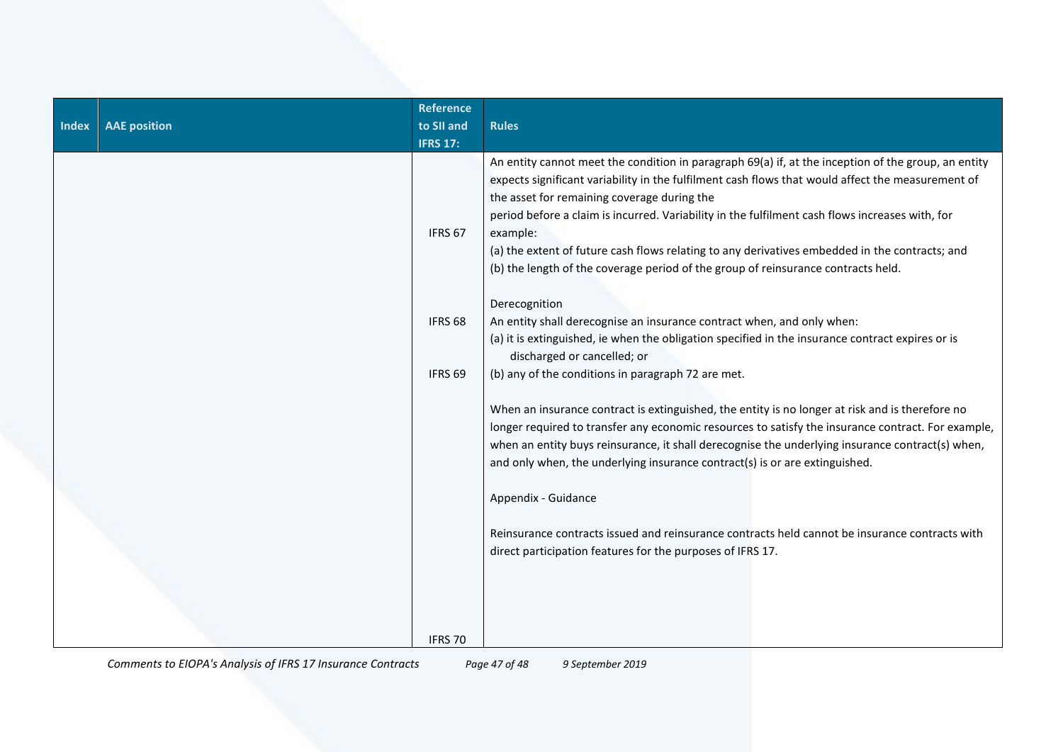| Index | AAE position | Reference to SII and IFRS 17: | Rules |
|---|---|---|---|
| | | IFRS 67 | An entity cannot meet the condition in paragraph 69(a) if, at the inception of the group, an entity expects significant variability in the fulfilment cash flows that would affect the measurement of the asset for remaining coverage during the period before a claim is incurred. Variability in the fulfilment cash flows increases with, for example:<br>(a) the extent of future cash flows relating to any derivatives embedded in the contracts; and<br>(b) the length of the coverage period of the group of reinsurance contracts held. |
| | | IFRS 68 | Derecognition<br>An entity shall derecognise an insurance contract when, and only when:<br>(a) it is extinguished, ie when the obligation specified in the insurance contract expires or is discharged or cancelled; or |
| | | IFRS 69 | (b) any of the conditions in paragraph 72 are met.<br><br>When an insurance contract is extinguished, the entity is no longer at risk and is therefore no longer required to transfer any economic resources to satisfy the insurance contract. For example, when an entity buys reinsurance, it shall derecognise the underlying insurance contract(s) when, and only when, the underlying insurance contract(s) is or are extinguished.<br><br>Appendix - Guidance<br><br>Reinsurance contracts issued and reinsurance contracts held cannot be insurance contracts with direct participation features for the purposes of IFRS 17. |
| | | IFRS 70 | |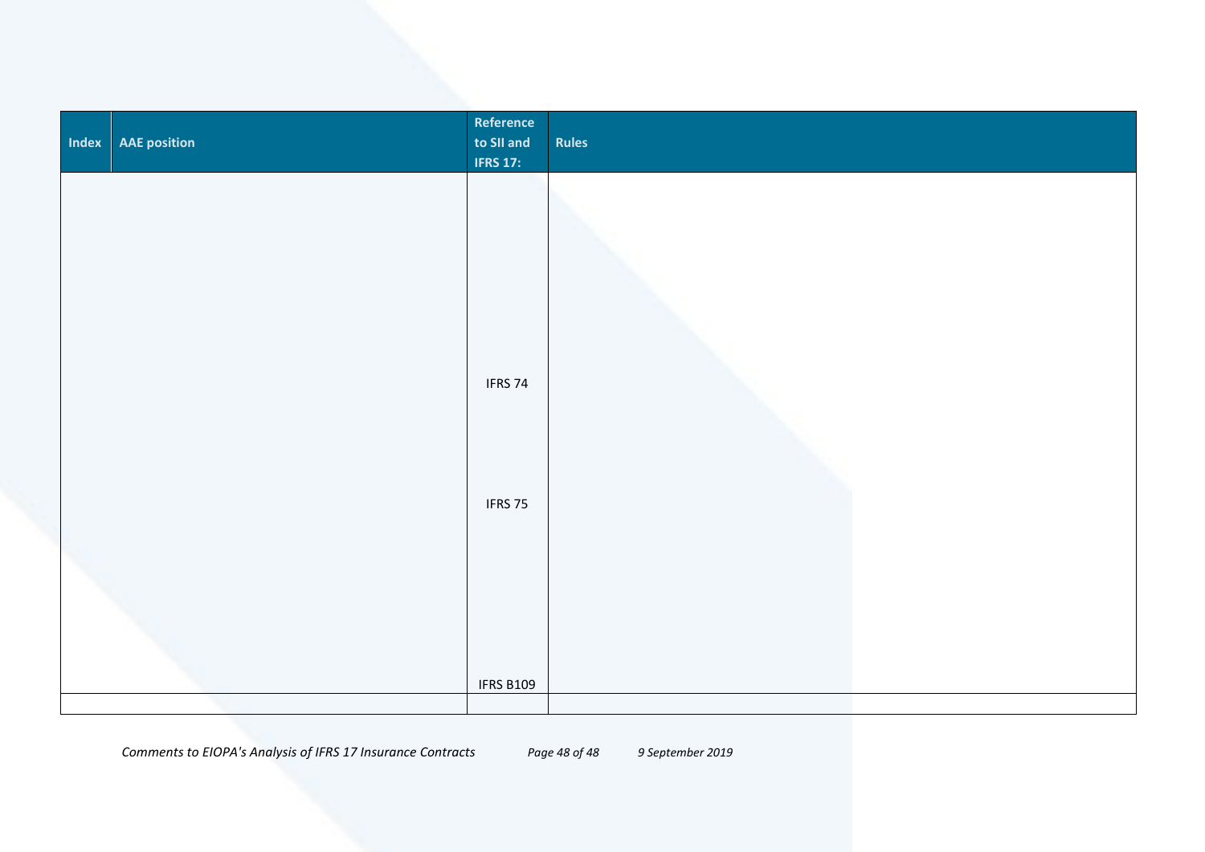| Index | AAE position | Reference to SII and IFRS 17: | Rules |
| --- | --- | --- | --- |
| | | IFRS 74<br><br>IFRS 75<br><br>IFRS B109 | |
| | | | |